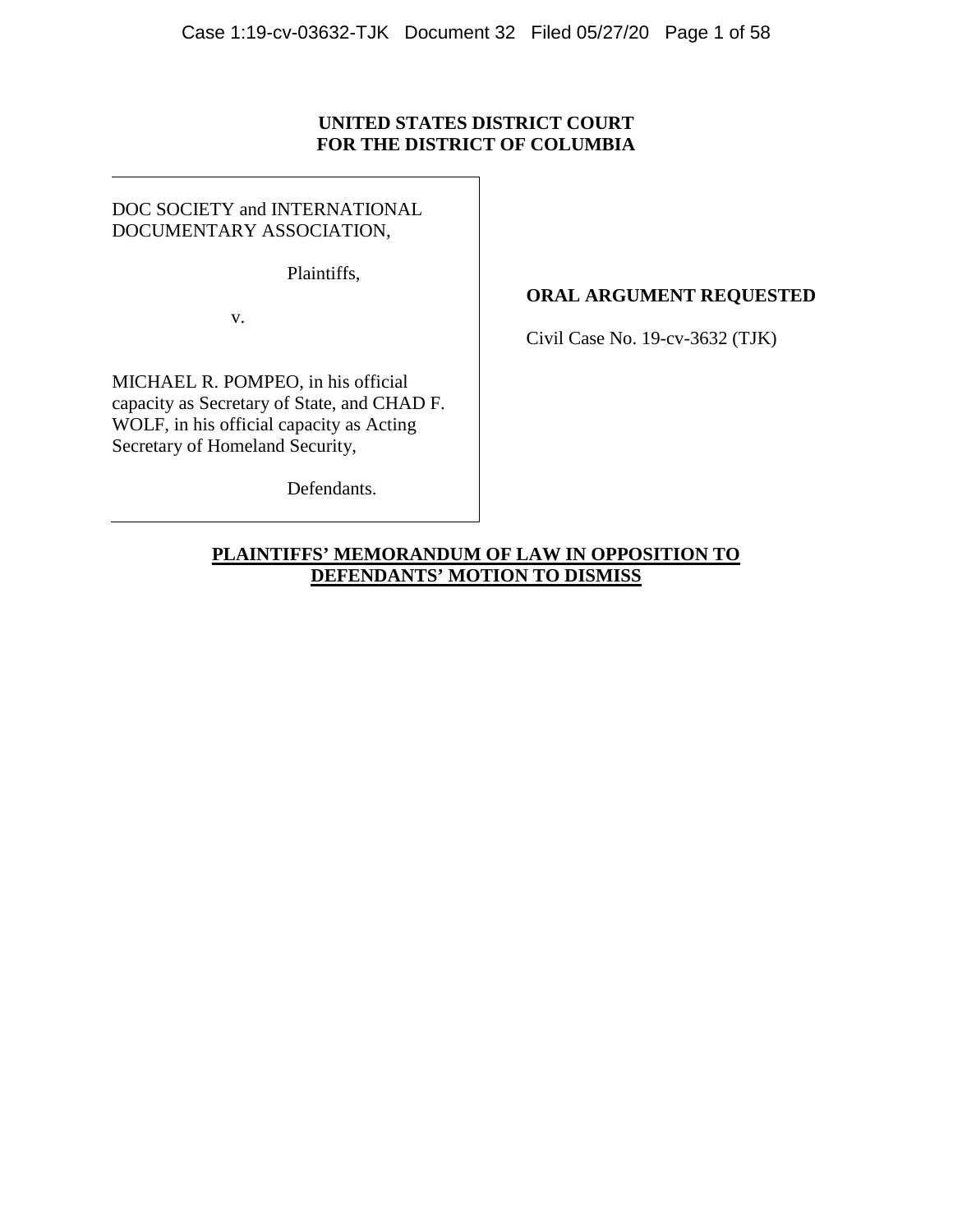**UNITED STATES DISTRICT COURT**
**FOR THE DISTRICT OF COLUMBIA**

DOC SOCIETY and INTERNATIONAL DOCUMENTARY ASSOCIATION,

Plaintiffs,

v.

MICHAEL R. POMPEO, in his official capacity as Secretary of State, and CHAD F. WOLF, in his official capacity as Acting Secretary of Homeland Security,

Defendants.

**ORAL ARGUMENT REQUESTED**

Civil Case No. 19-cv-3632 (TJK)

**PLAINTIFFS' MEMORANDUM OF LAW IN OPPOSITION TO DEFENDANTS' MOTION TO DISMISS**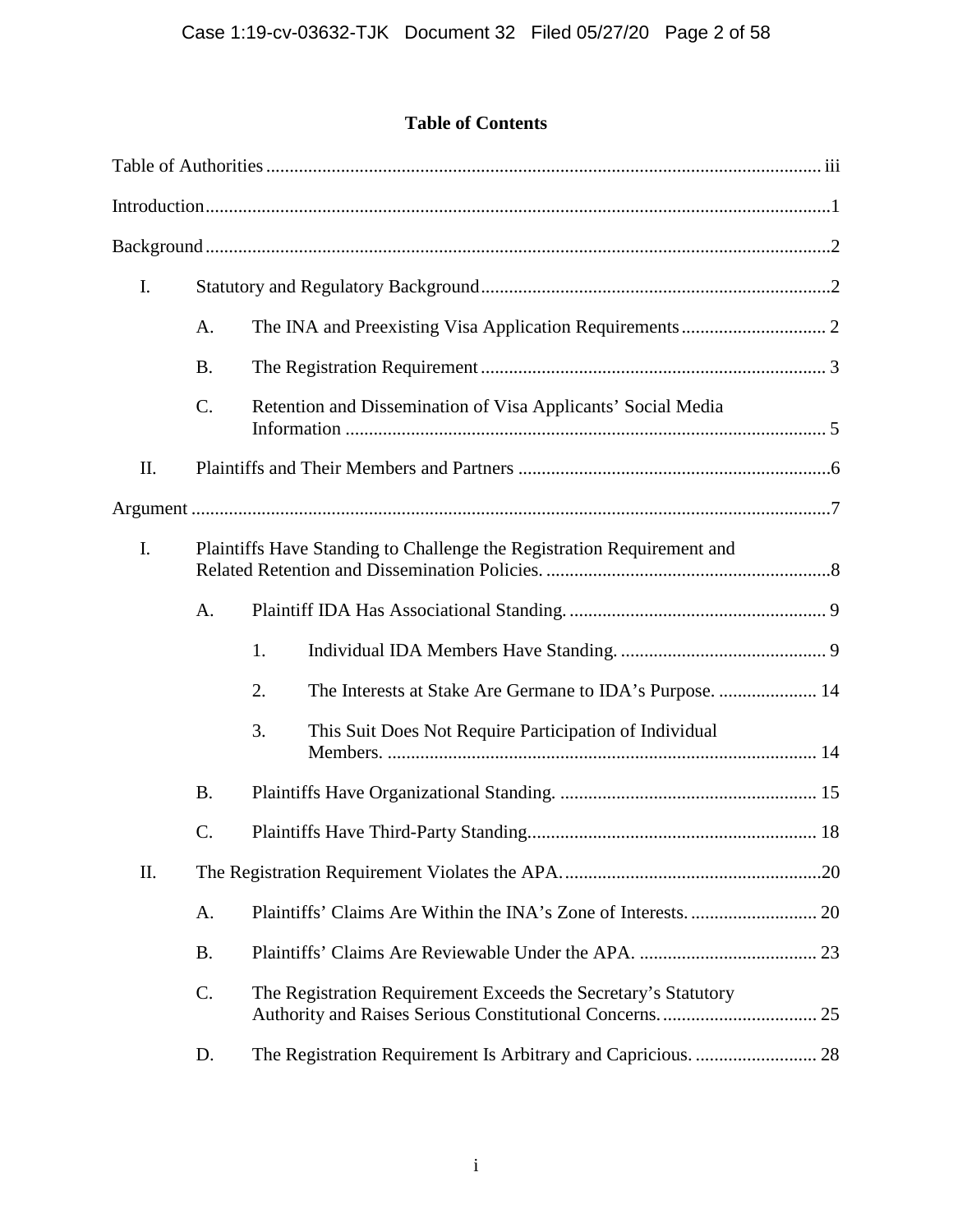# Table of Contents

Table of Authorities ..... iii

Introduction ..... 1

Background ..... 2

- I. Statutory and Regulatory Background ..... 2
  - A. The INA and Preexisting Visa Application Requirements ..... 2
  - B. The Registration Requirement ..... 3
  - C. Retention and Dissemination of Visa Applicants' Social Media Information ..... 5
- II. Plaintiffs and Their Members and Partners ..... 6

Argument ..... 7

- I. Plaintiffs Have Standing to Challenge the Registration Requirement and Related Retention and Dissemination Policies. ..... 8
  - A. Plaintiff IDA Has Associational Standing. ..... 9
    - 1. Individual IDA Members Have Standing. ..... 9
    - 2. The Interests at Stake Are Germane to IDA's Purpose. ..... 14
    - 3. This Suit Does Not Require Participation of Individual Members. ..... 14
  - B. Plaintiffs Have Organizational Standing. ..... 15
  - C. Plaintiffs Have Third-Party Standing. ..... 18
- II. The Registration Requirement Violates the APA. ..... 20
  - A. Plaintiffs' Claims Are Within the INA's Zone of Interests. ..... 20
  - B. Plaintiffs' Claims Are Reviewable Under the APA. ..... 23
  - C. The Registration Requirement Exceeds the Secretary's Statutory Authority and Raises Serious Constitutional Concerns. ..... 25
  - D. The Registration Requirement Is Arbitrary and Capricious. ..... 28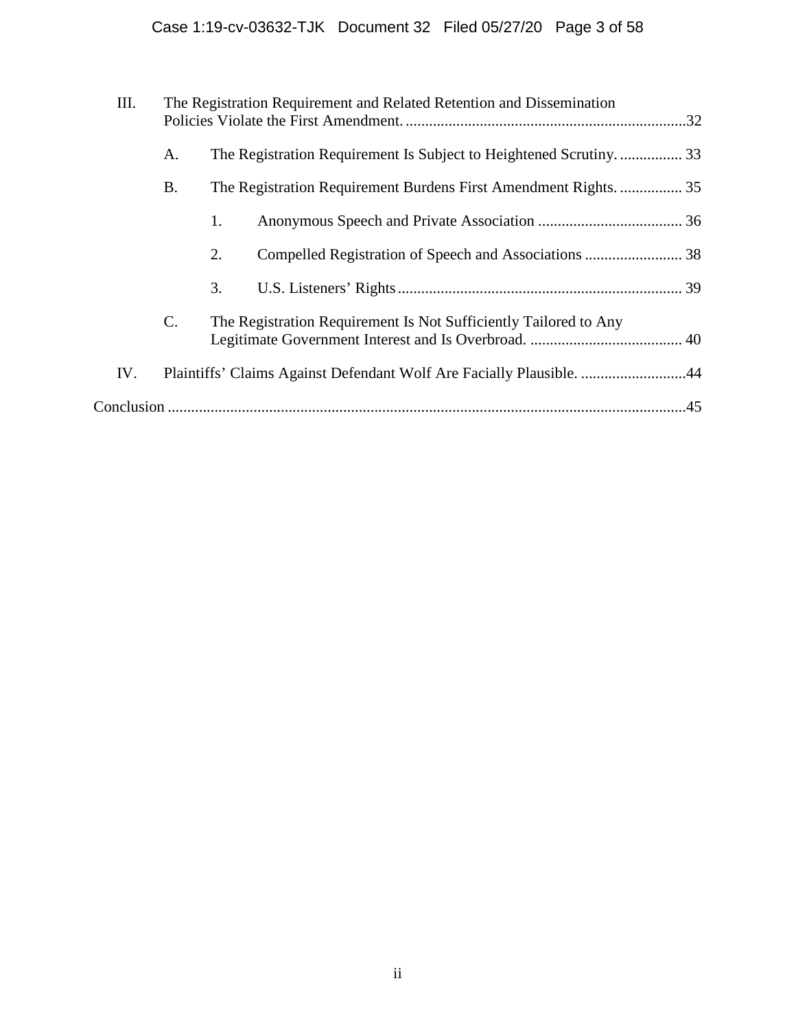III. The Registration Requirement and Related Retention and Dissemination Policies Violate the First Amendment. ........................................................................32

- A. The Registration Requirement Is Subject to Heightened Scrutiny. ................ 33
- B. The Registration Requirement Burdens First Amendment Rights. ................ 35
  - 1. Anonymous Speech and Private Association ..................................... 36
  - 2. Compelled Registration of Speech and Associations ......................... 38
  - 3. U.S. Listeners' Rights......................................................................... 39
- C. The Registration Requirement Is Not Sufficiently Tailored to Any Legitimate Government Interest and Is Overbroad. ....................................... 40

IV. Plaintiffs' Claims Against Defendant Wolf Are Facially Plausible. ...........................44

Conclusion .....................................................................................................................45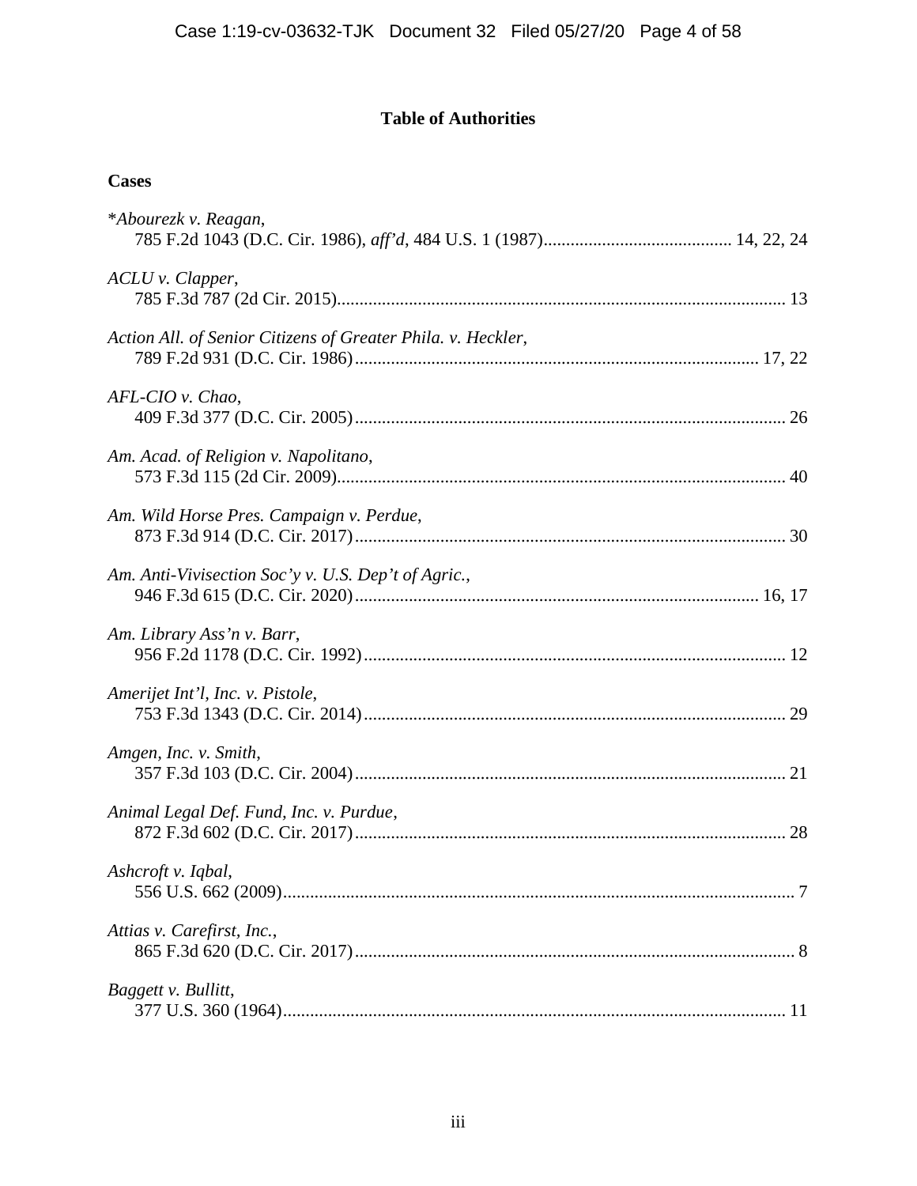# Table of Authorities

## Cases

*\*Abourezk v. Reagan*,
785 F.2d 1043 (D.C. Cir. 1986), *aff'd*, 484 U.S. 1 (1987)........................................ 14, 22, 24

*ACLU v. Clapper*,
785 F.3d 787 (2d Cir. 2015).................................................................................................. 13

*Action All. of Senior Citizens of Greater Phila. v. Heckler*,
789 F.2d 931 (D.C. Cir. 1986)........................................................................................ 17, 22

*AFL-CIO v. Chao*,
409 F.3d 377 (D.C. Cir. 2005).............................................................................................. 26

*Am. Acad. of Religion v. Napolitano*,
573 F.3d 115 (2d Cir. 2009).................................................................................................. 40

*Am. Wild Horse Pres. Campaign v. Perdue*,
873 F.3d 914 (D.C. Cir. 2017).............................................................................................. 30

*Am. Anti-Vivisection Soc'y v. U.S. Dep't of Agric.*,
946 F.3d 615 (D.C. Cir. 2020)........................................................................................ 16, 17

*Am. Library Ass'n v. Barr*,
956 F.2d 1178 (D.C. Cir. 1992)............................................................................................ 12

*Amerijet Int'l, Inc. v. Pistole*,
753 F.3d 1343 (D.C. Cir. 2014)............................................................................................ 29

*Amgen, Inc. v. Smith*,
357 F.3d 103 (D.C. Cir. 2004).............................................................................................. 21

*Animal Legal Def. Fund, Inc. v. Purdue*,
872 F.3d 602 (D.C. Cir. 2017).............................................................................................. 28

*Ashcroft v. Iqbal*,
556 U.S. 662 (2009)................................................................................................................ 7

*Attias v. Carefirst, Inc.*,
865 F.3d 620 (D.C. Cir. 2017)................................................................................................ 8

*Baggett v. Bullitt*,
377 U.S. 360 (1964).............................................................................................................. 11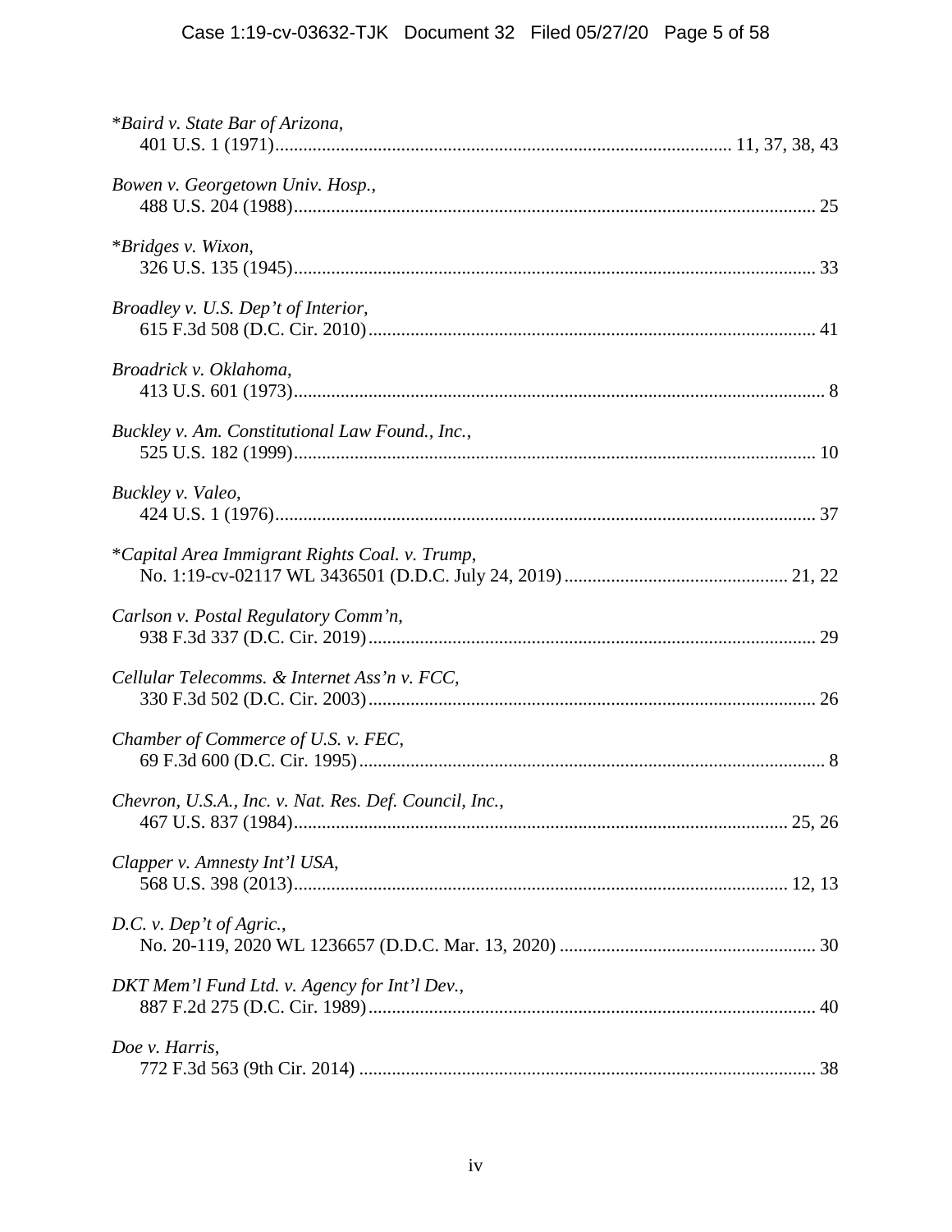*Baird v. State Bar of Arizona*,
401 U.S. 1 (1971)....................................................................................................11, 37, 38, 43

*Bowen v. Georgetown Univ. Hosp.*,
488 U.S. 204 (1988)....................................................................................................................25

**Bridges v. Wixon*,
326 U.S. 135 (1945)....................................................................................................................33

*Broadley v. U.S. Dep't of Interior*,
615 F.3d 508 (D.C. Cir. 2010)....................................................................................................41

*Broadrick v. Oklahoma*,
413 U.S. 601 (1973)......................................................................................................................8

*Buckley v. Am. Constitutional Law Found., Inc.*,
525 U.S. 182 (1999)....................................................................................................................10

*Buckley v. Valeo*,
424 U.S. 1 (1976)........................................................................................................................37

**Capital Area Immigrant Rights Coal. v. Trump*,
No. 1:19-cv-02117 WL 3436501 (D.D.C. July 24, 2019)..................................................21, 22

*Carlson v. Postal Regulatory Comm'n*,
938 F.3d 337 (D.C. Cir. 2019)....................................................................................................29

*Cellular Telecomms. & Internet Ass'n v. FCC*,
330 F.3d 502 (D.C. Cir. 2003)....................................................................................................26

*Chamber of Commerce of U.S. v. FEC*,
69 F.3d 600 (D.C. Cir. 1995)........................................................................................................8

*Chevron, U.S.A., Inc. v. Nat. Res. Def. Council, Inc.*,
467 U.S. 837 (1984)..............................................................................................................25, 26

*Clapper v. Amnesty Int'l USA*,
568 U.S. 398 (2013)..............................................................................................................12, 13

*D.C. v. Dep't of Agric.*,
No. 20-119, 2020 WL 1236657 (D.D.C. Mar. 13, 2020)..........................................................30

*DKT Mem'l Fund Ltd. v. Agency for Int'l Dev.*,
887 F.2d 275 (D.C. Cir. 1989)....................................................................................................40

*Doe v. Harris*,
772 F.3d 563 (9th Cir. 2014).......................................................................................................38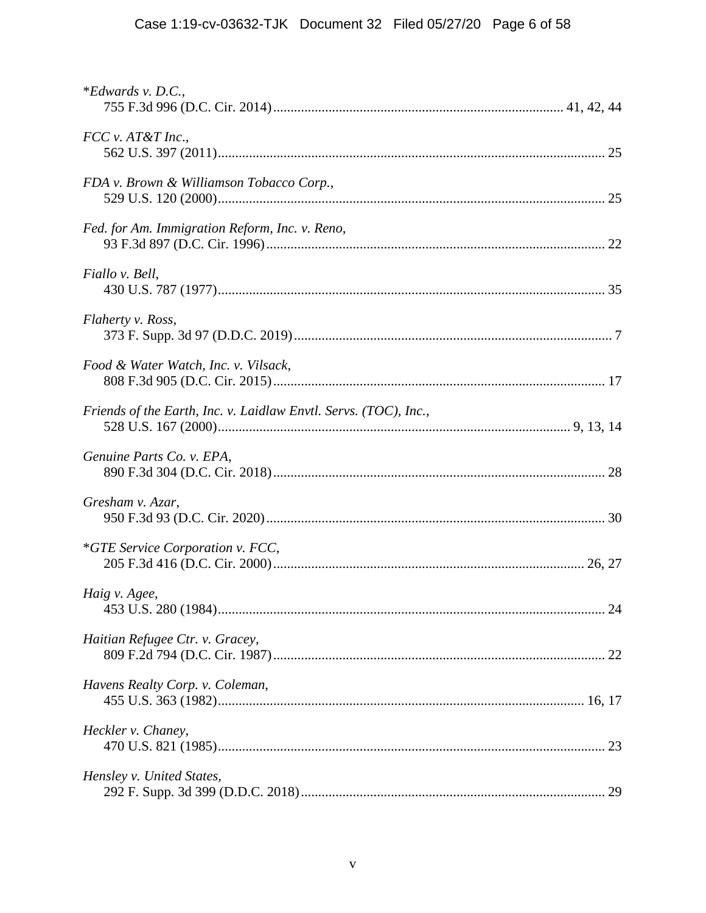*\*Edwards v. D.C.*,
755 F.3d 996 (D.C. Cir. 2014)....................................................................................41, 42, 44

*FCC v. AT&T Inc.*,
562 U.S. 397 (2011)...............................................................................................................25

*FDA v. Brown & Williamson Tobacco Corp.*,
529 U.S. 120 (2000)...............................................................................................................25

*Fed. for Am. Immigration Reform, Inc. v. Reno*,
93 F.3d 897 (D.C. Cir. 1996).................................................................................................22

*Fiallo v. Bell*,
430 U.S. 787 (1977)...............................................................................................................35

*Flaherty v. Ross*,
373 F. Supp. 3d 97 (D.D.C. 2019)...........................................................................................7

*Food & Water Watch, Inc. v. Vilsack*,
808 F.3d 905 (D.C. Cir. 2015)...............................................................................................17

*Friends of the Earth, Inc. v. Laidlaw Envtl. Servs. (TOC), Inc.*,
528 U.S. 167 (2000)...................................................................................................9, 13, 14

*Genuine Parts Co. v. EPA*,
890 F.3d 304 (D.C. Cir. 2018)...............................................................................................28

*Gresham v. Azar*,
950 F.3d 93 (D.C. Cir. 2020).................................................................................................30

*\*GTE Service Corporation v. FCC*,
205 F.3d 416 (D.C. Cir. 2000).........................................................................................26, 27

*Haig v. Agee*,
453 U.S. 280 (1984)...............................................................................................................24

*Haitian Refugee Ctr. v. Gracey*,
809 F.2d 794 (D.C. Cir. 1987)...............................................................................................22

*Havens Realty Corp. v. Coleman*,
455 U.S. 363 (1982)..........................................................................................................16, 17

*Heckler v. Chaney*,
470 U.S. 821 (1985)...............................................................................................................23

*Hensley v. United States*,
292 F. Supp. 3d 399 (D.D.C. 2018).......................................................................................29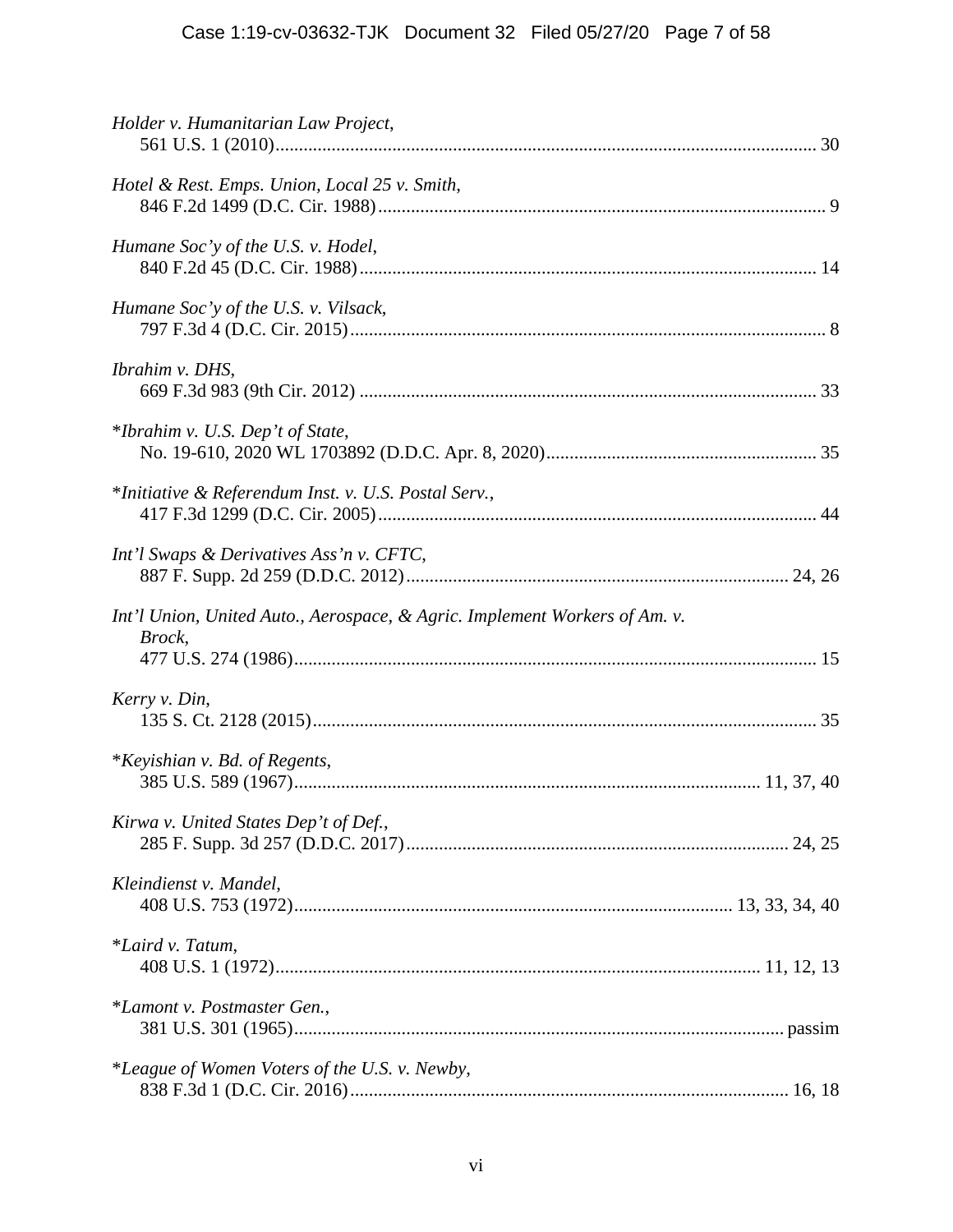*Holder v. Humanitarian Law Project*,
561 U.S. 1 (2010)........................................................................................................ 30

*Hotel & Rest. Emps. Union, Local 25 v. Smith*,
846 F.2d 1499 (D.C. Cir. 1988).................................................................................. 9

*Humane Soc'y of the U.S. v. Hodel*,
840 F.2d 45 (D.C. Cir. 1988).................................................................................... 14

*Humane Soc'y of the U.S. v. Vilsack*,
797 F.3d 4 (D.C. Cir. 2015)........................................................................................ 8

*Ibrahim v. DHS*,
669 F.3d 983 (9th Cir. 2012) .................................................................................... 33

*\*Ibrahim v. U.S. Dep't of State*,
No. 19-610, 2020 WL 1703892 (D.D.C. Apr. 8, 2020)........................................... 35

*\*Initiative & Referendum Inst. v. U.S. Postal Serv.*,
417 F.3d 1299 (D.C. Cir. 2005)................................................................................ 44

*Int'l Swaps & Derivatives Ass'n v. CFTC*,
887 F. Supp. 2d 259 (D.D.C. 2012).................................................................... 24, 26

*Int'l Union, United Auto., Aerospace, & Agric. Implement Workers of Am. v. Brock*,
477 U.S. 274 (1986).................................................................................................. 15

*Kerry v. Din*,
135 S. Ct. 2128 (2015).............................................................................................. 35

*\*Keyishian v. Bd. of Regents*,
385 U.S. 589 (1967).................................................................................... 11, 37, 40

*Kirwa v. United States Dep't of Def.*,
285 F. Supp. 3d 257 (D.D.C. 2017).................................................................... 24, 25

*Kleindienst v. Mandel*,
408 U.S. 753 (1972)............................................................................. 13, 33, 34, 40

*\*Laird v. Tatum*,
408 U.S. 1 (1972)........................................................................................ 11, 12, 13

*\*Lamont v. Postmaster Gen.*,
381 U.S. 301 (1965)........................................................................................... passim

*\*League of Women Voters of the U.S. v. Newby*,
838 F.3d 1 (D.C. Cir. 2016)................................................................................ 16, 18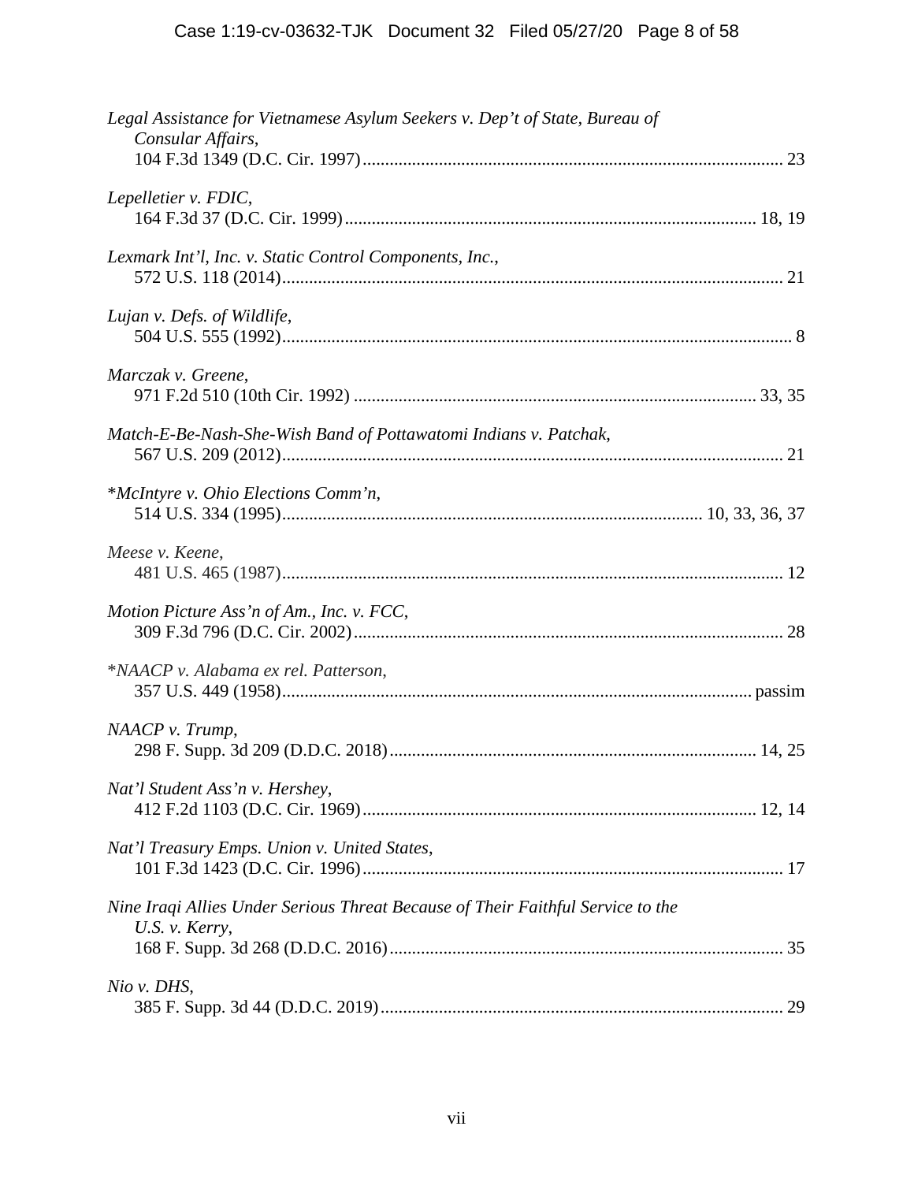*Legal Assistance for Vietnamese Asylum Seekers v. Dep't of State, Bureau of Consular Affairs*,
104 F.3d 1349 (D.C. Cir. 1997) ............................................................ 23

*Lepelletier v. FDIC*,
164 F.3d 37 (D.C. Cir. 1999) ............................................................ 18, 19

*Lexmark Int'l, Inc. v. Static Control Components, Inc.*,
572 U.S. 118 (2014) ............................................................ 21

*Lujan v. Defs. of Wildlife*,
504 U.S. 555 (1992) ............................................................ 8

*Marczak v. Greene*,
971 F.2d 510 (10th Cir. 1992) ............................................................ 33, 35

*Match-E-Be-Nash-She-Wish Band of Pottawatomi Indians v. Patchak*,
567 U.S. 209 (2012) ............................................................ 21

\**McIntyre v. Ohio Elections Comm'n*,
514 U.S. 334 (1995) ............................................................ 10, 33, 36, 37

*Meese v. Keene*,
481 U.S. 465 (1987) ............................................................ 12

*Motion Picture Ass'n of Am., Inc. v. FCC*,
309 F.3d 796 (D.C. Cir. 2002) ............................................................ 28

\**NAACP v. Alabama ex rel. Patterson*,
357 U.S. 449 (1958) ............................................................ passim

*NAACP v. Trump*,
298 F. Supp. 3d 209 (D.D.C. 2018) ............................................................ 14, 25

*Nat'l Student Ass'n v. Hershey*,
412 F.2d 1103 (D.C. Cir. 1969) ............................................................ 12, 14

*Nat'l Treasury Emps. Union v. United States*,
101 F.3d 1423 (D.C. Cir. 1996) ............................................................ 17

*Nine Iraqi Allies Under Serious Threat Because of Their Faithful Service to the U.S. v. Kerry*,
168 F. Supp. 3d 268 (D.D.C. 2016) ............................................................ 35

*Nio v. DHS*,
385 F. Supp. 3d 44 (D.D.C. 2019) ............................................................ 29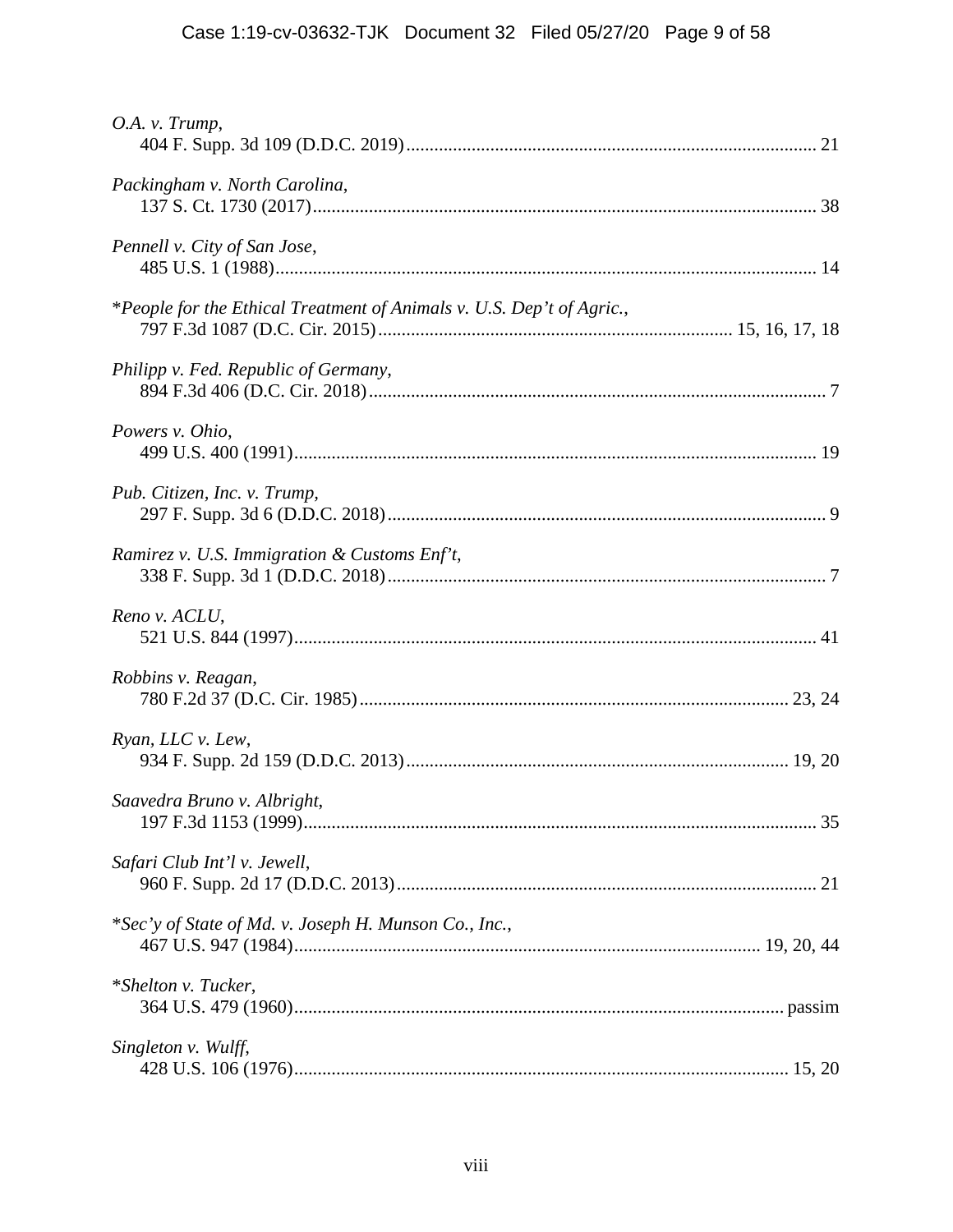*O.A. v. Trump*,
404 F. Supp. 3d 109 (D.D.C. 2019) ........................................................................................ 21

*Packingham v. North Carolina*,
137 S. Ct. 1730 (2017) ............................................................................................................ 38

*Pennell v. City of San Jose*,
485 U.S. 1 (1988) .................................................................................................................... 14

*\*People for the Ethical Treatment of Animals v. U.S. Dep't of Agric.*,
797 F.3d 1087 (D.C. Cir. 2015) ............................................................................ 15, 16, 17, 18

*Philipp v. Fed. Republic of Germany*,
894 F.3d 406 (D.C. Cir. 2018) ................................................................................................. 7

*Powers v. Ohio*,
499 U.S. 400 (1991) ................................................................................................................ 19

*Pub. Citizen, Inc. v. Trump*,
297 F. Supp. 3d 6 (D.D.C. 2018) ............................................................................................. 9

*Ramirez v. U.S. Immigration & Customs Enf't*,
338 F. Supp. 3d 1 (D.D.C. 2018) ............................................................................................. 7

*Reno v. ACLU*,
521 U.S. 844 (1997) ................................................................................................................ 41

*Robbins v. Reagan*,
780 F.2d 37 (D.C. Cir. 1985) ........................................................................................... 23, 24

*Ryan, LLC v. Lew*,
934 F. Supp. 2d 159 (D.D.C. 2013) ................................................................................. 19, 20

*Saavedra Bruno v. Albright*,
197 F.3d 1153 (1999) .............................................................................................................. 35

*Safari Club Int'l v. Jewell*,
960 F. Supp. 2d 17 (D.D.C. 2013) .......................................................................................... 21

*\*Sec'y of State of Md. v. Joseph H. Munson Co., Inc.*,
467 U.S. 947 (1984) ................................................................................................... 19, 20, 44

*\*Shelton v. Tucker*,
364 U.S. 479 (1960) ......................................................................................................... passim

*Singleton v. Wulff*,
428 U.S. 106 (1976) .......................................................................................................... 15, 20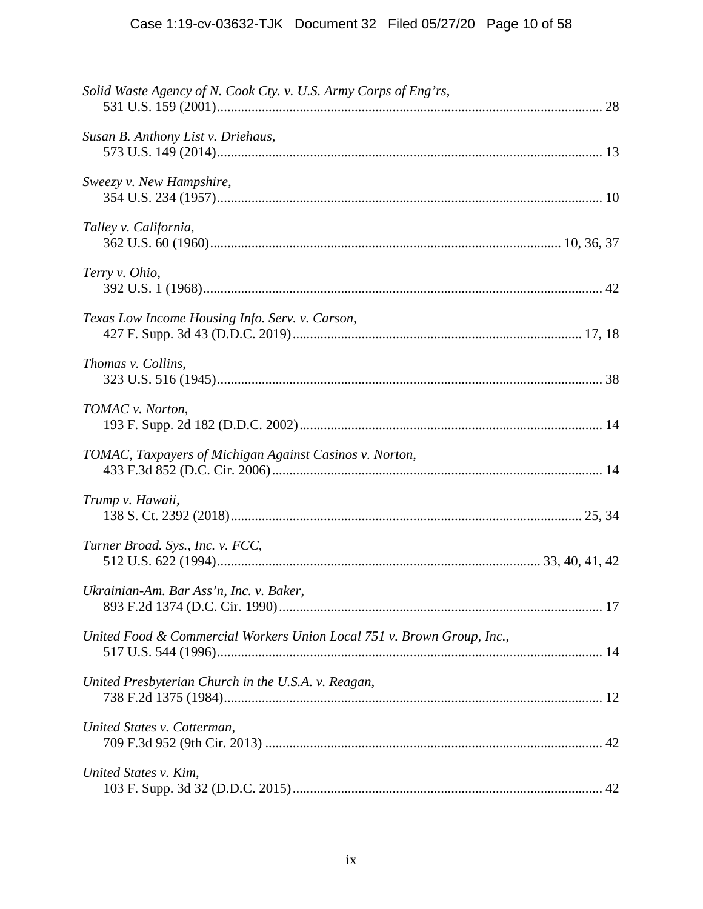*Solid Waste Agency of N. Cook Cty. v. U.S. Army Corps of Eng'rs*,
531 U.S. 159 (2001)........................................................................................................... 28

*Susan B. Anthony List v. Driehaus*,
573 U.S. 149 (2014)........................................................................................................... 13

*Sweezy v. New Hampshire*,
354 U.S. 234 (1957)........................................................................................................... 10

*Talley v. California*,
362 U.S. 60 (1960).................................................................................................. 10, 36, 37

*Terry v. Ohio*,
392 U.S. 1 (1968)............................................................................................................... 42

*Texas Low Income Housing Info. Serv. v. Carson*,
427 F. Supp. 3d 43 (D.D.C. 2019).................................................................................. 17, 18

*Thomas v. Collins*,
323 U.S. 516 (1945)........................................................................................................... 38

*TOMAC v. Norton*,
193 F. Supp. 2d 182 (D.D.C. 2002)..................................................................................... 14

*TOMAC, Taxpayers of Michigan Against Casinos v. Norton*,
433 F.3d 852 (D.C. Cir. 2006)............................................................................................ 14

*Trump v. Hawaii*,
138 S. Ct. 2392 (2018).................................................................................................. 25, 34

*Turner Broad. Sys., Inc. v. FCC*,
512 U.S. 622 (1994)......................................................................................... 33, 40, 41, 42

*Ukrainian-Am. Bar Ass'n, Inc. v. Baker*,
893 F.2d 1374 (D.C. Cir. 1990).......................................................................................... 17

*United Food & Commercial Workers Union Local 751 v. Brown Group, Inc.*,
517 U.S. 544 (1996)........................................................................................................... 14

*United Presbyterian Church in the U.S.A. v. Reagan*,
738 F.2d 1375 (1984)......................................................................................................... 12

*United States v. Cotterman*,
709 F.3d 952 (9th Cir. 2013) .............................................................................................. 42

*United States v. Kim*,
103 F. Supp. 3d 32 (D.D.C. 2015)...................................................................................... 42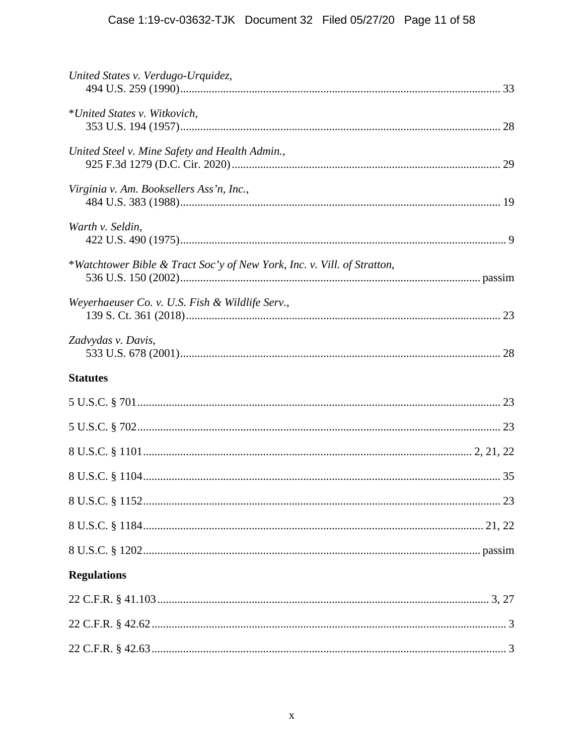*United States v. Verdugo-Urquidez*,
494 U.S. 259 (1990) ............................................................................................................... 33

*United States v. Witkovich*,
353 U.S. 194 (1957) ............................................................................................................... 28

*United Steel v. Mine Safety and Health Admin.*,
925 F.3d 1279 (D.C. Cir. 2020) ............................................................................................. 29

*Virginia v. Am. Booksellers Ass'n, Inc.*,
484 U.S. 383 (1988) ............................................................................................................... 19

*Warth v. Seldin*,
422 U.S. 490 (1975) ................................................................................................................. 9

**Watchtower Bible & Tract Soc'y of New York, Inc. v. Vill. of Stratton*,
536 U.S. 150 (2002) ......................................................................................................... passim

*Weyerhaeuser Co. v. U.S. Fish & Wildlife Serv.*,
139 S. Ct. 361 (2018) ............................................................................................................. 23

*Zadvydas v. Davis*,
533 U.S. 678 (2001) ............................................................................................................... 28

**Statutes**

5 U.S.C. § 701 ............................................................................................................................ 23

5 U.S.C. § 702 ............................................................................................................................ 23

8 U.S.C. § 1101 ............................................................................................................... 2, 21, 22

8 U.S.C. § 1104 .......................................................................................................................... 35

8 U.S.C. § 1152 .......................................................................................................................... 23

8 U.S.C. § 1184 ..................................................................................................................... 21, 22

8 U.S.C. § 1202 ................................................................................................................... passim

**Regulations**

22 C.F.R. § 41.103 ................................................................................................................. 3, 27

22 C.F.R. § 42.62 ........................................................................................................................... 3

22 C.F.R. § 42.63 ........................................................................................................................... 3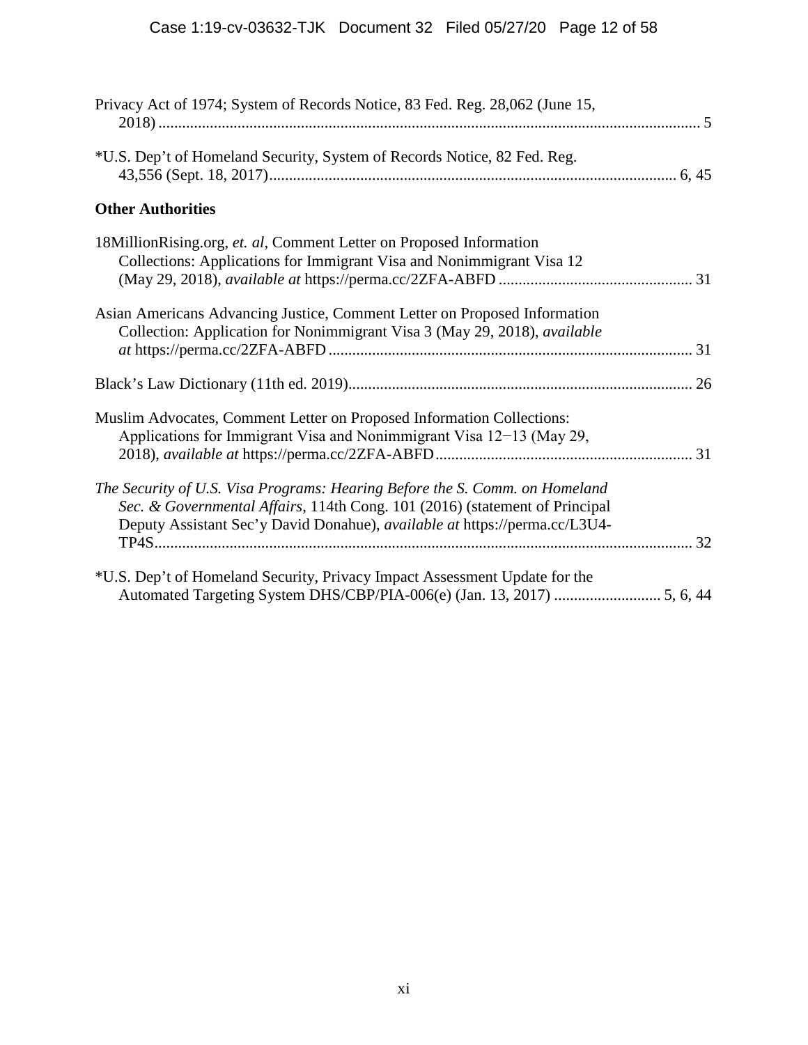Privacy Act of 1974; System of Records Notice, 83 Fed. Reg. 28,062 (June 15, 2018) ........................................................................................................................ 5

*U.S. Dep't of Homeland Security, System of Records Notice, 82 Fed. Reg. 43,556 (Sept. 18, 2017)...................................................................................................... 6, 45

**Other Authorities**

18MillionRising.org, *et. al*, Comment Letter on Proposed Information Collections: Applications for Immigrant Visa and Nonimmigrant Visa 12 (May 29, 2018), *available at* https://perma.cc/2ZFA-ABFD ................................................ 31

Asian Americans Advancing Justice, Comment Letter on Proposed Information Collection: Application for Nonimmigrant Visa 3 (May 29, 2018), *available at* https://perma.cc/2ZFA-ABFD ........................................................................................... 31

Black's Law Dictionary (11th ed. 2019)...................................................................................... 26

Muslim Advocates, Comment Letter on Proposed Information Collections: Applications for Immigrant Visa and Nonimmigrant Visa 12−13 (May 29, 2018), *available at* https://perma.cc/2ZFA-ABFD................................................................. 31

*The Security of U.S. Visa Programs: Hearing Before the S. Comm. on Homeland Sec. & Governmental Affairs*, 114th Cong. 101 (2016) (statement of Principal Deputy Assistant Sec'y David Donahue), *available at* https://perma.cc/L3U4-TP4S....................................................................................................................................... 32

*U.S. Dep't of Homeland Security, Privacy Impact Assessment Update for the Automated Targeting System DHS/CBP/PIA-006(e) (Jan. 13, 2017) .......................... 5, 6, 44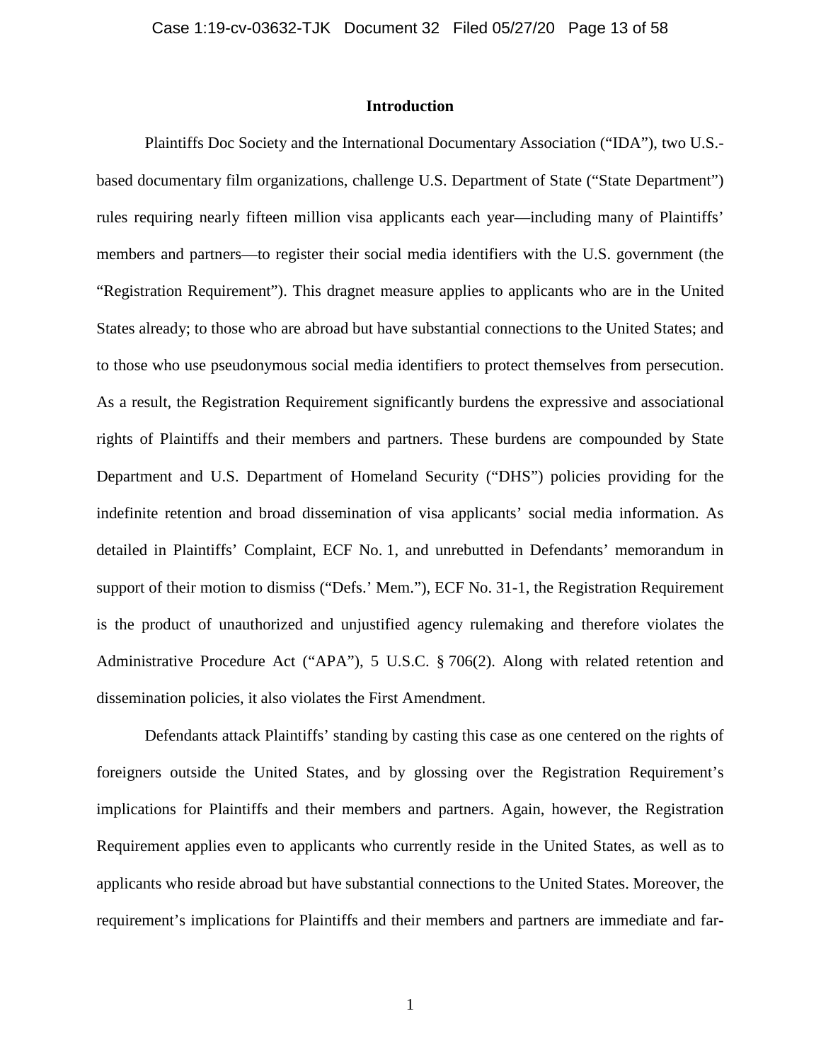# Introduction

Plaintiffs Doc Society and the International Documentary Association ("IDA"), two U.S.-based documentary film organizations, challenge U.S. Department of State ("State Department") rules requiring nearly fifteen million visa applicants each year—including many of Plaintiffs' members and partners—to register their social media identifiers with the U.S. government (the "Registration Requirement"). This dragnet measure applies to applicants who are in the United States already; to those who are abroad but have substantial connections to the United States; and to those who use pseudonymous social media identifiers to protect themselves from persecution. As a result, the Registration Requirement significantly burdens the expressive and associational rights of Plaintiffs and their members and partners. These burdens are compounded by State Department and U.S. Department of Homeland Security ("DHS") policies providing for the indefinite retention and broad dissemination of visa applicants' social media information. As detailed in Plaintiffs' Complaint, ECF No. 1, and unrebutted in Defendants' memorandum in support of their motion to dismiss ("Defs.' Mem."), ECF No. 31-1, the Registration Requirement is the product of unauthorized and unjustified agency rulemaking and therefore violates the Administrative Procedure Act ("APA"), 5 U.S.C. § 706(2). Along with related retention and dissemination policies, it also violates the First Amendment.

Defendants attack Plaintiffs' standing by casting this case as one centered on the rights of foreigners outside the United States, and by glossing over the Registration Requirement's implications for Plaintiffs and their members and partners. Again, however, the Registration Requirement applies even to applicants who currently reside in the United States, as well as to applicants who reside abroad but have substantial connections to the United States. Moreover, the requirement's implications for Plaintiffs and their members and partners are immediate and far-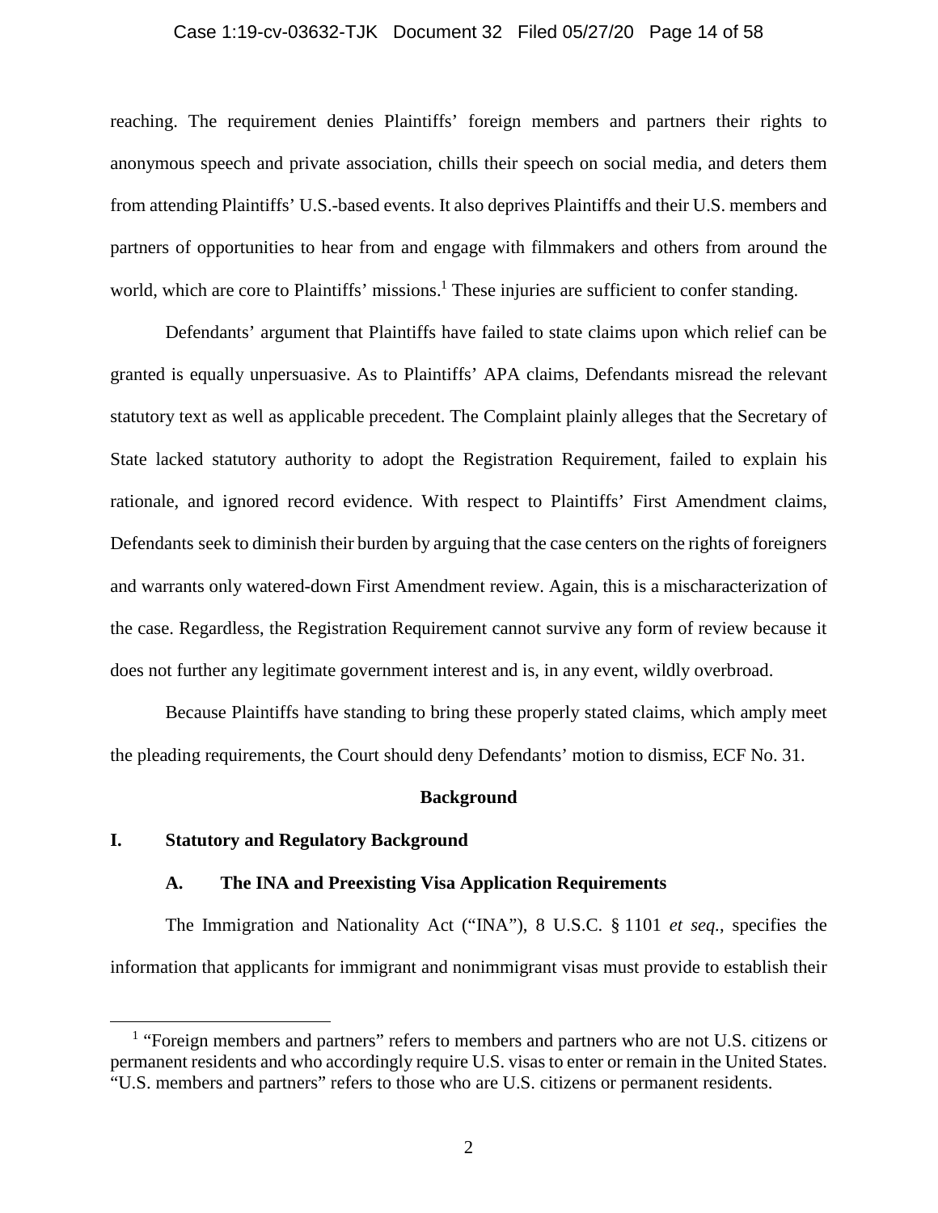reaching. The requirement denies Plaintiffs' foreign members and partners their rights to anonymous speech and private association, chills their speech on social media, and deters them from attending Plaintiffs' U.S.-based events. It also deprives Plaintiffs and their U.S. members and partners of opportunities to hear from and engage with filmmakers and others from around the world, which are core to Plaintiffs' missions.[1] These injuries are sufficient to confer standing.

Defendants' argument that Plaintiffs have failed to state claims upon which relief can be granted is equally unpersuasive. As to Plaintiffs' APA claims, Defendants misread the relevant statutory text as well as applicable precedent. The Complaint plainly alleges that the Secretary of State lacked statutory authority to adopt the Registration Requirement, failed to explain his rationale, and ignored record evidence. With respect to Plaintiffs' First Amendment claims, Defendants seek to diminish their burden by arguing that the case centers on the rights of foreigners and warrants only watered-down First Amendment review. Again, this is a mischaracterization of the case. Regardless, the Registration Requirement cannot survive any form of review because it does not further any legitimate government interest and is, in any event, wildly overbroad.

Because Plaintiffs have standing to bring these properly stated claims, which amply meet the pleading requirements, the Court should deny Defendants' motion to dismiss, ECF No. 31.

## Background

### I. Statutory and Regulatory Background

#### A. The INA and Preexisting Visa Application Requirements

The Immigration and Nationality Act ("INA"), 8 U.S.C. § 1101 *et seq.*, specifies the information that applicants for immigrant and nonimmigrant visas must provide to establish their

---

[1] "Foreign members and partners" refers to members and partners who are not U.S. citizens or permanent residents and who accordingly require U.S. visas to enter or remain in the United States. "U.S. members and partners" refers to those who are U.S. citizens or permanent residents.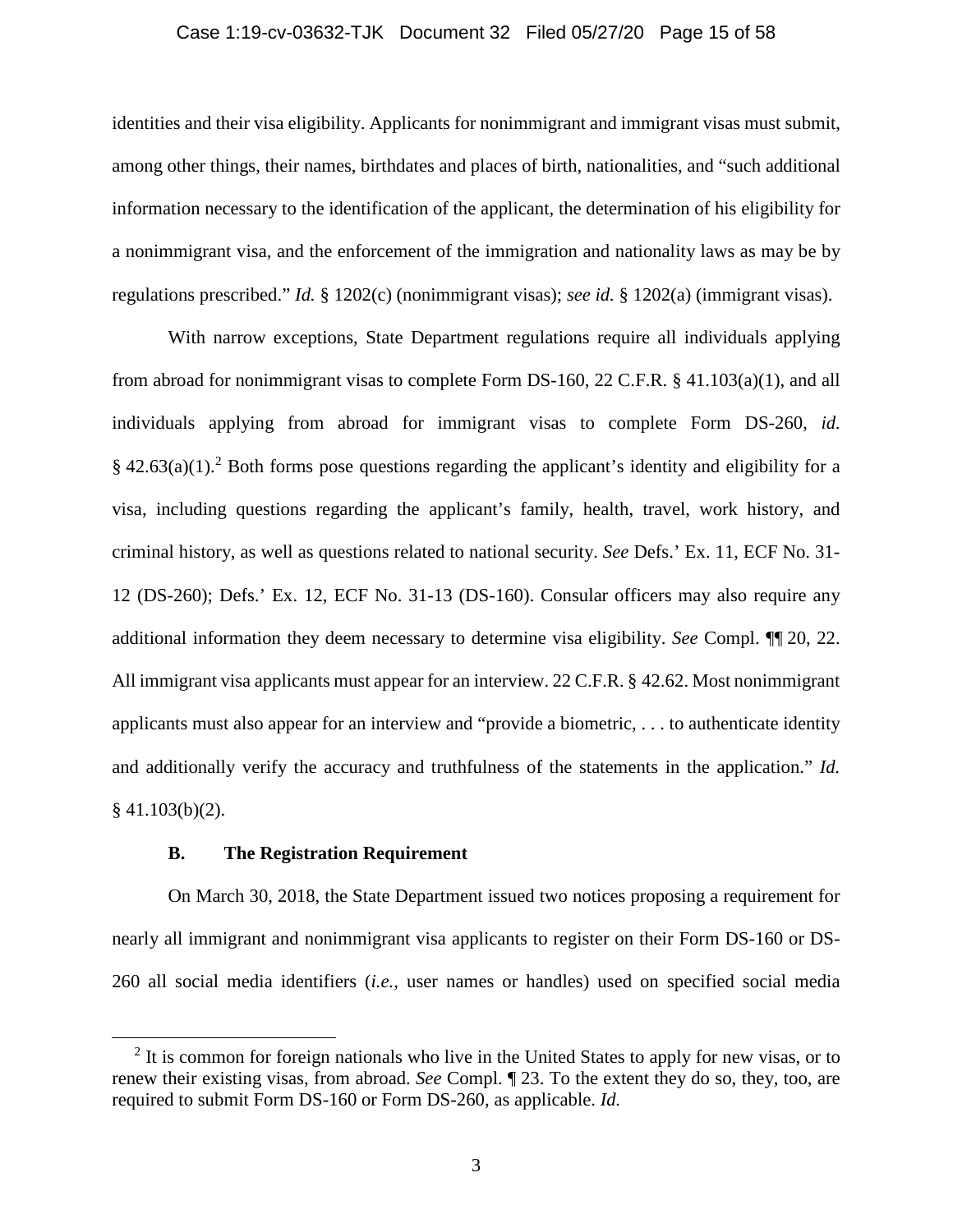identities and their visa eligibility. Applicants for nonimmigrant and immigrant visas must submit, among other things, their names, birthdates and places of birth, nationalities, and "such additional information necessary to the identification of the applicant, the determination of his eligibility for a nonimmigrant visa, and the enforcement of the immigration and nationality laws as may be by regulations prescribed." *Id.* § 1202(c) (nonimmigrant visas); *see id.* § 1202(a) (immigrant visas).

With narrow exceptions, State Department regulations require all individuals applying from abroad for nonimmigrant visas to complete Form DS-160, 22 C.F.R. § 41.103(a)(1), and all individuals applying from abroad for immigrant visas to complete Form DS-260, *id.* § 42.63(a)(1).[2] Both forms pose questions regarding the applicant's identity and eligibility for a visa, including questions regarding the applicant's family, health, travel, work history, and criminal history, as well as questions related to national security. *See* Defs.' Ex. 11, ECF No. 31-12 (DS-260); Defs.' Ex. 12, ECF No. 31-13 (DS-160). Consular officers may also require any additional information they deem necessary to determine visa eligibility. *See* Compl. ¶¶ 20, 22. All immigrant visa applicants must appear for an interview. 22 C.F.R. § 42.62. Most nonimmigrant applicants must also appear for an interview and "provide a biometric, . . . to authenticate identity and additionally verify the accuracy and truthfulness of the statements in the application." *Id.* § 41.103(b)(2).

### B. The Registration Requirement

On March 30, 2018, the State Department issued two notices proposing a requirement for nearly all immigrant and nonimmigrant visa applicants to register on their Form DS-160 or DS-260 all social media identifiers (*i.e.*, user names or handles) used on specified social media

[2] It is common for foreign nationals who live in the United States to apply for new visas, or to renew their existing visas, from abroad. *See* Compl. ¶ 23. To the extent they do so, they, too, are required to submit Form DS-160 or Form DS-260, as applicable. *Id.*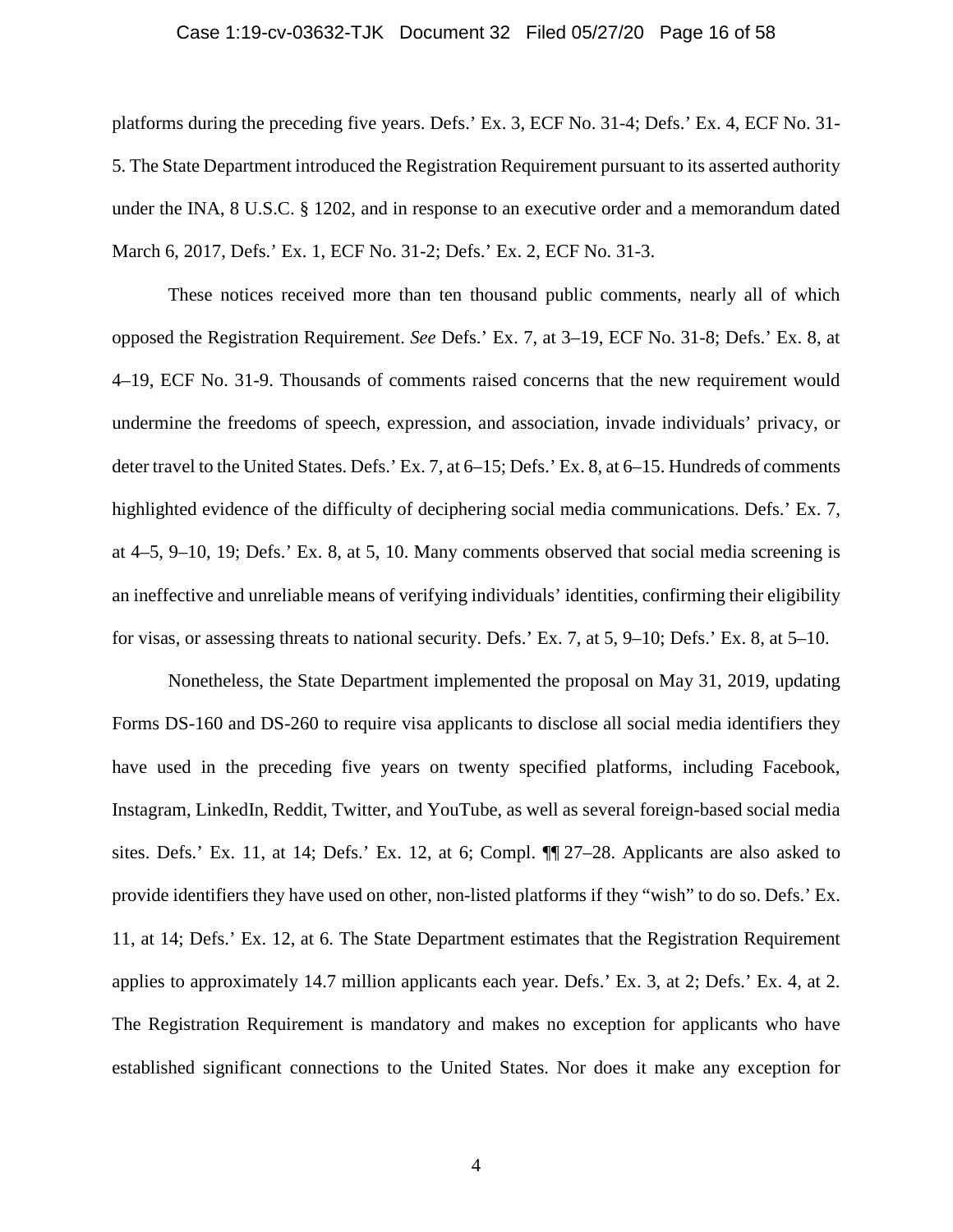platforms during the preceding five years. Defs.' Ex. 3, ECF No. 31-4; Defs.' Ex. 4, ECF No. 31-5. The State Department introduced the Registration Requirement pursuant to its asserted authority under the INA, 8 U.S.C. § 1202, and in response to an executive order and a memorandum dated March 6, 2017, Defs.' Ex. 1, ECF No. 31-2; Defs.' Ex. 2, ECF No. 31-3.

These notices received more than ten thousand public comments, nearly all of which opposed the Registration Requirement. *See* Defs.' Ex. 7, at 3–19, ECF No. 31-8; Defs.' Ex. 8, at 4–19, ECF No. 31-9. Thousands of comments raised concerns that the new requirement would undermine the freedoms of speech, expression, and association, invade individuals' privacy, or deter travel to the United States. Defs.' Ex. 7, at 6–15; Defs.' Ex. 8, at 6–15. Hundreds of comments highlighted evidence of the difficulty of deciphering social media communications. Defs.' Ex. 7, at 4–5, 9–10, 19; Defs.' Ex. 8, at 5, 10. Many comments observed that social media screening is an ineffective and unreliable means of verifying individuals' identities, confirming their eligibility for visas, or assessing threats to national security. Defs.' Ex. 7, at 5, 9–10; Defs.' Ex. 8, at 5–10.

Nonetheless, the State Department implemented the proposal on May 31, 2019, updating Forms DS-160 and DS-260 to require visa applicants to disclose all social media identifiers they have used in the preceding five years on twenty specified platforms, including Facebook, Instagram, LinkedIn, Reddit, Twitter, and YouTube, as well as several foreign-based social media sites. Defs.' Ex. 11, at 14; Defs.' Ex. 12, at 6; Compl. ¶¶ 27–28. Applicants are also asked to provide identifiers they have used on other, non-listed platforms if they "wish" to do so. Defs.' Ex. 11, at 14; Defs.' Ex. 12, at 6. The State Department estimates that the Registration Requirement applies to approximately 14.7 million applicants each year. Defs.' Ex. 3, at 2; Defs.' Ex. 4, at 2. The Registration Requirement is mandatory and makes no exception for applicants who have established significant connections to the United States. Nor does it make any exception for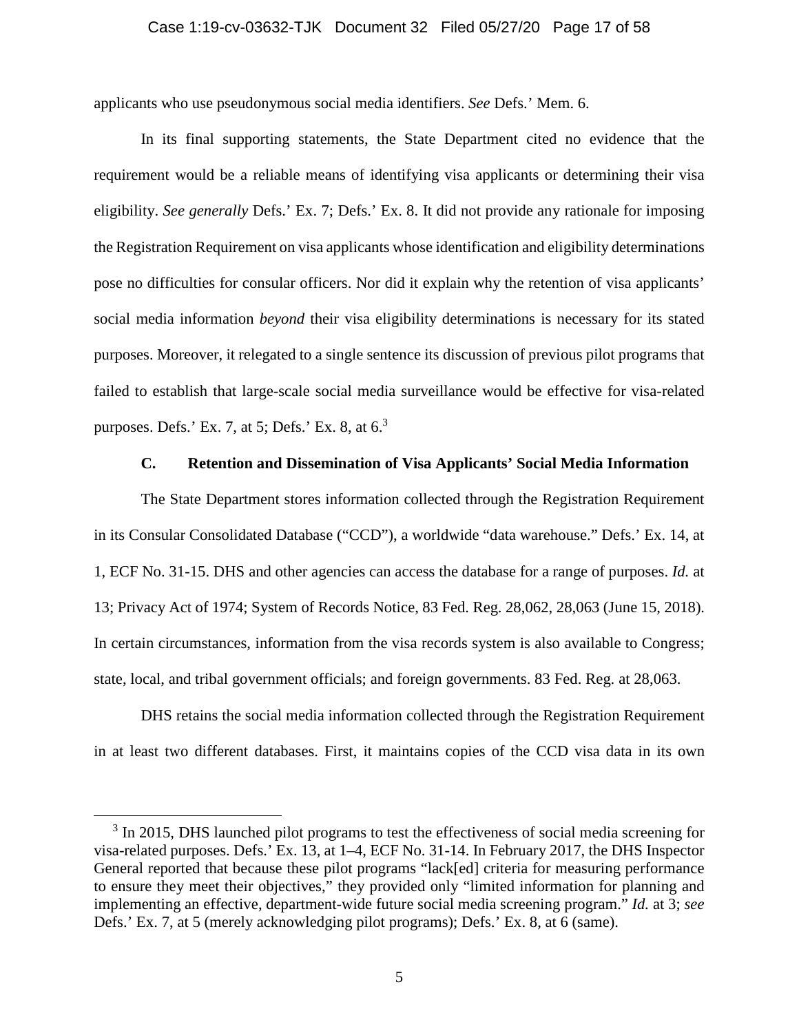applicants who use pseudonymous social media identifiers. *See* Defs.' Mem. 6.

In its final supporting statements, the State Department cited no evidence that the requirement would be a reliable means of identifying visa applicants or determining their visa eligibility. *See generally* Defs.' Ex. 7; Defs.' Ex. 8. It did not provide any rationale for imposing the Registration Requirement on visa applicants whose identification and eligibility determinations pose no difficulties for consular officers. Nor did it explain why the retention of visa applicants' social media information *beyond* their visa eligibility determinations is necessary for its stated purposes. Moreover, it relegated to a single sentence its discussion of previous pilot programs that failed to establish that large-scale social media surveillance would be effective for visa-related purposes. Defs.' Ex. 7, at 5; Defs.' Ex. 8, at 6.[3]

### C. Retention and Dissemination of Visa Applicants' Social Media Information

The State Department stores information collected through the Registration Requirement in its Consular Consolidated Database ("CCD"), a worldwide "data warehouse." Defs.' Ex. 14, at 1, ECF No. 31-15. DHS and other agencies can access the database for a range of purposes. *Id.* at 13; Privacy Act of 1974; System of Records Notice, 83 Fed. Reg. 28,062, 28,063 (June 15, 2018). In certain circumstances, information from the visa records system is also available to Congress; state, local, and tribal government officials; and foreign governments. 83 Fed. Reg. at 28,063.

DHS retains the social media information collected through the Registration Requirement in at least two different databases. First, it maintains copies of the CCD visa data in its own

---

[3] In 2015, DHS launched pilot programs to test the effectiveness of social media screening for visa-related purposes. Defs.' Ex. 13, at 1–4, ECF No. 31-14. In February 2017, the DHS Inspector General reported that because these pilot programs "lack[ed] criteria for measuring performance to ensure they meet their objectives," they provided only "limited information for planning and implementing an effective, department-wide future social media screening program." *Id.* at 3; *see* Defs.' Ex. 7, at 5 (merely acknowledging pilot programs); Defs.' Ex. 8, at 6 (same).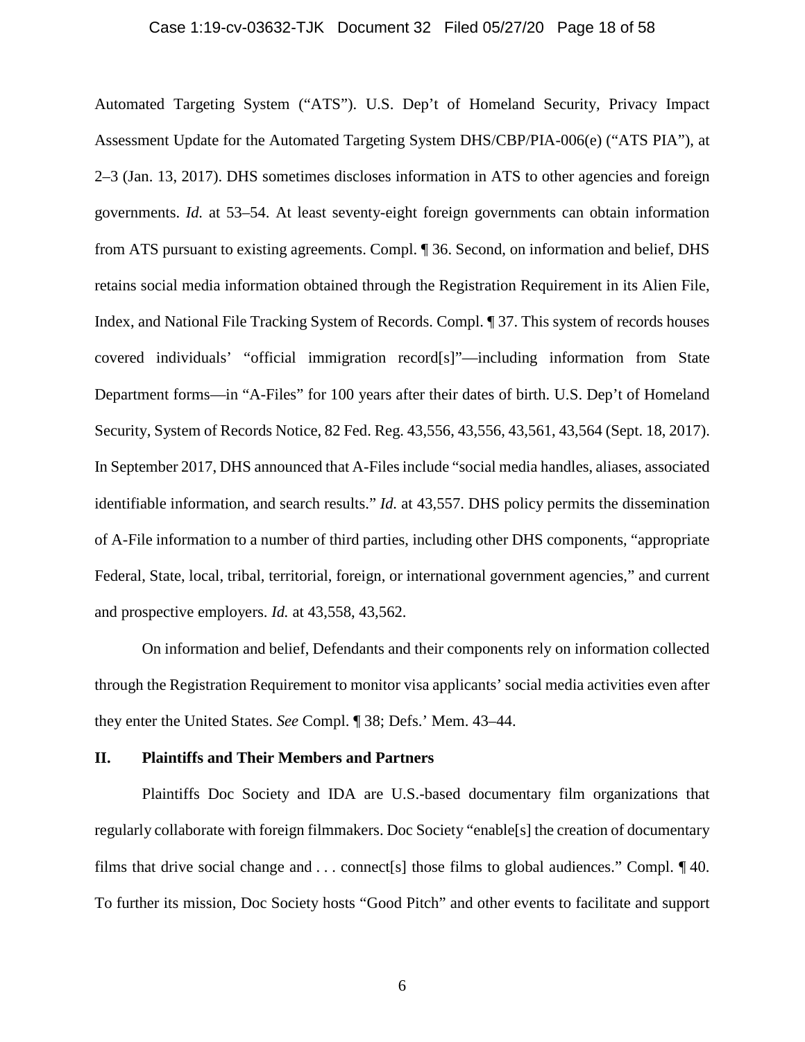Automated Targeting System ("ATS"). U.S. Dep't of Homeland Security, Privacy Impact Assessment Update for the Automated Targeting System DHS/CBP/PIA-006(e) ("ATS PIA"), at 2–3 (Jan. 13, 2017). DHS sometimes discloses information in ATS to other agencies and foreign governments. *Id.* at 53–54. At least seventy-eight foreign governments can obtain information from ATS pursuant to existing agreements. Compl. ¶ 36. Second, on information and belief, DHS retains social media information obtained through the Registration Requirement in its Alien File, Index, and National File Tracking System of Records. Compl. ¶ 37. This system of records houses covered individuals' "official immigration record[s]"—including information from State Department forms—in "A-Files" for 100 years after their dates of birth. U.S. Dep't of Homeland Security, System of Records Notice, 82 Fed. Reg. 43,556, 43,556, 43,561, 43,564 (Sept. 18, 2017). In September 2017, DHS announced that A-Files include "social media handles, aliases, associated identifiable information, and search results." *Id.* at 43,557. DHS policy permits the dissemination of A-File information to a number of third parties, including other DHS components, "appropriate Federal, State, local, tribal, territorial, foreign, or international government agencies," and current and prospective employers. *Id.* at 43,558, 43,562.

On information and belief, Defendants and their components rely on information collected through the Registration Requirement to monitor visa applicants' social media activities even after they enter the United States. *See* Compl. ¶ 38; Defs.' Mem. 43–44.

## II. Plaintiffs and Their Members and Partners

Plaintiffs Doc Society and IDA are U.S.-based documentary film organizations that regularly collaborate with foreign filmmakers. Doc Society "enable[s] the creation of documentary films that drive social change and . . . connect[s] those films to global audiences." Compl. ¶ 40. To further its mission, Doc Society hosts "Good Pitch" and other events to facilitate and support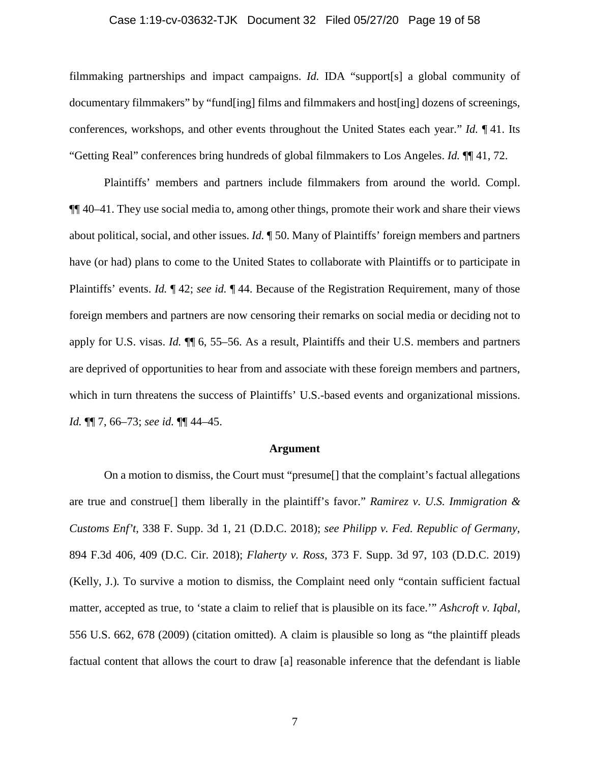filmmaking partnerships and impact campaigns. *Id.* IDA "support[s] a global community of documentary filmmakers" by "fund[ing] films and filmmakers and host[ing] dozens of screenings, conferences, workshops, and other events throughout the United States each year." *Id.* ¶ 41. Its "Getting Real" conferences bring hundreds of global filmmakers to Los Angeles. *Id.* ¶¶ 41, 72.

Plaintiffs' members and partners include filmmakers from around the world. Compl. ¶¶ 40–41. They use social media to, among other things, promote their work and share their views about political, social, and other issues. *Id.* ¶ 50. Many of Plaintiffs' foreign members and partners have (or had) plans to come to the United States to collaborate with Plaintiffs or to participate in Plaintiffs' events. *Id.* ¶ 42; *see id.* ¶ 44. Because of the Registration Requirement, many of those foreign members and partners are now censoring their remarks on social media or deciding not to apply for U.S. visas. *Id.* ¶¶ 6, 55–56. As a result, Plaintiffs and their U.S. members and partners are deprived of opportunities to hear from and associate with these foreign members and partners, which in turn threatens the success of Plaintiffs' U.S.-based events and organizational missions. *Id.* ¶¶ 7, 66–73; *see id.* ¶¶ 44–45.

## Argument

On a motion to dismiss, the Court must "presume[] that the complaint's factual allegations are true and construe[] them liberally in the plaintiff's favor." *Ramirez v. U.S. Immigration & Customs Enf't*, 338 F. Supp. 3d 1, 21 (D.D.C. 2018); *see Philipp v. Fed. Republic of Germany*, 894 F.3d 406, 409 (D.C. Cir. 2018); *Flaherty v. Ross*, 373 F. Supp. 3d 97, 103 (D.D.C. 2019) (Kelly, J.). To survive a motion to dismiss, the Complaint need only "contain sufficient factual matter, accepted as true, to 'state a claim to relief that is plausible on its face.'" *Ashcroft v. Iqbal*, 556 U.S. 662, 678 (2009) (citation omitted). A claim is plausible so long as "the plaintiff pleads factual content that allows the court to draw [a] reasonable inference that the defendant is liable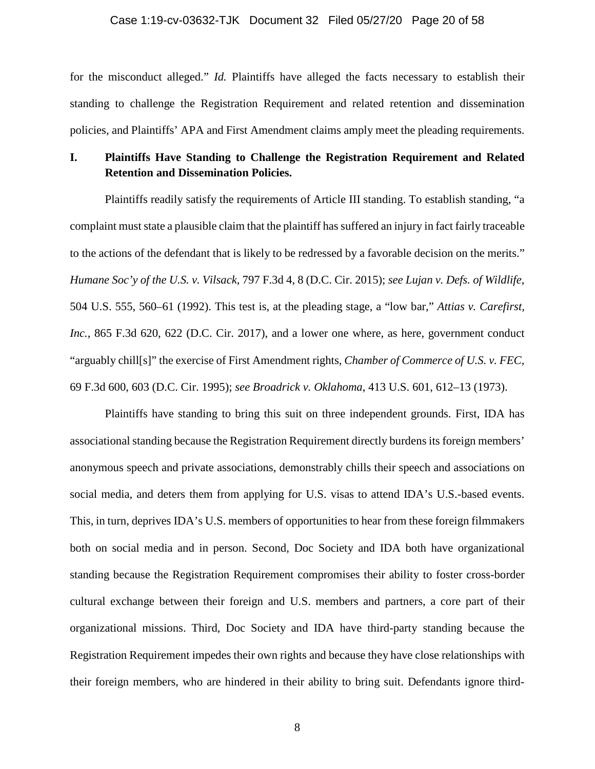for the misconduct alleged." *Id.* Plaintiffs have alleged the facts necessary to establish their standing to challenge the Registration Requirement and related retention and dissemination policies, and Plaintiffs' APA and First Amendment claims amply meet the pleading requirements.

## I. Plaintiffs Have Standing to Challenge the Registration Requirement and Related Retention and Dissemination Policies.

Plaintiffs readily satisfy the requirements of Article III standing. To establish standing, "a complaint must state a plausible claim that the plaintiff has suffered an injury in fact fairly traceable to the actions of the defendant that is likely to be redressed by a favorable decision on the merits." *Humane Soc'y of the U.S. v. Vilsack*, 797 F.3d 4, 8 (D.C. Cir. 2015); *see Lujan v. Defs. of Wildlife*, 504 U.S. 555, 560–61 (1992). This test is, at the pleading stage, a "low bar," *Attias v. Carefirst, Inc.*, 865 F.3d 620, 622 (D.C. Cir. 2017), and a lower one where, as here, government conduct "arguably chill[s]" the exercise of First Amendment rights, *Chamber of Commerce of U.S. v. FEC*, 69 F.3d 600, 603 (D.C. Cir. 1995); *see Broadrick v. Oklahoma*, 413 U.S. 601, 612–13 (1973).

Plaintiffs have standing to bring this suit on three independent grounds. First, IDA has associational standing because the Registration Requirement directly burdens its foreign members' anonymous speech and private associations, demonstrably chills their speech and associations on social media, and deters them from applying for U.S. visas to attend IDA's U.S.-based events. This, in turn, deprives IDA's U.S. members of opportunities to hear from these foreign filmmakers both on social media and in person. Second, Doc Society and IDA both have organizational standing because the Registration Requirement compromises their ability to foster cross-border cultural exchange between their foreign and U.S. members and partners, a core part of their organizational missions. Third, Doc Society and IDA have third-party standing because the Registration Requirement impedes their own rights and because they have close relationships with their foreign members, who are hindered in their ability to bring suit. Defendants ignore third-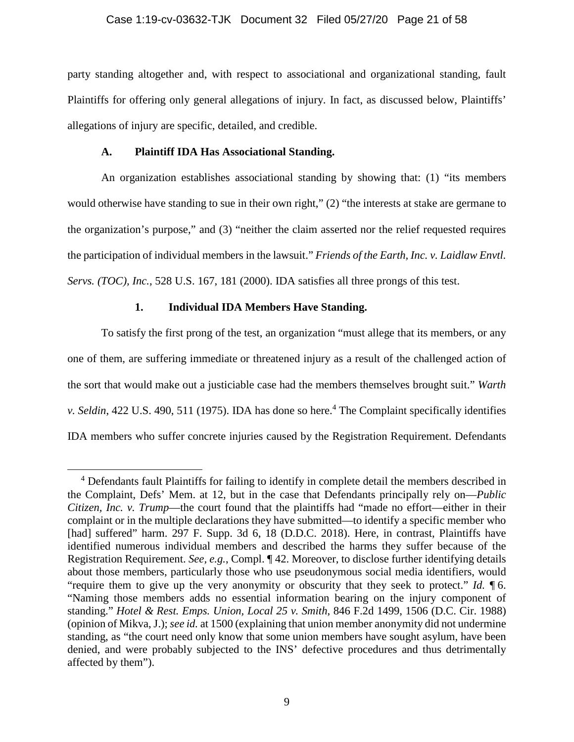party standing altogether and, with respect to associational and organizational standing, fault Plaintiffs for offering only general allegations of injury. In fact, as discussed below, Plaintiffs' allegations of injury are specific, detailed, and credible.

### A. Plaintiff IDA Has Associational Standing.

An organization establishes associational standing by showing that: (1) "its members would otherwise have standing to sue in their own right," (2) "the interests at stake are germane to the organization's purpose," and (3) "neither the claim asserted nor the relief requested requires the participation of individual members in the lawsuit." *Friends of the Earth, Inc. v. Laidlaw Envtl. Servs. (TOC), Inc.*, 528 U.S. 167, 181 (2000). IDA satisfies all three prongs of this test.

#### 1. Individual IDA Members Have Standing.

To satisfy the first prong of the test, an organization "must allege that its members, or any one of them, are suffering immediate or threatened injury as a result of the challenged action of the sort that would make out a justiciable case had the members themselves brought suit." *Warth v. Seldin*, 422 U.S. 490, 511 (1975). IDA has done so here.[4] The Complaint specifically identifies IDA members who suffer concrete injuries caused by the Registration Requirement. Defendants

---

[4] Defendants fault Plaintiffs for failing to identify in complete detail the members described in the Complaint, Defs' Mem. at 12, but in the case that Defendants principally rely on—*Public Citizen, Inc. v. Trump*—the court found that the plaintiffs had "made no effort—either in their complaint or in the multiple declarations they have submitted—to identify a specific member who [had] suffered" harm. 297 F. Supp. 3d 6, 18 (D.D.C. 2018). Here, in contrast, Plaintiffs have identified numerous individual members and described the harms they suffer because of the Registration Requirement. *See, e.g.*, Compl. ¶ 42. Moreover, to disclose further identifying details about those members, particularly those who use pseudonymous social media identifiers, would "require them to give up the very anonymity or obscurity that they seek to protect." *Id.* ¶ 6. "Naming those members adds no essential information bearing on the injury component of standing." *Hotel & Rest. Emps. Union, Local 25 v. Smith*, 846 F.2d 1499, 1506 (D.C. Cir. 1988) (opinion of Mikva, J.); *see id.* at 1500 (explaining that union member anonymity did not undermine standing, as "the court need only know that some union members have sought asylum, have been denied, and were probably subjected to the INS' defective procedures and thus detrimentally affected by them").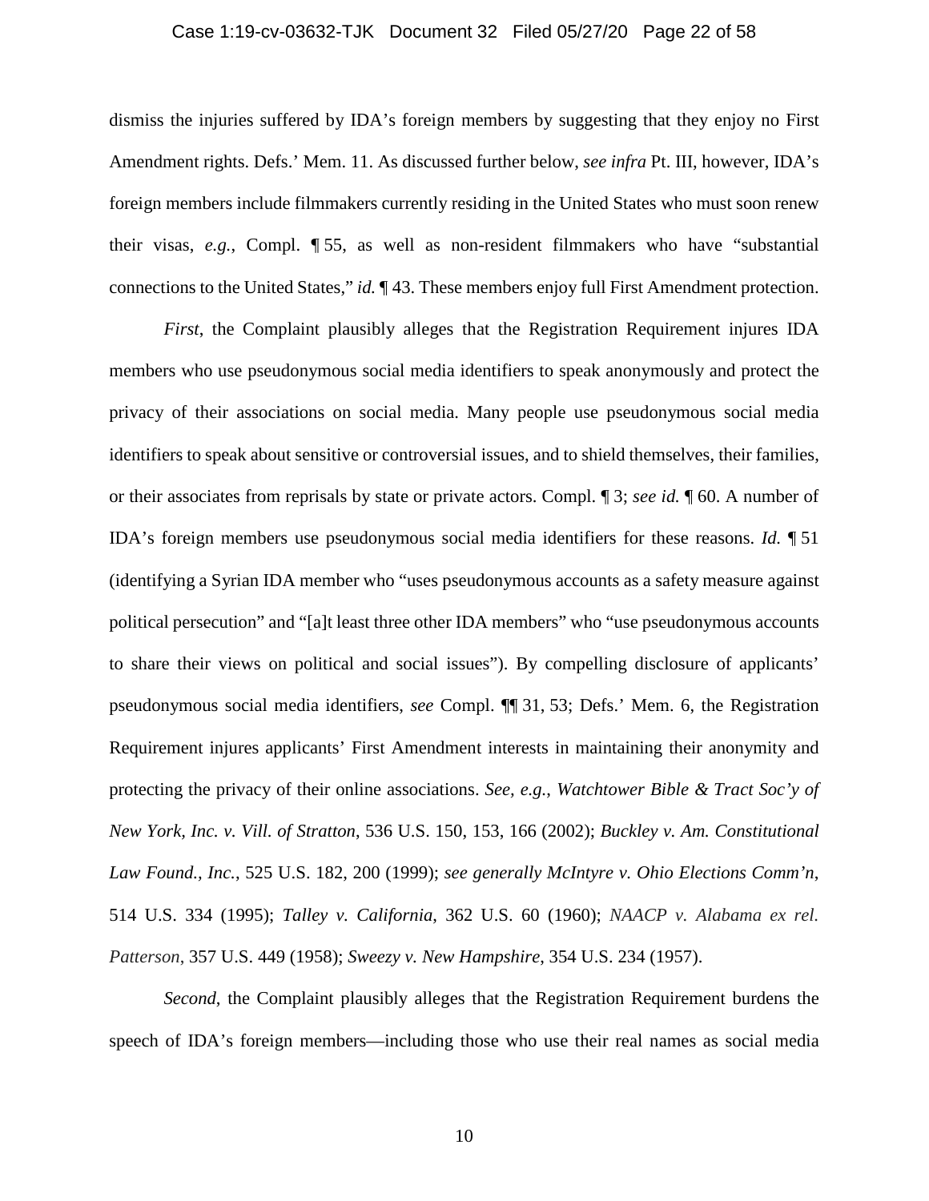dismiss the injuries suffered by IDA's foreign members by suggesting that they enjoy no First Amendment rights. Defs.' Mem. 11. As discussed further below, *see infra* Pt. III, however, IDA's foreign members include filmmakers currently residing in the United States who must soon renew their visas, *e.g.*, Compl. ¶ 55, as well as non-resident filmmakers who have "substantial connections to the United States," *id.* ¶ 43. These members enjoy full First Amendment protection.

*First*, the Complaint plausibly alleges that the Registration Requirement injures IDA members who use pseudonymous social media identifiers to speak anonymously and protect the privacy of their associations on social media. Many people use pseudonymous social media identifiers to speak about sensitive or controversial issues, and to shield themselves, their families, or their associates from reprisals by state or private actors. Compl. ¶ 3; *see id.* ¶ 60. A number of IDA's foreign members use pseudonymous social media identifiers for these reasons. *Id.* ¶ 51 (identifying a Syrian IDA member who "uses pseudonymous accounts as a safety measure against political persecution" and "[a]t least three other IDA members" who "use pseudonymous accounts to share their views on political and social issues"). By compelling disclosure of applicants' pseudonymous social media identifiers, *see* Compl. ¶¶ 31, 53; Defs.' Mem. 6, the Registration Requirement injures applicants' First Amendment interests in maintaining their anonymity and protecting the privacy of their online associations. *See, e.g.*, *Watchtower Bible & Tract Soc'y of New York, Inc. v. Vill. of Stratton*, 536 U.S. 150, 153, 166 (2002); *Buckley v. Am. Constitutional Law Found., Inc.*, 525 U.S. 182, 200 (1999); *see generally McIntyre v. Ohio Elections Comm'n*, 514 U.S. 334 (1995); *Talley v. California*, 362 U.S. 60 (1960); *NAACP v. Alabama ex rel. Patterson*, 357 U.S. 449 (1958); *Sweezy v. New Hampshire*, 354 U.S. 234 (1957).

*Second*, the Complaint plausibly alleges that the Registration Requirement burdens the speech of IDA's foreign members—including those who use their real names as social media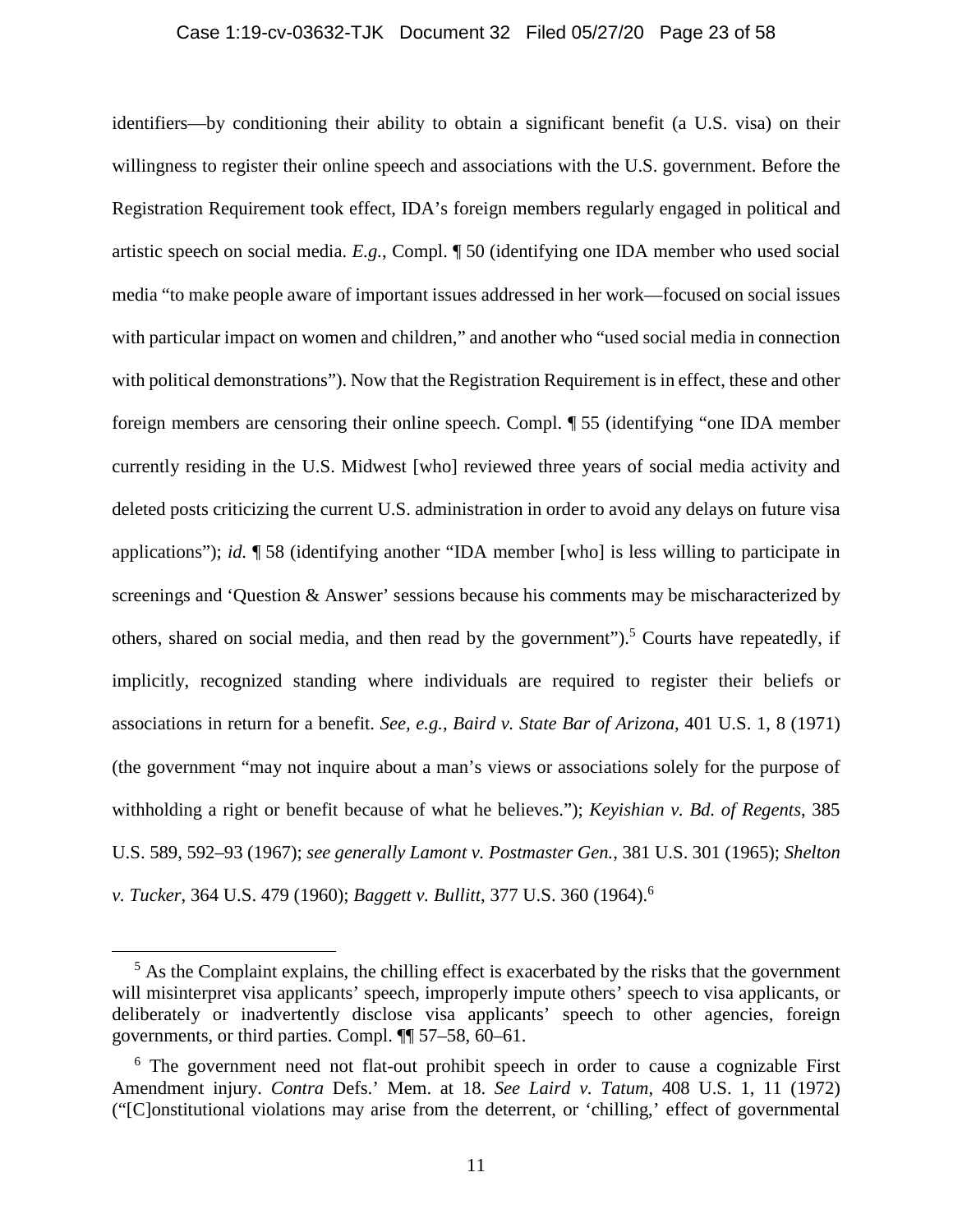identifiers—by conditioning their ability to obtain a significant benefit (a U.S. visa) on their willingness to register their online speech and associations with the U.S. government. Before the Registration Requirement took effect, IDA's foreign members regularly engaged in political and artistic speech on social media. *E.g.*, Compl. ¶ 50 (identifying one IDA member who used social media "to make people aware of important issues addressed in her work—focused on social issues with particular impact on women and children," and another who "used social media in connection with political demonstrations"). Now that the Registration Requirement is in effect, these and other foreign members are censoring their online speech. Compl. ¶ 55 (identifying "one IDA member currently residing in the U.S. Midwest [who] reviewed three years of social media activity and deleted posts criticizing the current U.S. administration in order to avoid any delays on future visa applications"); *id.* ¶ 58 (identifying another "IDA member [who] is less willing to participate in screenings and 'Question & Answer' sessions because his comments may be mischaracterized by others, shared on social media, and then read by the government").[5] Courts have repeatedly, if implicitly, recognized standing where individuals are required to register their beliefs or associations in return for a benefit. *See, e.g.*, *Baird v. State Bar of Arizona*, 401 U.S. 1, 8 (1971) (the government "may not inquire about a man's views or associations solely for the purpose of withholding a right or benefit because of what he believes."); *Keyishian v. Bd. of Regents*, 385 U.S. 589, 592–93 (1967); *see generally Lamont v. Postmaster Gen.*, 381 U.S. 301 (1965); *Shelton v. Tucker*, 364 U.S. 479 (1960); *Baggett v. Bullitt*, 377 U.S. 360 (1964).[6]

---

[5] As the Complaint explains, the chilling effect is exacerbated by the risks that the government will misinterpret visa applicants' speech, improperly impute others' speech to visa applicants, or deliberately or inadvertently disclose visa applicants' speech to other agencies, foreign governments, or third parties. Compl. ¶¶ 57–58, 60–61.

[6] The government need not flat-out prohibit speech in order to cause a cognizable First Amendment injury. *Contra* Defs.' Mem. at 18. *See Laird v. Tatum*, 408 U.S. 1, 11 (1972) ("[C]onstitutional violations may arise from the deterrent, or 'chilling,' effect of governmental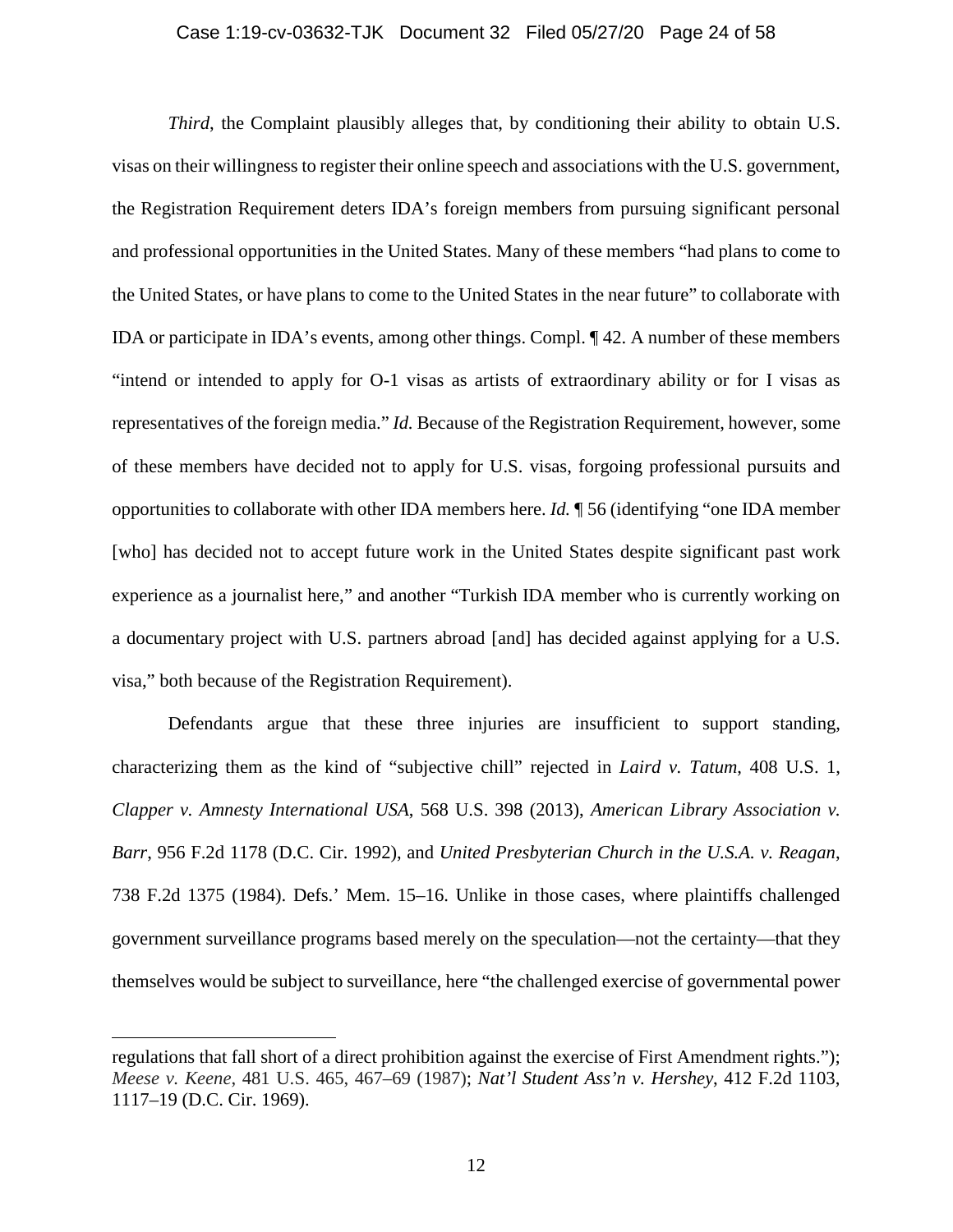*Third*, the Complaint plausibly alleges that, by conditioning their ability to obtain U.S. visas on their willingness to register their online speech and associations with the U.S. government, the Registration Requirement deters IDA's foreign members from pursuing significant personal and professional opportunities in the United States. Many of these members "had plans to come to the United States, or have plans to come to the United States in the near future" to collaborate with IDA or participate in IDA's events, among other things. Compl. ¶ 42. A number of these members "intend or intended to apply for O-1 visas as artists of extraordinary ability or for I visas as representatives of the foreign media." *Id.* Because of the Registration Requirement, however, some of these members have decided not to apply for U.S. visas, forgoing professional pursuits and opportunities to collaborate with other IDA members here. *Id.* ¶ 56 (identifying "one IDA member [who] has decided not to accept future work in the United States despite significant past work experience as a journalist here," and another "Turkish IDA member who is currently working on a documentary project with U.S. partners abroad [and] has decided against applying for a U.S. visa," both because of the Registration Requirement).

Defendants argue that these three injuries are insufficient to support standing, characterizing them as the kind of "subjective chill" rejected in *Laird v. Tatum*, 408 U.S. 1, *Clapper v. Amnesty International USA*, 568 U.S. 398 (2013), *American Library Association v. Barr*, 956 F.2d 1178 (D.C. Cir. 1992), and *United Presbyterian Church in the U.S.A. v. Reagan*, 738 F.2d 1375 (1984). Defs.' Mem. 15–16. Unlike in those cases, where plaintiffs challenged government surveillance programs based merely on the speculation—not the certainty—that they themselves would be subject to surveillance, here "the challenged exercise of governmental power

---

regulations that fall short of a direct prohibition against the exercise of First Amendment rights."); *Meese v. Keene*, 481 U.S. 465, 467–69 (1987); *Nat'l Student Ass'n v. Hershey*, 412 F.2d 1103, 1117–19 (D.C. Cir. 1969).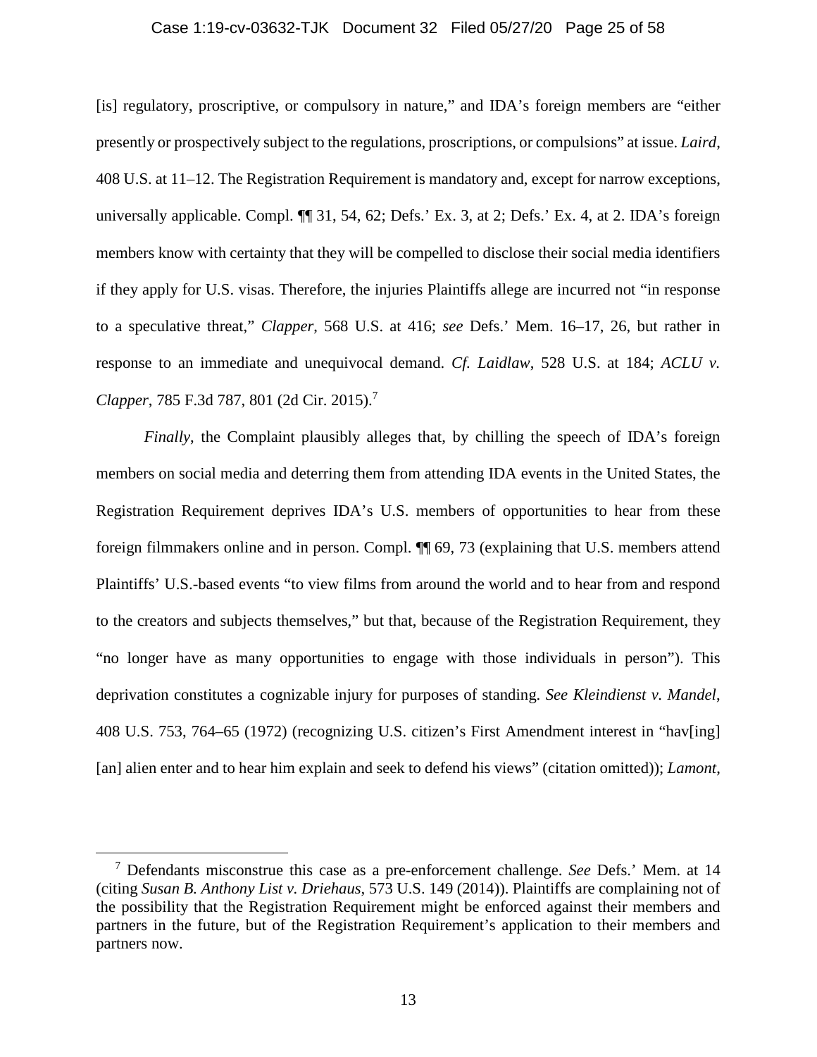[is] regulatory, proscriptive, or compulsory in nature," and IDA's foreign members are "either presently or prospectively subject to the regulations, proscriptions, or compulsions" at issue. *Laird*, 408 U.S. at 11–12. The Registration Requirement is mandatory and, except for narrow exceptions, universally applicable. Compl. ¶¶ 31, 54, 62; Defs.' Ex. 3, at 2; Defs.' Ex. 4, at 2. IDA's foreign members know with certainty that they will be compelled to disclose their social media identifiers if they apply for U.S. visas. Therefore, the injuries Plaintiffs allege are incurred not "in response to a speculative threat," *Clapper*, 568 U.S. at 416; *see* Defs.' Mem. 16–17, 26, but rather in response to an immediate and unequivocal demand. *Cf. Laidlaw*, 528 U.S. at 184; *ACLU v. Clapper*, 785 F.3d 787, 801 (2d Cir. 2015).[7]

*Finally*, the Complaint plausibly alleges that, by chilling the speech of IDA's foreign members on social media and deterring them from attending IDA events in the United States, the Registration Requirement deprives IDA's U.S. members of opportunities to hear from these foreign filmmakers online and in person. Compl. ¶¶ 69, 73 (explaining that U.S. members attend Plaintiffs' U.S.-based events "to view films from around the world and to hear from and respond to the creators and subjects themselves," but that, because of the Registration Requirement, they "no longer have as many opportunities to engage with those individuals in person"). This deprivation constitutes a cognizable injury for purposes of standing. *See Kleindienst v. Mandel*, 408 U.S. 753, 764–65 (1972) (recognizing U.S. citizen's First Amendment interest in "hav[ing] [an] alien enter and to hear him explain and seek to defend his views" (citation omitted)); *Lamont*,

[7] Defendants misconstrue this case as a pre-enforcement challenge. *See* Defs.' Mem. at 14 (citing *Susan B. Anthony List v. Driehaus*, 573 U.S. 149 (2014)). Plaintiffs are complaining not of the possibility that the Registration Requirement might be enforced against their members and partners in the future, but of the Registration Requirement's application to their members and partners now.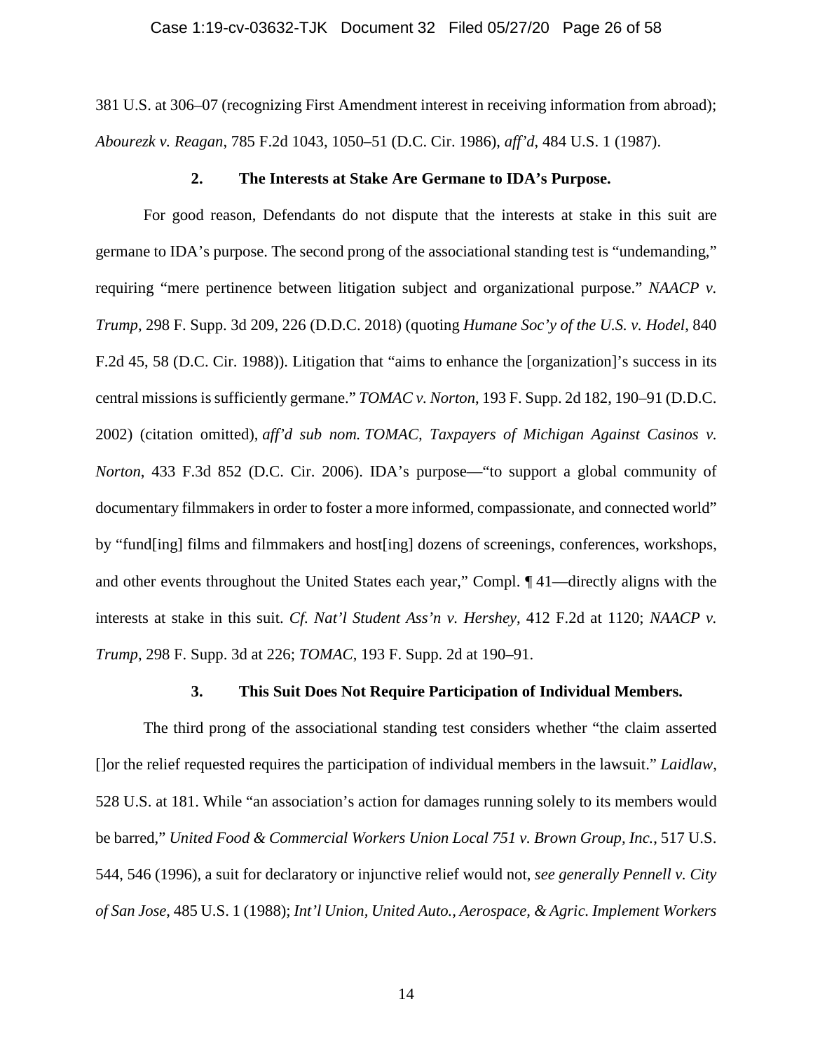381 U.S. at 306–07 (recognizing First Amendment interest in receiving information from abroad); *Abourezk v. Reagan*, 785 F.2d 1043, 1050–51 (D.C. Cir. 1986), *aff'd*, 484 U.S. 1 (1987).

### 2. The Interests at Stake Are Germane to IDA's Purpose.

For good reason, Defendants do not dispute that the interests at stake in this suit are germane to IDA's purpose. The second prong of the associational standing test is "undemanding," requiring "mere pertinence between litigation subject and organizational purpose." *NAACP v. Trump*, 298 F. Supp. 3d 209, 226 (D.D.C. 2018) (quoting *Humane Soc'y of the U.S. v. Hodel*, 840 F.2d 45, 58 (D.C. Cir. 1988)). Litigation that "aims to enhance the [organization]'s success in its central missions is sufficiently germane." *TOMAC v. Norton*, 193 F. Supp. 2d 182, 190–91 (D.D.C. 2002) (citation omitted), *aff'd sub nom. TOMAC, Taxpayers of Michigan Against Casinos v. Norton*, 433 F.3d 852 (D.C. Cir. 2006). IDA's purpose—"to support a global community of documentary filmmakers in order to foster a more informed, compassionate, and connected world" by "fund[ing] films and filmmakers and host[ing] dozens of screenings, conferences, workshops, and other events throughout the United States each year," Compl. ¶ 41—directly aligns with the interests at stake in this suit. *Cf. Nat'l Student Ass'n v. Hershey*, 412 F.2d at 1120; *NAACP v. Trump*, 298 F. Supp. 3d at 226; *TOMAC*, 193 F. Supp. 2d at 190–91.

### 3. This Suit Does Not Require Participation of Individual Members.

The third prong of the associational standing test considers whether "the claim asserted []or the relief requested requires the participation of individual members in the lawsuit." *Laidlaw*, 528 U.S. at 181. While "an association's action for damages running solely to its members would be barred," *United Food & Commercial Workers Union Local 751 v. Brown Group, Inc.*, 517 U.S. 544, 546 (1996), a suit for declaratory or injunctive relief would not, *see generally Pennell v. City of San Jose*, 485 U.S. 1 (1988); *Int'l Union, United Auto., Aerospace, & Agric. Implement Workers*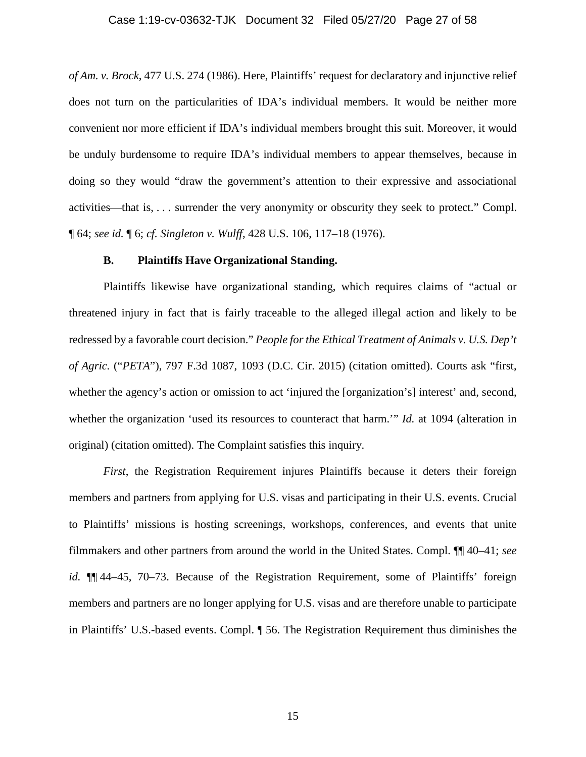*of Am. v. Brock*, 477 U.S. 274 (1986). Here, Plaintiffs' request for declaratory and injunctive relief does not turn on the particularities of IDA's individual members. It would be neither more convenient nor more efficient if IDA's individual members brought this suit. Moreover, it would be unduly burdensome to require IDA's individual members to appear themselves, because in doing so they would "draw the government's attention to their expressive and associational activities—that is, . . . surrender the very anonymity or obscurity they seek to protect." Compl. ¶ 64; *see id.* ¶ 6; *cf. Singleton v. Wulff*, 428 U.S. 106, 117–18 (1976).

### **B. Plaintiffs Have Organizational Standing.**

Plaintiffs likewise have organizational standing, which requires claims of "actual or threatened injury in fact that is fairly traceable to the alleged illegal action and likely to be redressed by a favorable court decision." *People for the Ethical Treatment of Animals v. U.S. Dep't of Agric.* ("*PETA*"), 797 F.3d 1087, 1093 (D.C. Cir. 2015) (citation omitted). Courts ask "first, whether the agency's action or omission to act 'injured the [organization's] interest' and, second, whether the organization 'used its resources to counteract that harm.'" *Id.* at 1094 (alteration in original) (citation omitted). The Complaint satisfies this inquiry.

*First*, the Registration Requirement injures Plaintiffs because it deters their foreign members and partners from applying for U.S. visas and participating in their U.S. events. Crucial to Plaintiffs' missions is hosting screenings, workshops, conferences, and events that unite filmmakers and other partners from around the world in the United States. Compl. ¶¶ 40–41; *see id.* ¶¶ 44–45, 70–73. Because of the Registration Requirement, some of Plaintiffs' foreign members and partners are no longer applying for U.S. visas and are therefore unable to participate in Plaintiffs' U.S.-based events. Compl. ¶ 56. The Registration Requirement thus diminishes the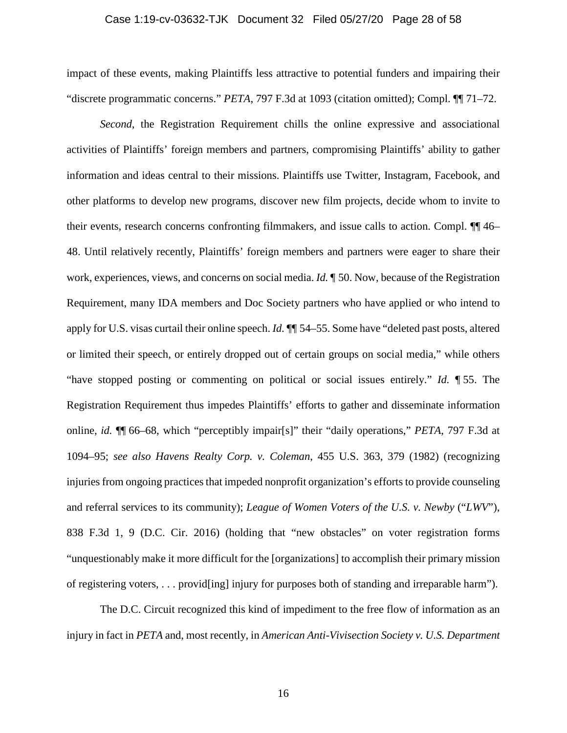impact of these events, making Plaintiffs less attractive to potential funders and impairing their "discrete programmatic concerns." *PETA*, 797 F.3d at 1093 (citation omitted); Compl. ¶¶ 71–72.

*Second*, the Registration Requirement chills the online expressive and associational activities of Plaintiffs' foreign members and partners, compromising Plaintiffs' ability to gather information and ideas central to their missions. Plaintiffs use Twitter, Instagram, Facebook, and other platforms to develop new programs, discover new film projects, decide whom to invite to their events, research concerns confronting filmmakers, and issue calls to action. Compl. ¶¶ 46–48. Until relatively recently, Plaintiffs' foreign members and partners were eager to share their work, experiences, views, and concerns on social media. *Id.* ¶ 50. Now, because of the Registration Requirement, many IDA members and Doc Society partners who have applied or who intend to apply for U.S. visas curtail their online speech. *Id.* ¶¶ 54–55. Some have "deleted past posts, altered or limited their speech, or entirely dropped out of certain groups on social media," while others "have stopped posting or commenting on political or social issues entirely." *Id.* ¶ 55. The Registration Requirement thus impedes Plaintiffs' efforts to gather and disseminate information online, *id.* ¶¶ 66–68, which "perceptibly impair[s]" their "daily operations," *PETA*, 797 F.3d at 1094–95; *see also Havens Realty Corp. v. Coleman*, 455 U.S. 363, 379 (1982) (recognizing injuries from ongoing practices that impeded nonprofit organization's efforts to provide counseling and referral services to its community); *League of Women Voters of the U.S. v. Newby* ("*LWV*"), 838 F.3d 1, 9 (D.C. Cir. 2016) (holding that "new obstacles" on voter registration forms "unquestionably make it more difficult for the [organizations] to accomplish their primary mission of registering voters, . . . provid[ing] injury for purposes both of standing and irreparable harm").

The D.C. Circuit recognized this kind of impediment to the free flow of information as an injury in fact in *PETA* and, most recently, in *American Anti-Vivisection Society v. U.S. Department*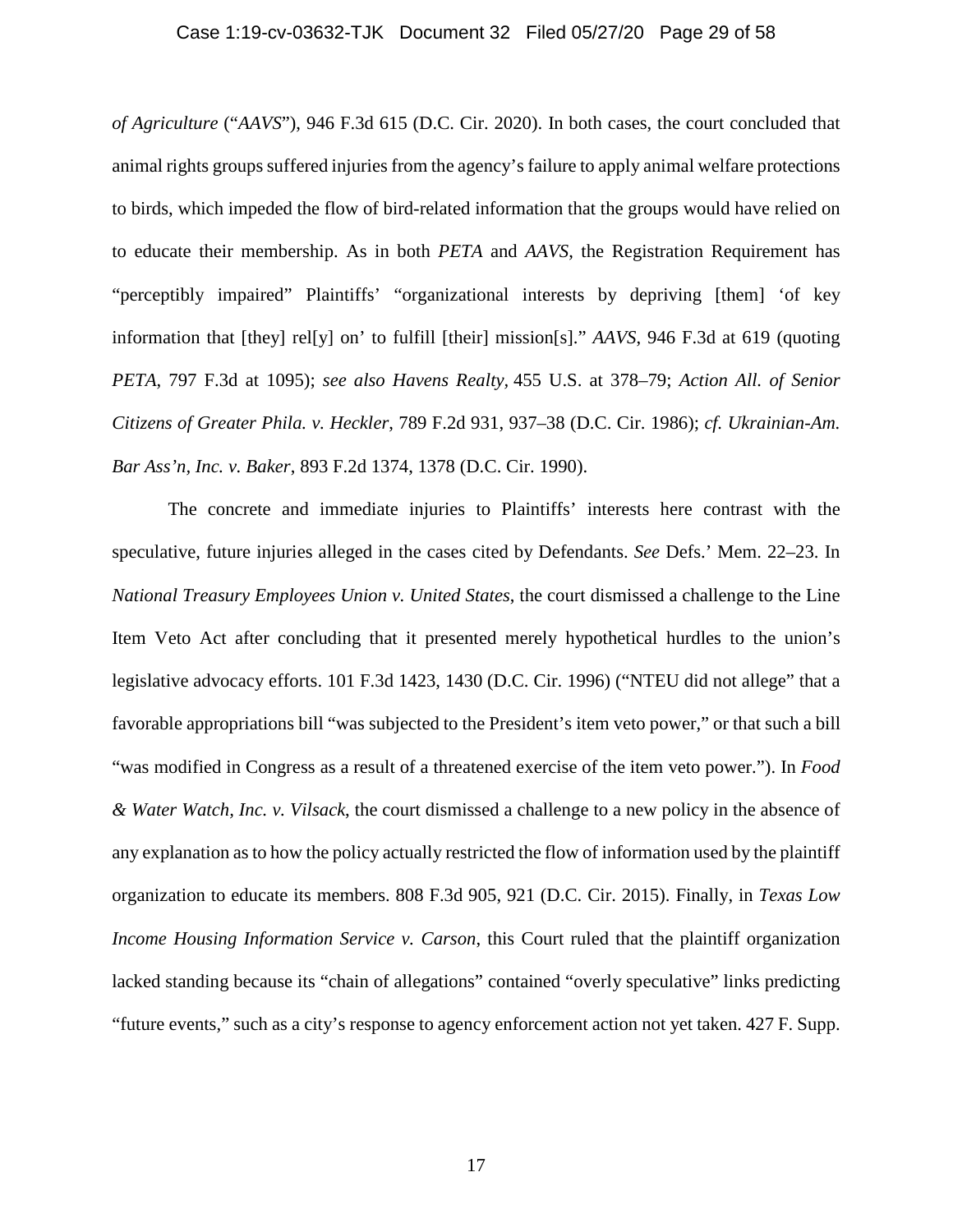*of Agriculture* ("*AAVS*"), 946 F.3d 615 (D.C. Cir. 2020). In both cases, the court concluded that animal rights groups suffered injuries from the agency's failure to apply animal welfare protections to birds, which impeded the flow of bird-related information that the groups would have relied on to educate their membership. As in both *PETA* and *AAVS*, the Registration Requirement has "perceptibly impaired" Plaintiffs' "organizational interests by depriving [them] 'of key information that [they] rel[y] on' to fulfill [their] mission[s]." *AAVS*, 946 F.3d at 619 (quoting *PETA*, 797 F.3d at 1095); *see also Havens Realty*, 455 U.S. at 378–79; *Action All. of Senior Citizens of Greater Phila. v. Heckler*, 789 F.2d 931, 937–38 (D.C. Cir. 1986); *cf. Ukrainian-Am. Bar Ass'n, Inc. v. Baker*, 893 F.2d 1374, 1378 (D.C. Cir. 1990).

The concrete and immediate injuries to Plaintiffs' interests here contrast with the speculative, future injuries alleged in the cases cited by Defendants. *See* Defs.' Mem. 22–23. In *National Treasury Employees Union v. United States*, the court dismissed a challenge to the Line Item Veto Act after concluding that it presented merely hypothetical hurdles to the union's legislative advocacy efforts. 101 F.3d 1423, 1430 (D.C. Cir. 1996) ("NTEU did not allege" that a favorable appropriations bill "was subjected to the President's item veto power," or that such a bill "was modified in Congress as a result of a threatened exercise of the item veto power."). In *Food & Water Watch, Inc. v. Vilsack*, the court dismissed a challenge to a new policy in the absence of any explanation as to how the policy actually restricted the flow of information used by the plaintiff organization to educate its members. 808 F.3d 905, 921 (D.C. Cir. 2015). Finally, in *Texas Low Income Housing Information Service v. Carson*, this Court ruled that the plaintiff organization lacked standing because its "chain of allegations" contained "overly speculative" links predicting "future events," such as a city's response to agency enforcement action not yet taken. 427 F. Supp.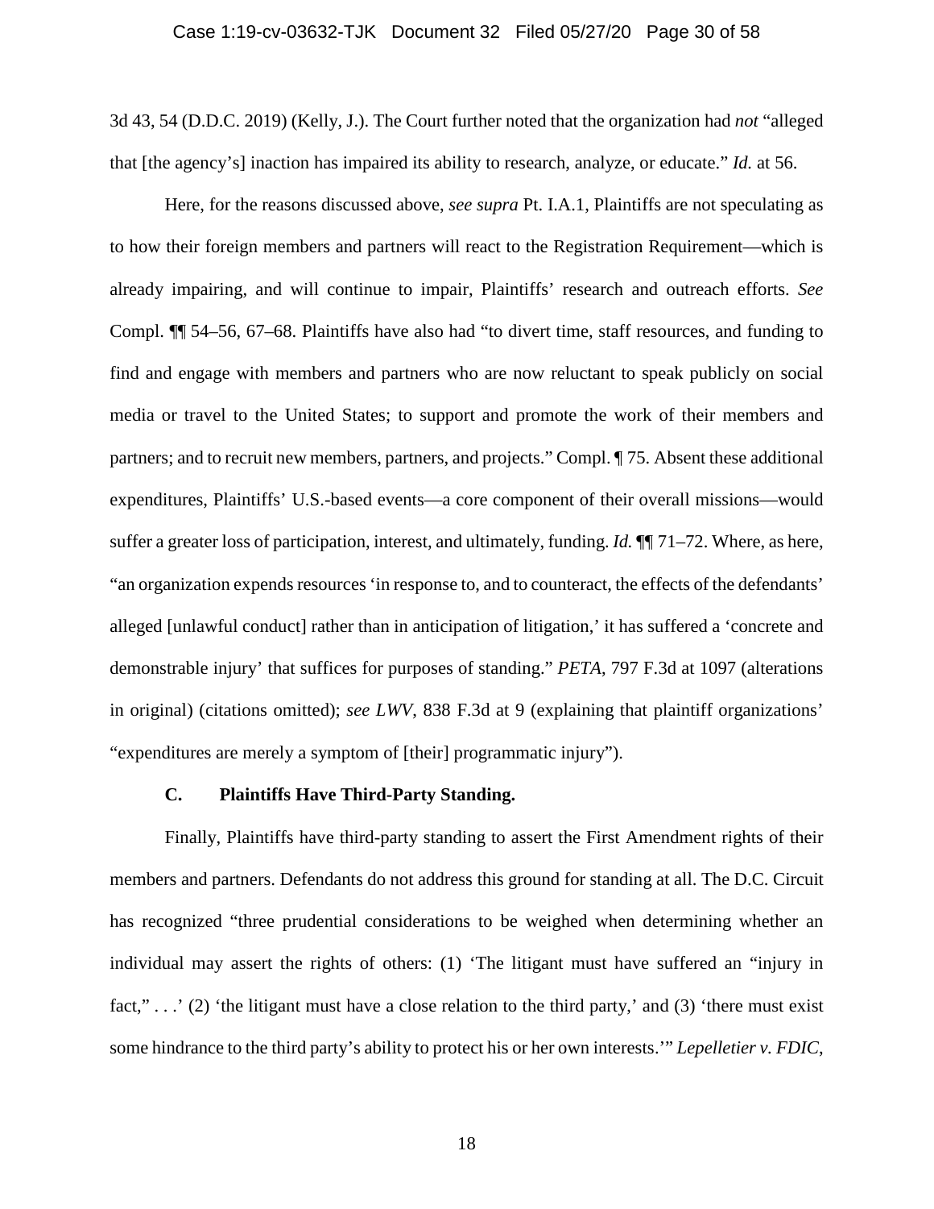3d 43, 54 (D.D.C. 2019) (Kelly, J.). The Court further noted that the organization had *not* "alleged that [the agency's] inaction has impaired its ability to research, analyze, or educate." *Id.* at 56.

Here, for the reasons discussed above, *see supra* Pt. I.A.1, Plaintiffs are not speculating as to how their foreign members and partners will react to the Registration Requirement—which is already impairing, and will continue to impair, Plaintiffs' research and outreach efforts. *See* Compl. ¶¶ 54–56, 67–68. Plaintiffs have also had "to divert time, staff resources, and funding to find and engage with members and partners who are now reluctant to speak publicly on social media or travel to the United States; to support and promote the work of their members and partners; and to recruit new members, partners, and projects." Compl. ¶ 75. Absent these additional expenditures, Plaintiffs' U.S.-based events—a core component of their overall missions—would suffer a greater loss of participation, interest, and ultimately, funding. *Id.* ¶¶ 71–72. Where, as here, "an organization expends resources 'in response to, and to counteract, the effects of the defendants' alleged [unlawful conduct] rather than in anticipation of litigation,' it has suffered a 'concrete and demonstrable injury' that suffices for purposes of standing." *PETA*, 797 F.3d at 1097 (alterations in original) (citations omitted); *see LWV*, 838 F.3d at 9 (explaining that plaintiff organizations' "expenditures are merely a symptom of [their] programmatic injury").

### C. Plaintiffs Have Third-Party Standing.

Finally, Plaintiffs have third-party standing to assert the First Amendment rights of their members and partners. Defendants do not address this ground for standing at all. The D.C. Circuit has recognized "three prudential considerations to be weighed when determining whether an individual may assert the rights of others: (1) 'The litigant must have suffered an "injury in fact," . . .' (2) 'the litigant must have a close relation to the third party,' and (3) 'there must exist some hindrance to the third party's ability to protect his or her own interests.'" *Lepelletier v. FDIC*,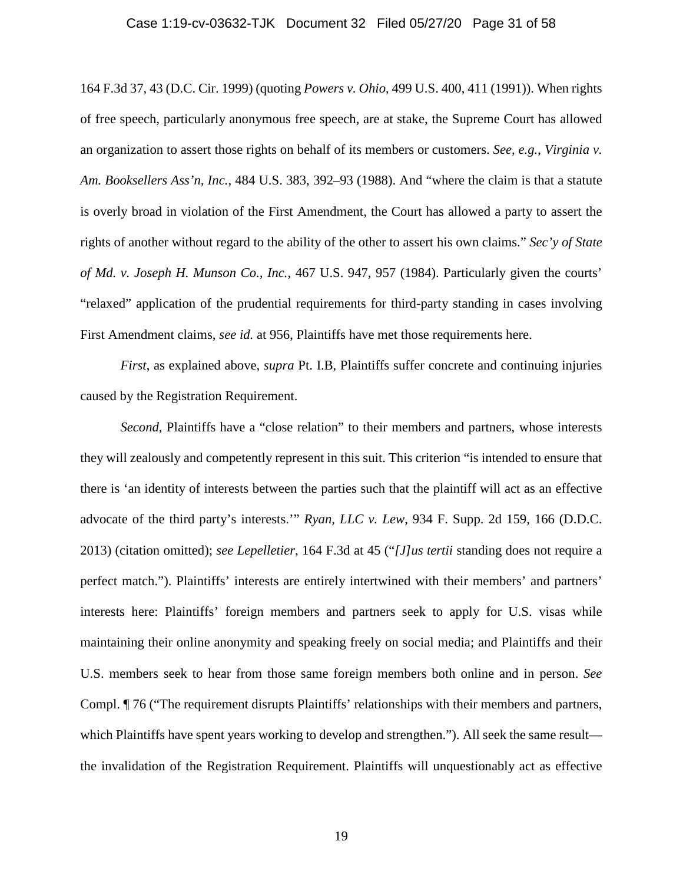164 F.3d 37, 43 (D.C. Cir. 1999) (quoting *Powers v. Ohio*, 499 U.S. 400, 411 (1991)). When rights of free speech, particularly anonymous free speech, are at stake, the Supreme Court has allowed an organization to assert those rights on behalf of its members or customers. *See, e.g.*, *Virginia v. Am. Booksellers Ass'n, Inc.*, 484 U.S. 383, 392–93 (1988). And "where the claim is that a statute is overly broad in violation of the First Amendment, the Court has allowed a party to assert the rights of another without regard to the ability of the other to assert his own claims." *Sec'y of State of Md. v. Joseph H. Munson Co., Inc.*, 467 U.S. 947, 957 (1984). Particularly given the courts' "relaxed" application of the prudential requirements for third-party standing in cases involving First Amendment claims, *see id.* at 956, Plaintiffs have met those requirements here.

*First*, as explained above, *supra* Pt. I.B, Plaintiffs suffer concrete and continuing injuries caused by the Registration Requirement.

*Second*, Plaintiffs have a "close relation" to their members and partners, whose interests they will zealously and competently represent in this suit. This criterion "is intended to ensure that there is 'an identity of interests between the parties such that the plaintiff will act as an effective advocate of the third party's interests.'" *Ryan, LLC v. Lew*, 934 F. Supp. 2d 159, 166 (D.D.C. 2013) (citation omitted); *see Lepelletier*, 164 F.3d at 45 ("*[J]us tertii* standing does not require a perfect match."). Plaintiffs' interests are entirely intertwined with their members' and partners' interests here: Plaintiffs' foreign members and partners seek to apply for U.S. visas while maintaining their online anonymity and speaking freely on social media; and Plaintiffs and their U.S. members seek to hear from those same foreign members both online and in person. *See* Compl. ¶ 76 ("The requirement disrupts Plaintiffs' relationships with their members and partners, which Plaintiffs have spent years working to develop and strengthen."). All seek the same result—the invalidation of the Registration Requirement. Plaintiffs will unquestionably act as effective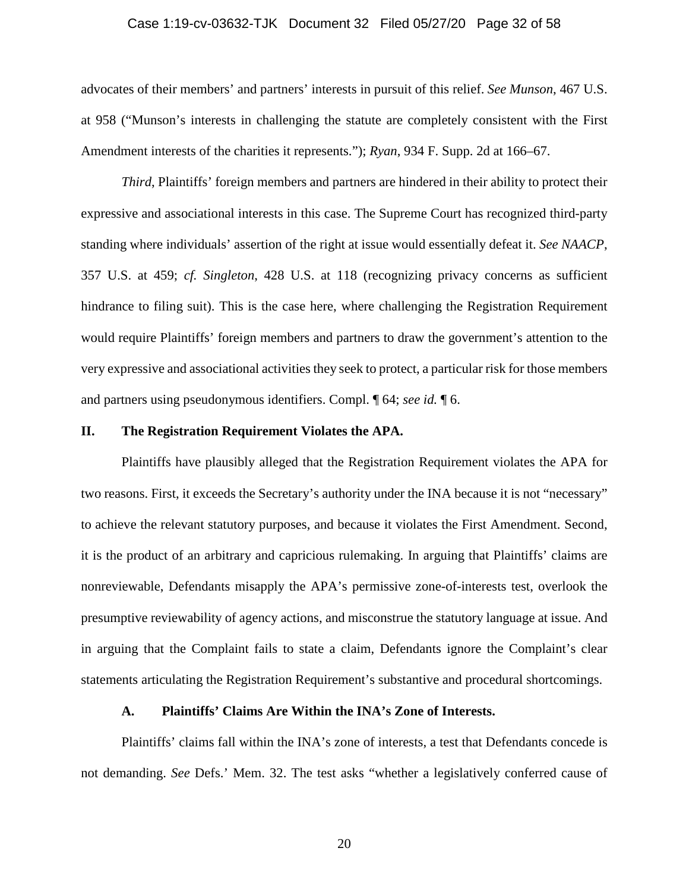advocates of their members' and partners' interests in pursuit of this relief. *See Munson*, 467 U.S. at 958 ("Munson's interests in challenging the statute are completely consistent with the First Amendment interests of the charities it represents."); *Ryan*, 934 F. Supp. 2d at 166–67.

*Third*, Plaintiffs' foreign members and partners are hindered in their ability to protect their expressive and associational interests in this case. The Supreme Court has recognized third-party standing where individuals' assertion of the right at issue would essentially defeat it. *See NAACP*, 357 U.S. at 459; *cf. Singleton*, 428 U.S. at 118 (recognizing privacy concerns as sufficient hindrance to filing suit). This is the case here, where challenging the Registration Requirement would require Plaintiffs' foreign members and partners to draw the government's attention to the very expressive and associational activities they seek to protect, a particular risk for those members and partners using pseudonymous identifiers. Compl. ¶ 64; *see id.* ¶ 6.

## II. The Registration Requirement Violates the APA.

Plaintiffs have plausibly alleged that the Registration Requirement violates the APA for two reasons. First, it exceeds the Secretary's authority under the INA because it is not "necessary" to achieve the relevant statutory purposes, and because it violates the First Amendment. Second, it is the product of an arbitrary and capricious rulemaking. In arguing that Plaintiffs' claims are nonreviewable, Defendants misapply the APA's permissive zone-of-interests test, overlook the presumptive reviewability of agency actions, and misconstrue the statutory language at issue. And in arguing that the Complaint fails to state a claim, Defendants ignore the Complaint's clear statements articulating the Registration Requirement's substantive and procedural shortcomings.

### A. Plaintiffs' Claims Are Within the INA's Zone of Interests.

Plaintiffs' claims fall within the INA's zone of interests, a test that Defendants concede is not demanding. *See* Defs.' Mem. 32. The test asks "whether a legislatively conferred cause of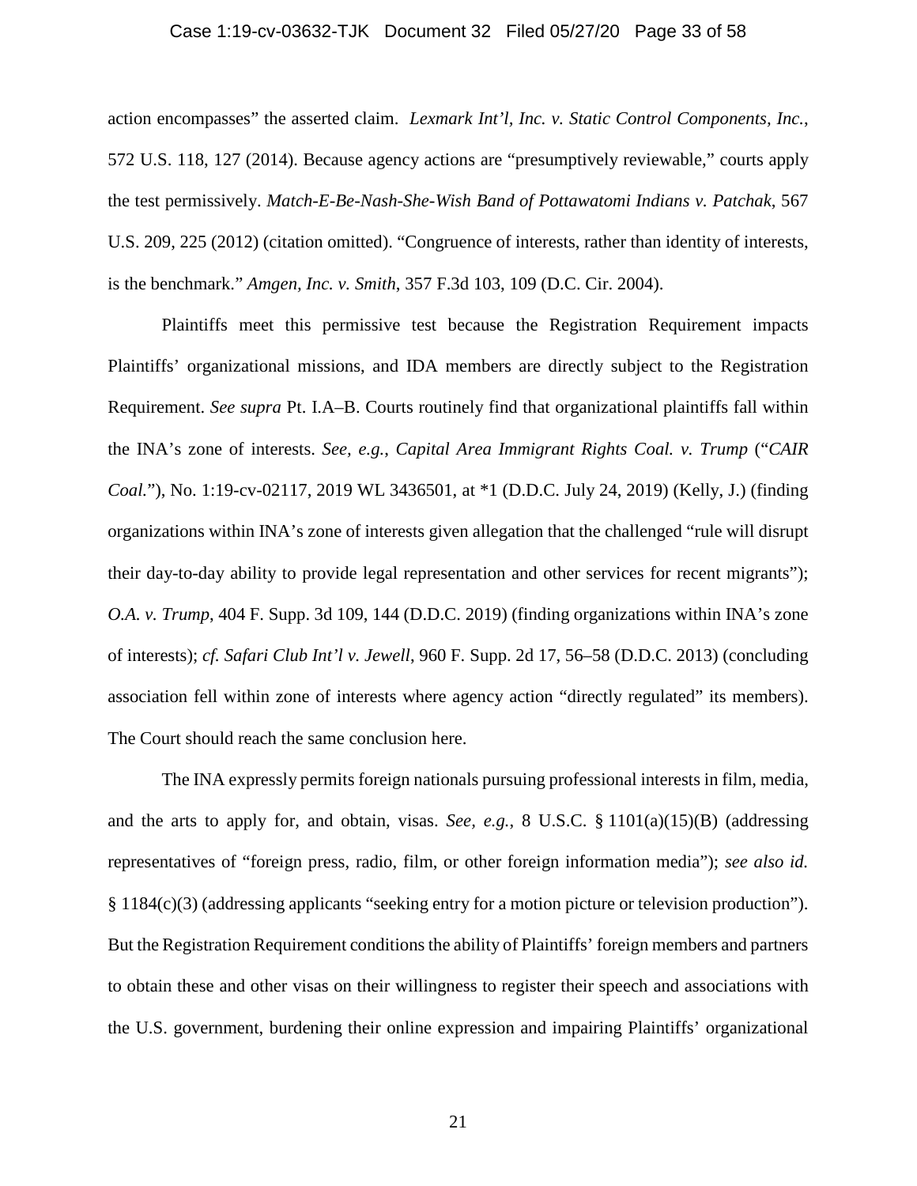action encompasses" the asserted claim. *Lexmark Int'l, Inc. v. Static Control Components, Inc.*, 572 U.S. 118, 127 (2014). Because agency actions are "presumptively reviewable," courts apply the test permissively. *Match-E-Be-Nash-She-Wish Band of Pottawatomi Indians v. Patchak*, 567 U.S. 209, 225 (2012) (citation omitted). "Congruence of interests, rather than identity of interests, is the benchmark." *Amgen, Inc. v. Smith*, 357 F.3d 103, 109 (D.C. Cir. 2004).

Plaintiffs meet this permissive test because the Registration Requirement impacts Plaintiffs' organizational missions, and IDA members are directly subject to the Registration Requirement. *See supra* Pt. I.A–B. Courts routinely find that organizational plaintiffs fall within the INA's zone of interests. *See, e.g.*, *Capital Area Immigrant Rights Coal. v. Trump* ("*CAIR Coal.*"), No. 1:19-cv-02117, 2019 WL 3436501, at *1 (D.D.C. July 24, 2019) (Kelly, J.) (finding organizations within INA's zone of interests given allegation that the challenged "rule will disrupt their day-to-day ability to provide legal representation and other services for recent migrants"); *O.A. v. Trump*, 404 F. Supp. 3d 109, 144 (D.D.C. 2019) (finding organizations within INA's zone of interests); *cf. Safari Club Int'l v. Jewell*, 960 F. Supp. 2d 17, 56–58 (D.D.C. 2013) (concluding association fell within zone of interests where agency action "directly regulated" its members). The Court should reach the same conclusion here.

The INA expressly permits foreign nationals pursuing professional interests in film, media, and the arts to apply for, and obtain, visas. *See, e.g.*, 8 U.S.C. § 1101(a)(15)(B) (addressing representatives of "foreign press, radio, film, or other foreign information media"); *see also id.* § 1184(c)(3) (addressing applicants "seeking entry for a motion picture or television production"). But the Registration Requirement conditions the ability of Plaintiffs' foreign members and partners to obtain these and other visas on their willingness to register their speech and associations with the U.S. government, burdening their online expression and impairing Plaintiffs' organizational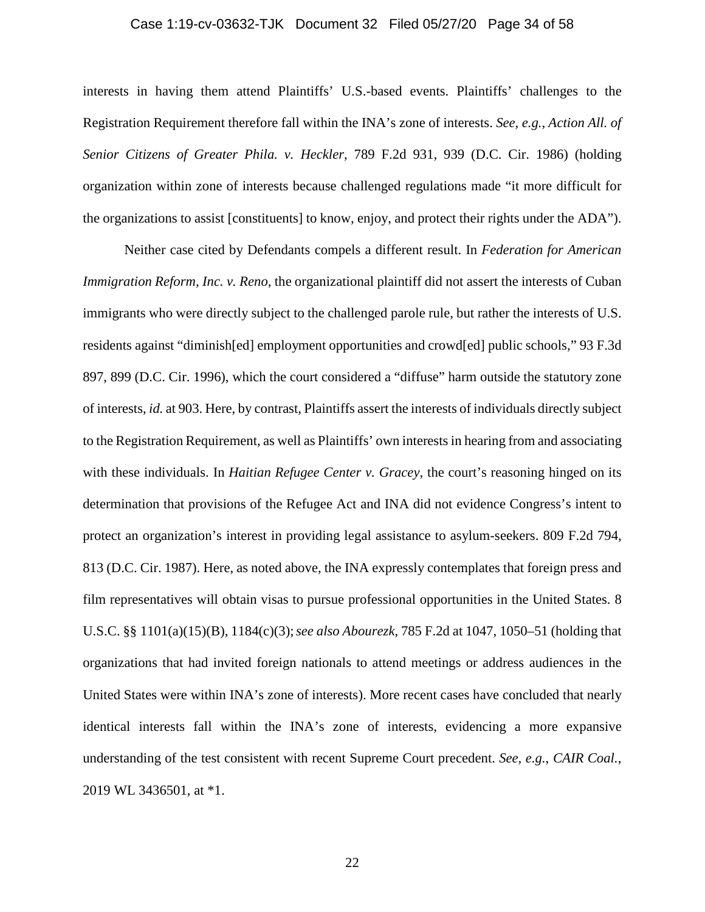interests in having them attend Plaintiffs' U.S.-based events. Plaintiffs' challenges to the Registration Requirement therefore fall within the INA's zone of interests. *See, e.g.*, *Action All. of Senior Citizens of Greater Phila. v. Heckler*, 789 F.2d 931, 939 (D.C. Cir. 1986) (holding organization within zone of interests because challenged regulations made "it more difficult for the organizations to assist [constituents] to know, enjoy, and protect their rights under the ADA").

Neither case cited by Defendants compels a different result. In *Federation for American Immigration Reform, Inc. v. Reno*, the organizational plaintiff did not assert the interests of Cuban immigrants who were directly subject to the challenged parole rule, but rather the interests of U.S. residents against "diminish[ed] employment opportunities and crowd[ed] public schools," 93 F.3d 897, 899 (D.C. Cir. 1996), which the court considered a "diffuse" harm outside the statutory zone of interests, *id.* at 903. Here, by contrast, Plaintiffs assert the interests of individuals directly subject to the Registration Requirement, as well as Plaintiffs' own interests in hearing from and associating with these individuals. In *Haitian Refugee Center v. Gracey*, the court's reasoning hinged on its determination that provisions of the Refugee Act and INA did not evidence Congress's intent to protect an organization's interest in providing legal assistance to asylum-seekers. 809 F.2d 794, 813 (D.C. Cir. 1987). Here, as noted above, the INA expressly contemplates that foreign press and film representatives will obtain visas to pursue professional opportunities in the United States. 8 U.S.C. §§ 1101(a)(15)(B), 1184(c)(3); *see also Abourezk*, 785 F.2d at 1047, 1050–51 (holding that organizations that had invited foreign nationals to attend meetings or address audiences in the United States were within INA's zone of interests). More recent cases have concluded that nearly identical interests fall within the INA's zone of interests, evidencing a more expansive understanding of the test consistent with recent Supreme Court precedent. *See, e.g.*, *CAIR Coal.*, 2019 WL 3436501, at *1.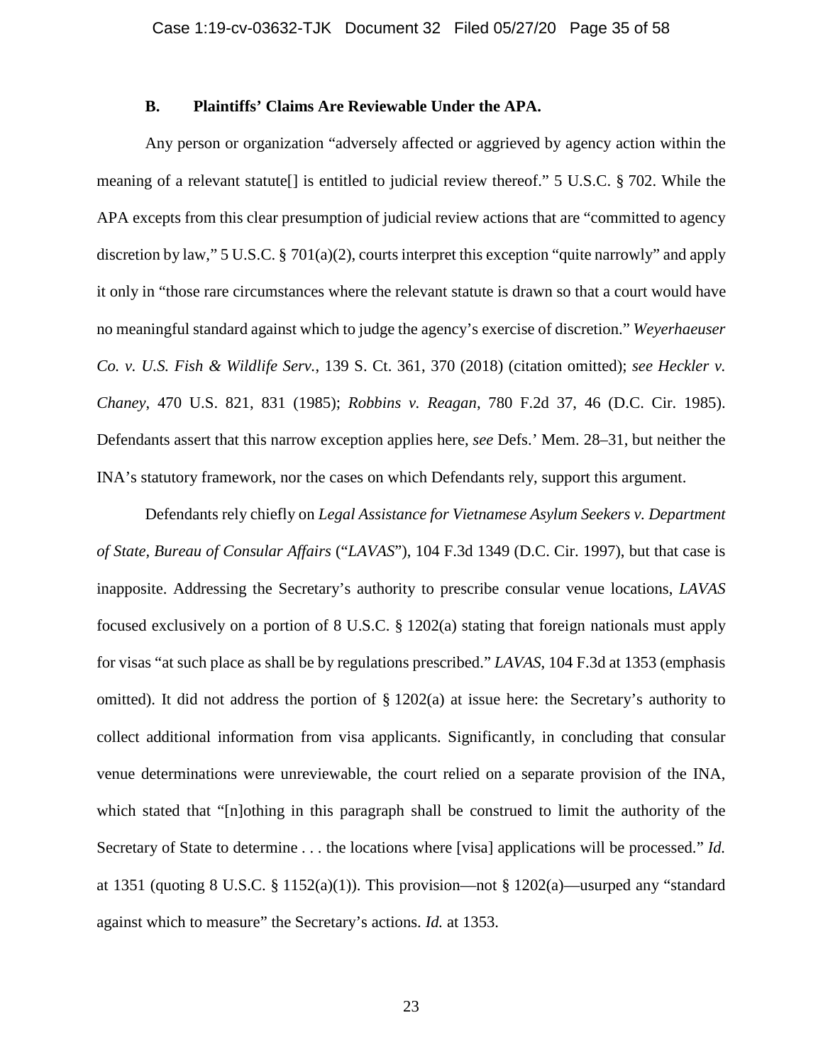### B. Plaintiffs' Claims Are Reviewable Under the APA.

Any person or organization "adversely affected or aggrieved by agency action within the meaning of a relevant statute[] is entitled to judicial review thereof." 5 U.S.C. § 702. While the APA excepts from this clear presumption of judicial review actions that are "committed to agency discretion by law," 5 U.S.C. § 701(a)(2), courts interpret this exception "quite narrowly" and apply it only in "those rare circumstances where the relevant statute is drawn so that a court would have no meaningful standard against which to judge the agency's exercise of discretion." *Weyerhaeuser Co. v. U.S. Fish & Wildlife Serv.*, 139 S. Ct. 361, 370 (2018) (citation omitted); *see Heckler v. Chaney*, 470 U.S. 821, 831 (1985); *Robbins v. Reagan*, 780 F.2d 37, 46 (D.C. Cir. 1985). Defendants assert that this narrow exception applies here, *see* Defs.' Mem. 28–31, but neither the INA's statutory framework, nor the cases on which Defendants rely, support this argument.

Defendants rely chiefly on *Legal Assistance for Vietnamese Asylum Seekers v. Department of State, Bureau of Consular Affairs* ("*LAVAS*"), 104 F.3d 1349 (D.C. Cir. 1997), but that case is inapposite. Addressing the Secretary's authority to prescribe consular venue locations, *LAVAS* focused exclusively on a portion of 8 U.S.C. § 1202(a) stating that foreign nationals must apply for visas "at such place as shall be by regulations prescribed." *LAVAS*, 104 F.3d at 1353 (emphasis omitted). It did not address the portion of § 1202(a) at issue here: the Secretary's authority to collect additional information from visa applicants. Significantly, in concluding that consular venue determinations were unreviewable, the court relied on a separate provision of the INA, which stated that "[n]othing in this paragraph shall be construed to limit the authority of the Secretary of State to determine . . . the locations where [visa] applications will be processed." *Id.* at 1351 (quoting 8 U.S.C. § 1152(a)(1)). This provision—not § 1202(a)—usurped any "standard against which to measure" the Secretary's actions. *Id.* at 1353.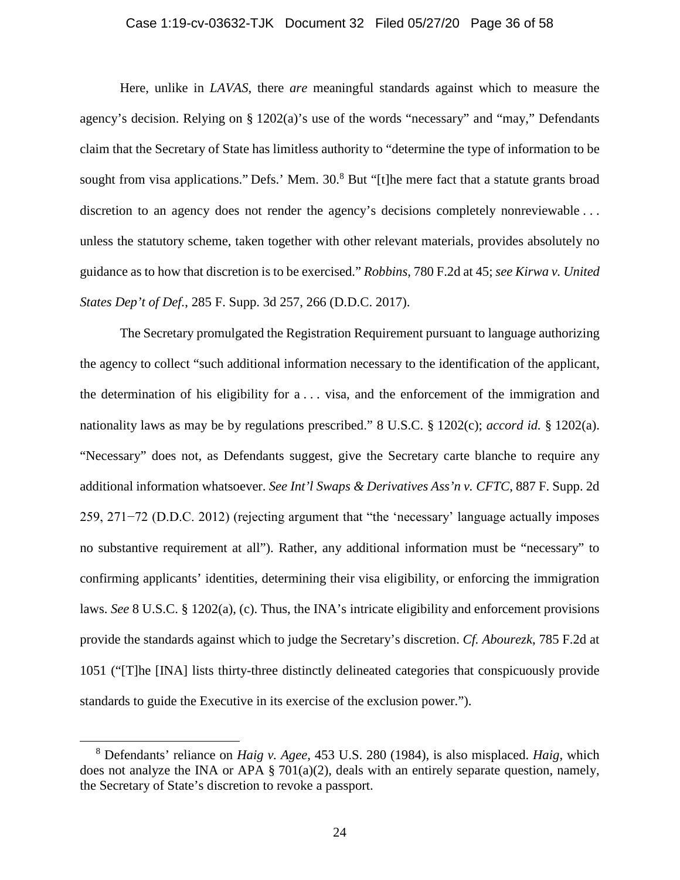Here, unlike in *LAVAS*, there *are* meaningful standards against which to measure the agency's decision. Relying on § 1202(a)'s use of the words "necessary" and "may," Defendants claim that the Secretary of State has limitless authority to "determine the type of information to be sought from visa applications." Defs.' Mem. 30.[8] But "[t]he mere fact that a statute grants broad discretion to an agency does not render the agency's decisions completely nonreviewable . . . unless the statutory scheme, taken together with other relevant materials, provides absolutely no guidance as to how that discretion is to be exercised." *Robbins*, 780 F.2d at 45; *see Kirwa v. United States Dep't of Def.*, 285 F. Supp. 3d 257, 266 (D.D.C. 2017).

The Secretary promulgated the Registration Requirement pursuant to language authorizing the agency to collect "such additional information necessary to the identification of the applicant, the determination of his eligibility for a . . . visa, and the enforcement of the immigration and nationality laws as may be by regulations prescribed." 8 U.S.C. § 1202(c); *accord id.* § 1202(a). "Necessary" does not, as Defendants suggest, give the Secretary carte blanche to require any additional information whatsoever. *See Int'l Swaps & Derivatives Ass'n v. CFTC*, 887 F. Supp. 2d 259, 271−72 (D.D.C. 2012) (rejecting argument that "the 'necessary' language actually imposes no substantive requirement at all"). Rather, any additional information must be "necessary" to confirming applicants' identities, determining their visa eligibility, or enforcing the immigration laws. *See* 8 U.S.C. § 1202(a), (c). Thus, the INA's intricate eligibility and enforcement provisions provide the standards against which to judge the Secretary's discretion. *Cf. Abourezk*, 785 F.2d at 1051 ("[T]he [INA] lists thirty-three distinctly delineated categories that conspicuously provide standards to guide the Executive in its exercise of the exclusion power.").

---

[8] Defendants' reliance on *Haig v. Agee*, 453 U.S. 280 (1984), is also misplaced. *Haig*, which does not analyze the INA or APA § 701(a)(2), deals with an entirely separate question, namely, the Secretary of State's discretion to revoke a passport.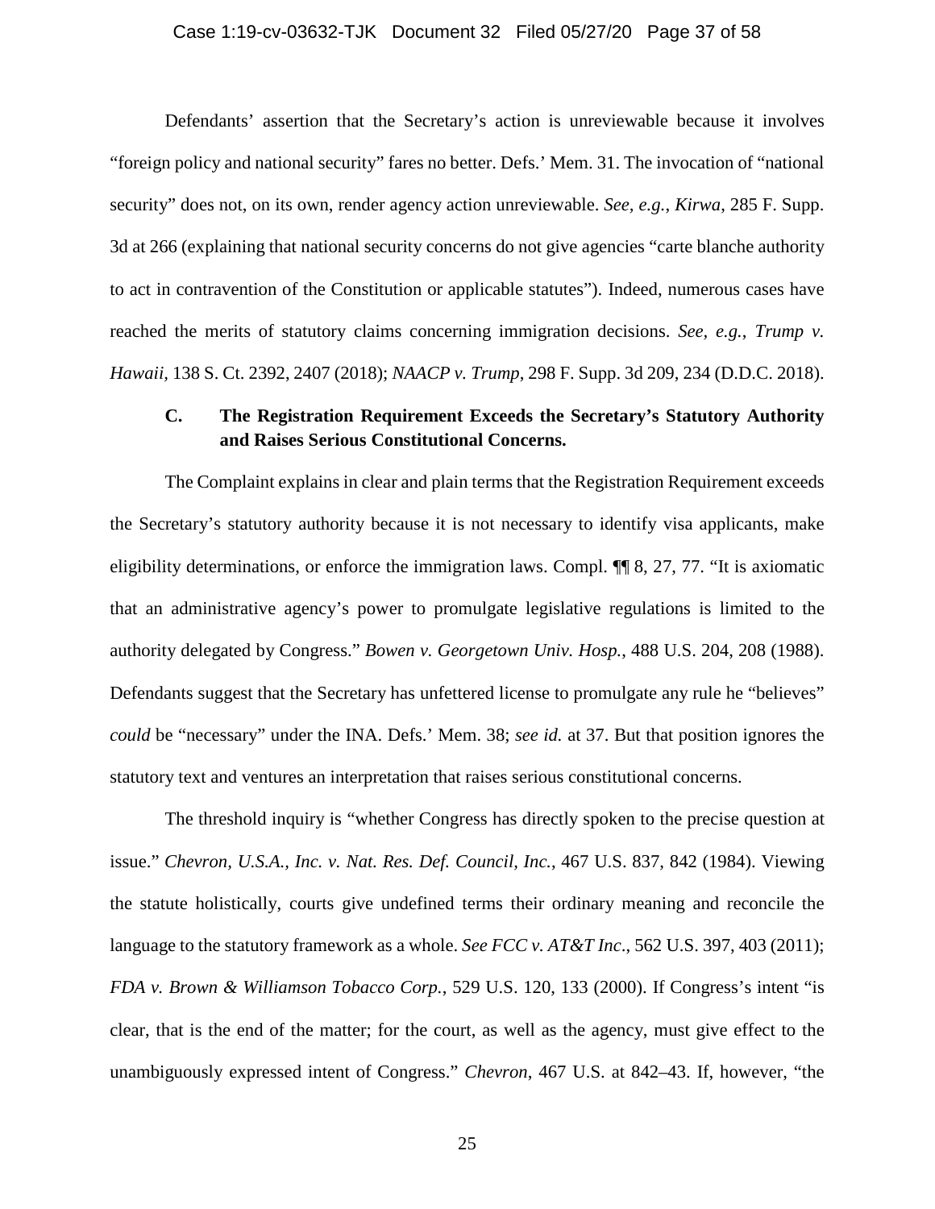Defendants' assertion that the Secretary's action is unreviewable because it involves "foreign policy and national security" fares no better. Defs.' Mem. 31. The invocation of "national security" does not, on its own, render agency action unreviewable. *See, e.g.*, *Kirwa*, 285 F. Supp. 3d at 266 (explaining that national security concerns do not give agencies "carte blanche authority to act in contravention of the Constitution or applicable statutes"). Indeed, numerous cases have reached the merits of statutory claims concerning immigration decisions. *See, e.g.*, *Trump v. Hawaii*, 138 S. Ct. 2392, 2407 (2018); *NAACP v. Trump*, 298 F. Supp. 3d 209, 234 (D.D.C. 2018).

### C. The Registration Requirement Exceeds the Secretary's Statutory Authority and Raises Serious Constitutional Concerns.

The Complaint explains in clear and plain terms that the Registration Requirement exceeds the Secretary's statutory authority because it is not necessary to identify visa applicants, make eligibility determinations, or enforce the immigration laws. Compl. ¶¶ 8, 27, 77. "It is axiomatic that an administrative agency's power to promulgate legislative regulations is limited to the authority delegated by Congress." *Bowen v. Georgetown Univ. Hosp.*, 488 U.S. 204, 208 (1988). Defendants suggest that the Secretary has unfettered license to promulgate any rule he "believes" *could* be "necessary" under the INA. Defs.' Mem. 38; *see id.* at 37. But that position ignores the statutory text and ventures an interpretation that raises serious constitutional concerns.

The threshold inquiry is "whether Congress has directly spoken to the precise question at issue." *Chevron, U.S.A., Inc. v. Nat. Res. Def. Council, Inc.*, 467 U.S. 837, 842 (1984). Viewing the statute holistically, courts give undefined terms their ordinary meaning and reconcile the language to the statutory framework as a whole. *See FCC v. AT&T Inc.*, 562 U.S. 397, 403 (2011); *FDA v. Brown & Williamson Tobacco Corp.*, 529 U.S. 120, 133 (2000). If Congress's intent "is clear, that is the end of the matter; for the court, as well as the agency, must give effect to the unambiguously expressed intent of Congress." *Chevron*, 467 U.S. at 842–43. If, however, "the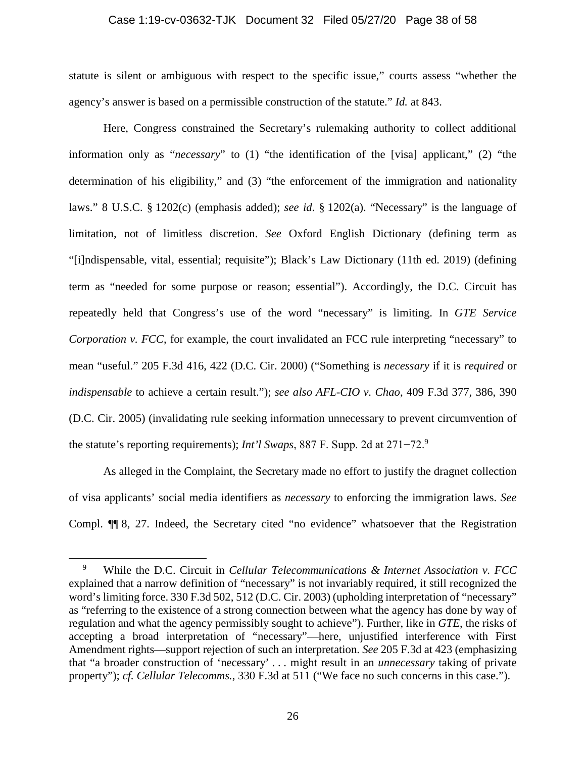statute is silent or ambiguous with respect to the specific issue," courts assess "whether the agency's answer is based on a permissible construction of the statute." *Id.* at 843.

Here, Congress constrained the Secretary's rulemaking authority to collect additional information only as "*necessary*" to (1) "the identification of the [visa] applicant," (2) "the determination of his eligibility," and (3) "the enforcement of the immigration and nationality laws." 8 U.S.C. § 1202(c) (emphasis added); *see id*. § 1202(a). "Necessary" is the language of limitation, not of limitless discretion. *See* Oxford English Dictionary (defining term as "[i]ndispensable, vital, essential; requisite"); Black's Law Dictionary (11th ed. 2019) (defining term as "needed for some purpose or reason; essential"). Accordingly, the D.C. Circuit has repeatedly held that Congress's use of the word "necessary" is limiting. In *GTE Service Corporation v. FCC*, for example, the court invalidated an FCC rule interpreting "necessary" to mean "useful." 205 F.3d 416, 422 (D.C. Cir. 2000) ("Something is *necessary* if it is *required* or *indispensable* to achieve a certain result."); *see also AFL-CIO v. Chao*, 409 F.3d 377, 386, 390 (D.C. Cir. 2005) (invalidating rule seeking information unnecessary to prevent circumvention of the statute's reporting requirements); *Int'l Swaps*, 887 F. Supp. 2d at 271−72.[9]

As alleged in the Complaint, the Secretary made no effort to justify the dragnet collection of visa applicants' social media identifiers as *necessary* to enforcing the immigration laws. *See* Compl. ¶¶ 8, 27. Indeed, the Secretary cited "no evidence" whatsoever that the Registration

---

[9] While the D.C. Circuit in *Cellular Telecommunications & Internet Association v. FCC* explained that a narrow definition of "necessary" is not invariably required, it still recognized the word's limiting force. 330 F.3d 502, 512 (D.C. Cir. 2003) (upholding interpretation of "necessary" as "referring to the existence of a strong connection between what the agency has done by way of regulation and what the agency permissibly sought to achieve"). Further, like in *GTE*, the risks of accepting a broad interpretation of "necessary"—here, unjustified interference with First Amendment rights—support rejection of such an interpretation. *See* 205 F.3d at 423 (emphasizing that "a broader construction of 'necessary' . . . might result in an *unnecessary* taking of private property"); *cf. Cellular Telecomms.*, 330 F.3d at 511 ("We face no such concerns in this case.").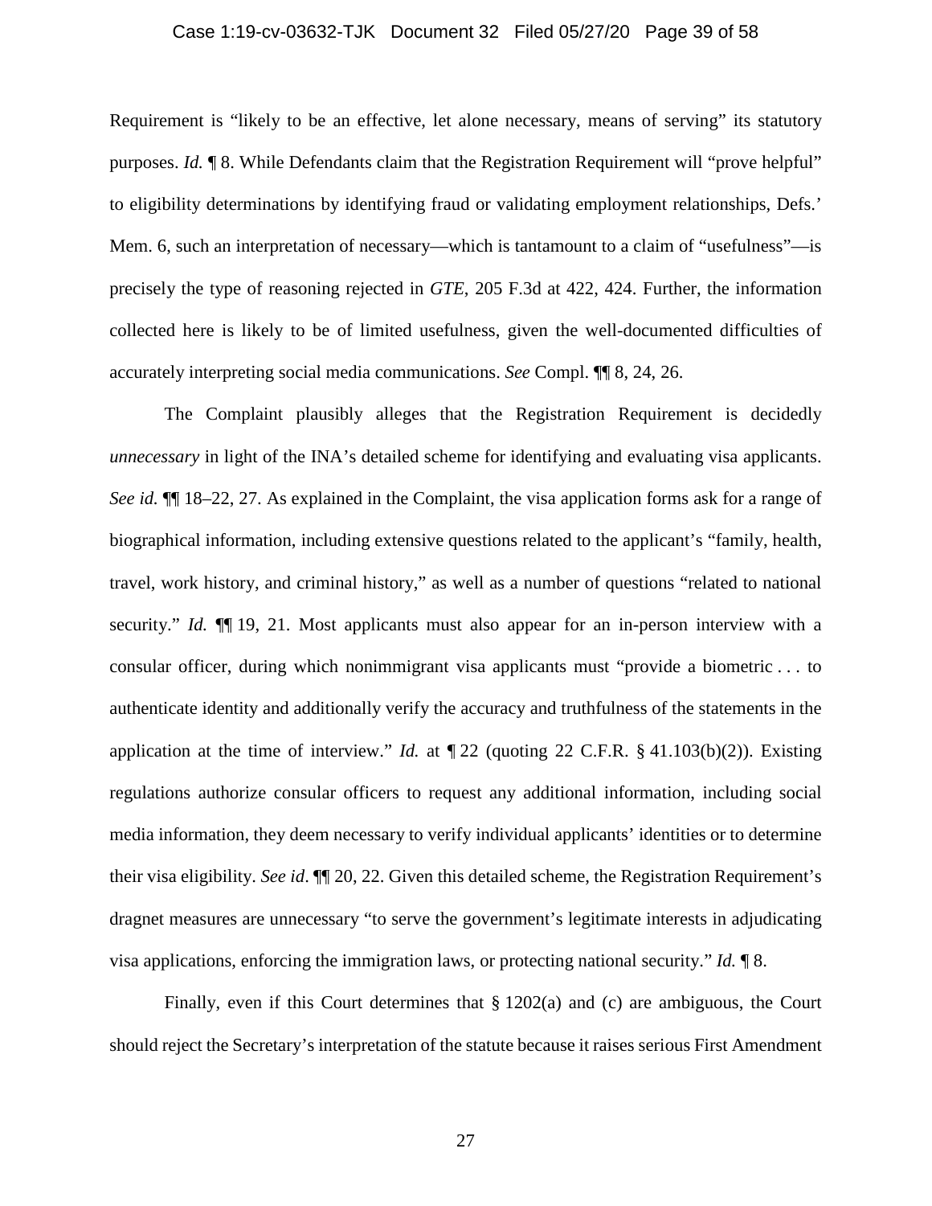Requirement is "likely to be an effective, let alone necessary, means of serving" its statutory purposes. *Id.* ¶ 8. While Defendants claim that the Registration Requirement will "prove helpful" to eligibility determinations by identifying fraud or validating employment relationships, Defs.' Mem. 6, such an interpretation of necessary—which is tantamount to a claim of "usefulness"—is precisely the type of reasoning rejected in *GTE*, 205 F.3d at 422, 424. Further, the information collected here is likely to be of limited usefulness, given the well-documented difficulties of accurately interpreting social media communications. *See* Compl. ¶¶ 8, 24, 26.

The Complaint plausibly alleges that the Registration Requirement is decidedly *unnecessary* in light of the INA's detailed scheme for identifying and evaluating visa applicants. *See id.* ¶¶ 18–22, 27. As explained in the Complaint, the visa application forms ask for a range of biographical information, including extensive questions related to the applicant's "family, health, travel, work history, and criminal history," as well as a number of questions "related to national security." *Id.* ¶¶ 19, 21. Most applicants must also appear for an in-person interview with a consular officer, during which nonimmigrant visa applicants must "provide a biometric . . . to authenticate identity and additionally verify the accuracy and truthfulness of the statements in the application at the time of interview." *Id.* at ¶ 22 (quoting 22 C.F.R. § 41.103(b)(2)). Existing regulations authorize consular officers to request any additional information, including social media information, they deem necessary to verify individual applicants' identities or to determine their visa eligibility. *See id*. ¶¶ 20, 22. Given this detailed scheme, the Registration Requirement's dragnet measures are unnecessary "to serve the government's legitimate interests in adjudicating visa applications, enforcing the immigration laws, or protecting national security." *Id.* ¶ 8.

Finally, even if this Court determines that § 1202(a) and (c) are ambiguous, the Court should reject the Secretary's interpretation of the statute because it raises serious First Amendment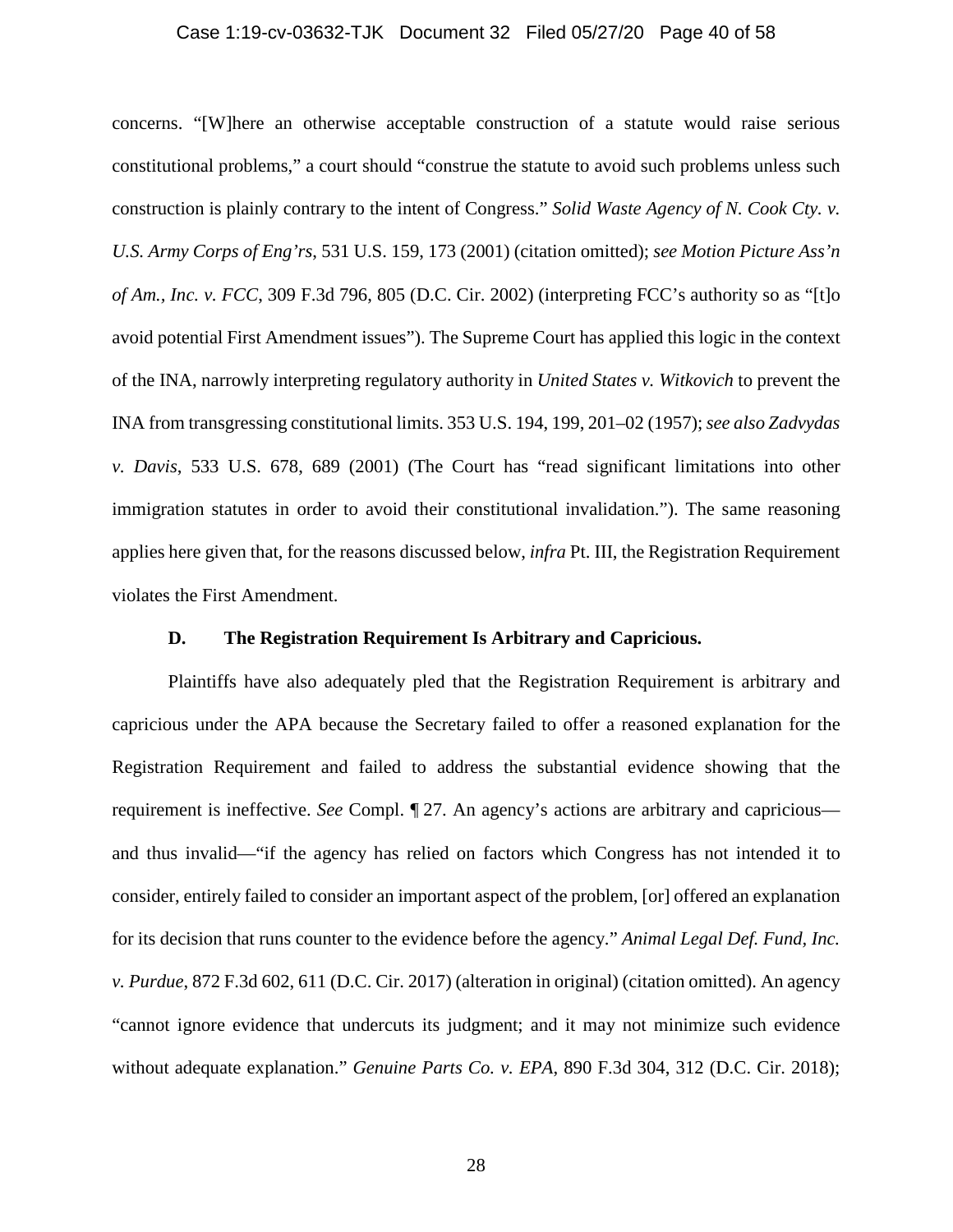concerns. "[W]here an otherwise acceptable construction of a statute would raise serious constitutional problems," a court should "construe the statute to avoid such problems unless such construction is plainly contrary to the intent of Congress." *Solid Waste Agency of N. Cook Cty. v. U.S. Army Corps of Eng'rs*, 531 U.S. 159, 173 (2001) (citation omitted); *see Motion Picture Ass'n of Am., Inc. v. FCC*, 309 F.3d 796, 805 (D.C. Cir. 2002) (interpreting FCC's authority so as "[t]o avoid potential First Amendment issues"). The Supreme Court has applied this logic in the context of the INA, narrowly interpreting regulatory authority in *United States v. Witkovich* to prevent the INA from transgressing constitutional limits. 353 U.S. 194, 199, 201–02 (1957); *see also Zadvydas v. Davis*, 533 U.S. 678, 689 (2001) (The Court has "read significant limitations into other immigration statutes in order to avoid their constitutional invalidation."). The same reasoning applies here given that, for the reasons discussed below, *infra* Pt. III, the Registration Requirement violates the First Amendment.

### D. The Registration Requirement Is Arbitrary and Capricious.

Plaintiffs have also adequately pled that the Registration Requirement is arbitrary and capricious under the APA because the Secretary failed to offer a reasoned explanation for the Registration Requirement and failed to address the substantial evidence showing that the requirement is ineffective. *See* Compl. ¶ 27. An agency's actions are arbitrary and capricious—and thus invalid—"if the agency has relied on factors which Congress has not intended it to consider, entirely failed to consider an important aspect of the problem, [or] offered an explanation for its decision that runs counter to the evidence before the agency." *Animal Legal Def. Fund, Inc. v. Purdue*, 872 F.3d 602, 611 (D.C. Cir. 2017) (alteration in original) (citation omitted). An agency "cannot ignore evidence that undercuts its judgment; and it may not minimize such evidence without adequate explanation." *Genuine Parts Co. v. EPA*, 890 F.3d 304, 312 (D.C. Cir. 2018);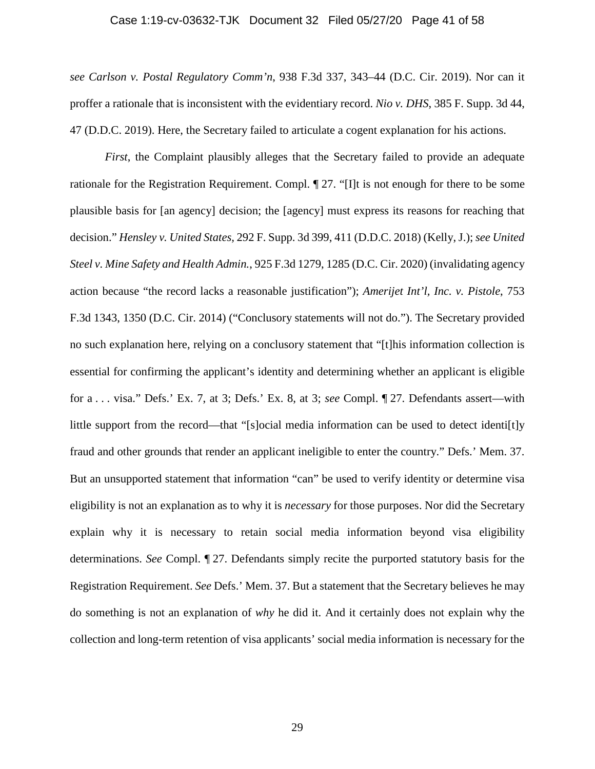*see Carlson v. Postal Regulatory Comm'n*, 938 F.3d 337, 343–44 (D.C. Cir. 2019). Nor can it proffer a rationale that is inconsistent with the evidentiary record. *Nio v. DHS*, 385 F. Supp. 3d 44, 47 (D.D.C. 2019). Here, the Secretary failed to articulate a cogent explanation for his actions.

*First*, the Complaint plausibly alleges that the Secretary failed to provide an adequate rationale for the Registration Requirement. Compl. ¶ 27. "[I]t is not enough for there to be some plausible basis for [an agency] decision; the [agency] must express its reasons for reaching that decision." *Hensley v. United States*, 292 F. Supp. 3d 399, 411 (D.D.C. 2018) (Kelly, J.); *see United Steel v. Mine Safety and Health Admin.*, 925 F.3d 1279, 1285 (D.C. Cir. 2020) (invalidating agency action because "the record lacks a reasonable justification"); *Amerijet Int'l, Inc. v. Pistole*, 753 F.3d 1343, 1350 (D.C. Cir. 2014) ("Conclusory statements will not do."). The Secretary provided no such explanation here, relying on a conclusory statement that "[t]his information collection is essential for confirming the applicant's identity and determining whether an applicant is eligible for a . . . visa." Defs.' Ex. 7, at 3; Defs.' Ex. 8, at 3; *see* Compl. ¶ 27. Defendants assert—with little support from the record—that "[s]ocial media information can be used to detect identi[t]y fraud and other grounds that render an applicant ineligible to enter the country." Defs.' Mem. 37. But an unsupported statement that information "can" be used to verify identity or determine visa eligibility is not an explanation as to why it is *necessary* for those purposes. Nor did the Secretary explain why it is necessary to retain social media information beyond visa eligibility determinations. *See* Compl. ¶ 27. Defendants simply recite the purported statutory basis for the Registration Requirement. *See* Defs.' Mem. 37. But a statement that the Secretary believes he may do something is not an explanation of *why* he did it. And it certainly does not explain why the collection and long-term retention of visa applicants' social media information is necessary for the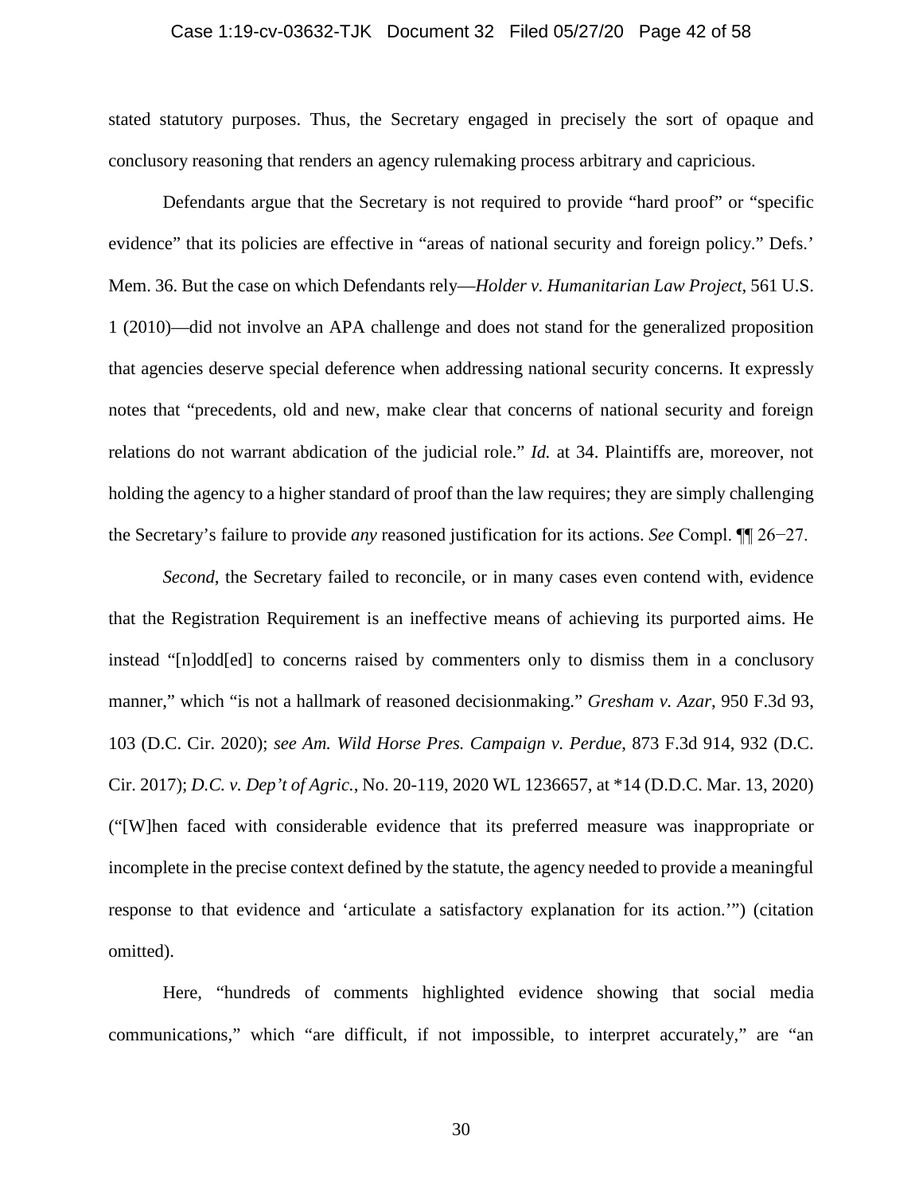stated statutory purposes. Thus, the Secretary engaged in precisely the sort of opaque and conclusory reasoning that renders an agency rulemaking process arbitrary and capricious.

Defendants argue that the Secretary is not required to provide "hard proof" or "specific evidence" that its policies are effective in "areas of national security and foreign policy." Defs.' Mem. 36. But the case on which Defendants rely—*Holder v. Humanitarian Law Project*, 561 U.S. 1 (2010)—did not involve an APA challenge and does not stand for the generalized proposition that agencies deserve special deference when addressing national security concerns. It expressly notes that "precedents, old and new, make clear that concerns of national security and foreign relations do not warrant abdication of the judicial role." *Id.* at 34. Plaintiffs are, moreover, not holding the agency to a higher standard of proof than the law requires; they are simply challenging the Secretary's failure to provide *any* reasoned justification for its actions. *See* Compl. ¶¶ 26−27.

*Second*, the Secretary failed to reconcile, or in many cases even contend with, evidence that the Registration Requirement is an ineffective means of achieving its purported aims. He instead "[n]odd[ed] to concerns raised by commenters only to dismiss them in a conclusory manner," which "is not a hallmark of reasoned decisionmaking." *Gresham v. Azar*, 950 F.3d 93, 103 (D.C. Cir. 2020); *see Am. Wild Horse Pres. Campaign v. Perdue*, 873 F.3d 914, 932 (D.C. Cir. 2017); *D.C. v. Dep't of Agric.*, No. 20-119, 2020 WL 1236657, at *14 (D.D.C. Mar. 13, 2020) ("[W]hen faced with considerable evidence that its preferred measure was inappropriate or incomplete in the precise context defined by the statute, the agency needed to provide a meaningful response to that evidence and 'articulate a satisfactory explanation for its action.'") (citation omitted).

Here, "hundreds of comments highlighted evidence showing that social media communications," which "are difficult, if not impossible, to interpret accurately," are "an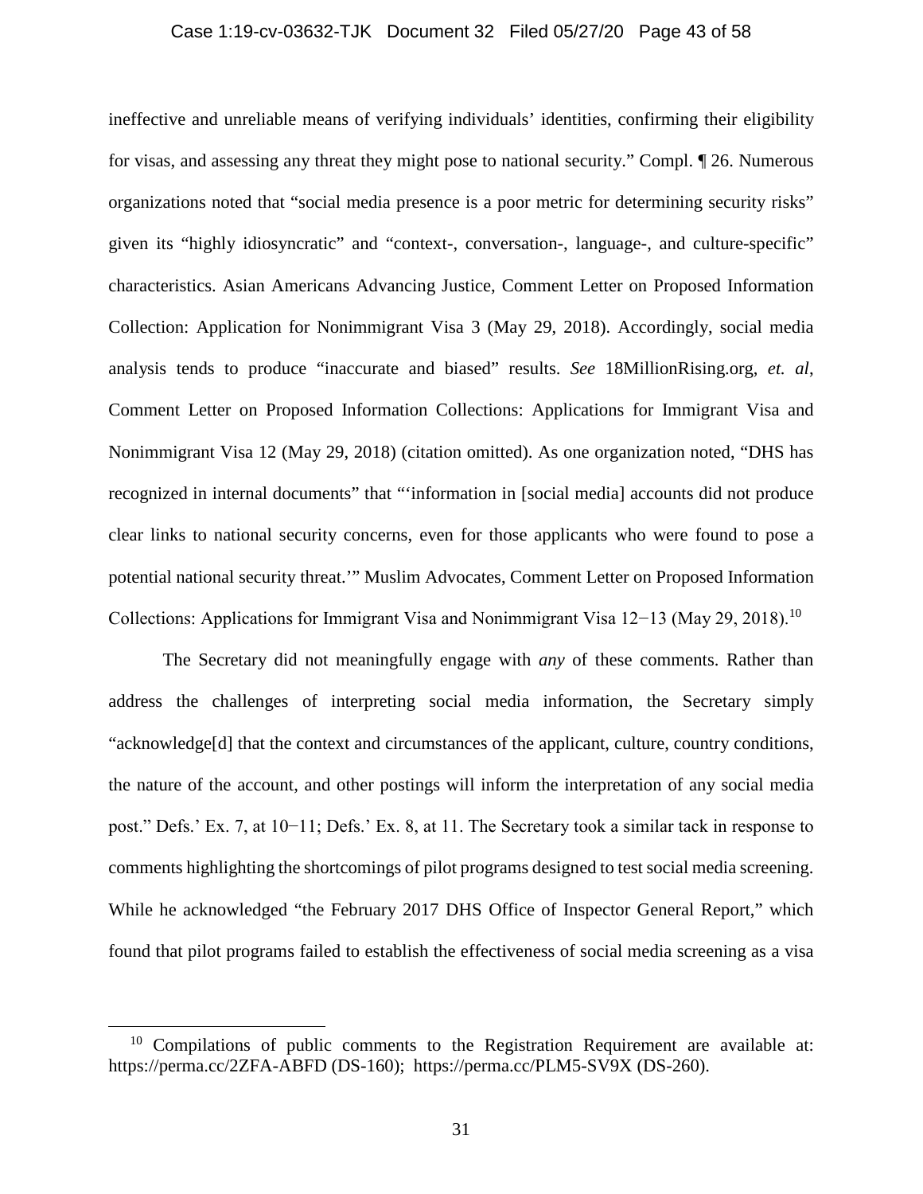ineffective and unreliable means of verifying individuals' identities, confirming their eligibility for visas, and assessing any threat they might pose to national security." Compl. ¶ 26. Numerous organizations noted that "social media presence is a poor metric for determining security risks" given its "highly idiosyncratic" and "context-, conversation-, language-, and culture-specific" characteristics. Asian Americans Advancing Justice, Comment Letter on Proposed Information Collection: Application for Nonimmigrant Visa 3 (May 29, 2018). Accordingly, social media analysis tends to produce "inaccurate and biased" results. *See* 18MillionRising.org, *et. al*, Comment Letter on Proposed Information Collections: Applications for Immigrant Visa and Nonimmigrant Visa 12 (May 29, 2018) (citation omitted). As one organization noted, "DHS has recognized in internal documents" that "'information in [social media] accounts did not produce clear links to national security concerns, even for those applicants who were found to pose a potential national security threat.'" Muslim Advocates, Comment Letter on Proposed Information Collections: Applications for Immigrant Visa and Nonimmigrant Visa 12−13 (May 29, 2018).[10]

The Secretary did not meaningfully engage with *any* of these comments. Rather than address the challenges of interpreting social media information, the Secretary simply "acknowledge[d] that the context and circumstances of the applicant, culture, country conditions, the nature of the account, and other postings will inform the interpretation of any social media post." Defs.' Ex. 7, at 10−11; Defs.' Ex. 8, at 11. The Secretary took a similar tack in response to comments highlighting the shortcomings of pilot programs designed to test social media screening. While he acknowledged "the February 2017 DHS Office of Inspector General Report," which found that pilot programs failed to establish the effectiveness of social media screening as a visa

[10] Compilations of public comments to the Registration Requirement are available at: https://perma.cc/2ZFA-ABFD (DS-160); https://perma.cc/PLM5-SV9X (DS-260).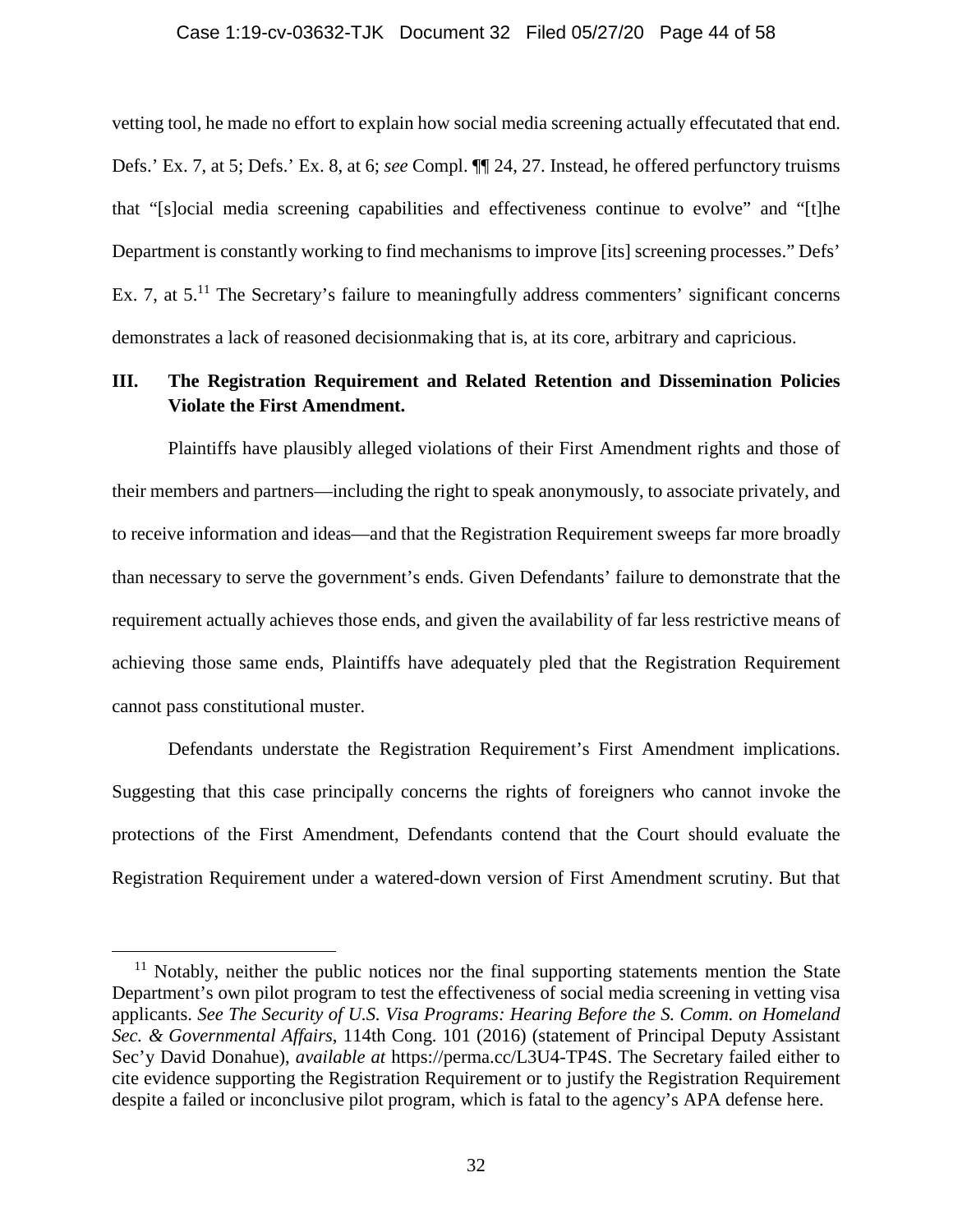vetting tool, he made no effort to explain how social media screening actually effectuated that end. Defs.' Ex. 7, at 5; Defs.' Ex. 8, at 6; *see* Compl. ¶¶ 24, 27. Instead, he offered perfunctory truisms that "[s]ocial media screening capabilities and effectiveness continue to evolve" and "[t]he Department is constantly working to find mechanisms to improve [its] screening processes." Defs' Ex. 7, at 5.[11] The Secretary's failure to meaningfully address commenters' significant concerns demonstrates a lack of reasoned decisionmaking that is, at its core, arbitrary and capricious.

## III. The Registration Requirement and Related Retention and Dissemination Policies Violate the First Amendment.

Plaintiffs have plausibly alleged violations of their First Amendment rights and those of their members and partners—including the right to speak anonymously, to associate privately, and to receive information and ideas—and that the Registration Requirement sweeps far more broadly than necessary to serve the government's ends. Given Defendants' failure to demonstrate that the requirement actually achieves those ends, and given the availability of far less restrictive means of achieving those same ends, Plaintiffs have adequately pled that the Registration Requirement cannot pass constitutional muster.

Defendants understate the Registration Requirement's First Amendment implications. Suggesting that this case principally concerns the rights of foreigners who cannot invoke the protections of the First Amendment, Defendants contend that the Court should evaluate the Registration Requirement under a watered-down version of First Amendment scrutiny. But that

---

[11] Notably, neither the public notices nor the final supporting statements mention the State Department's own pilot program to test the effectiveness of social media screening in vetting visa applicants. *See The Security of U.S. Visa Programs: Hearing Before the S. Comm. on Homeland Sec. & Governmental Affairs*, 114th Cong. 101 (2016) (statement of Principal Deputy Assistant Sec'y David Donahue), *available at* https://perma.cc/L3U4-TP4S. The Secretary failed either to cite evidence supporting the Registration Requirement or to justify the Registration Requirement despite a failed or inconclusive pilot program, which is fatal to the agency's APA defense here.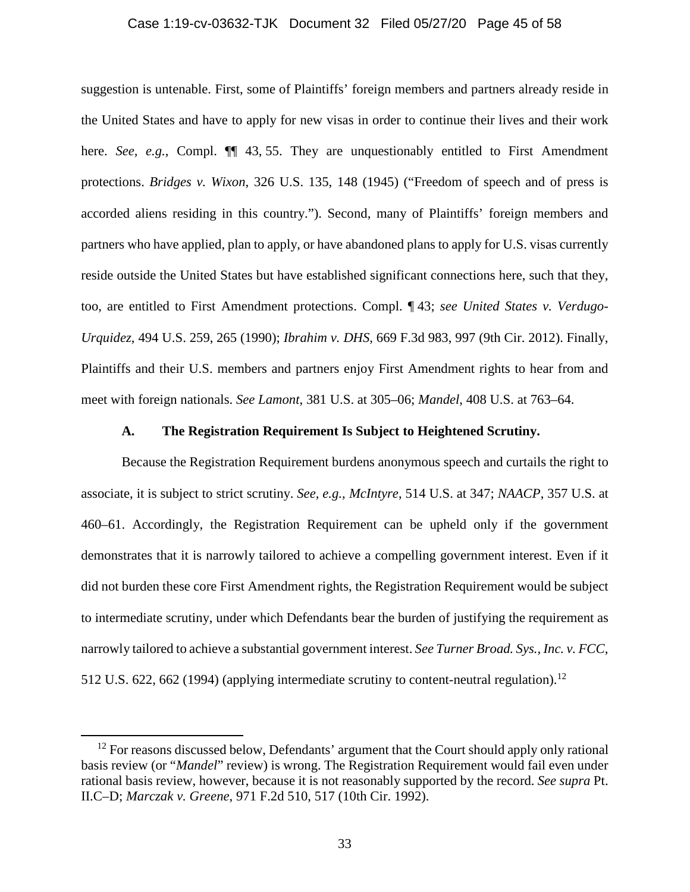suggestion is untenable. First, some of Plaintiffs' foreign members and partners already reside in the United States and have to apply for new visas in order to continue their lives and their work here. *See, e.g.*, Compl. ¶¶ 43, 55. They are unquestionably entitled to First Amendment protections. *Bridges v. Wixon*, 326 U.S. 135, 148 (1945) ("Freedom of speech and of press is accorded aliens residing in this country."). Second, many of Plaintiffs' foreign members and partners who have applied, plan to apply, or have abandoned plans to apply for U.S. visas currently reside outside the United States but have established significant connections here, such that they, too, are entitled to First Amendment protections. Compl. ¶ 43; *see United States v. Verdugo-Urquidez*, 494 U.S. 259, 265 (1990); *Ibrahim v. DHS*, 669 F.3d 983, 997 (9th Cir. 2012). Finally, Plaintiffs and their U.S. members and partners enjoy First Amendment rights to hear from and meet with foreign nationals. *See Lamont*, 381 U.S. at 305–06; *Mandel*, 408 U.S. at 763–64.

### A. The Registration Requirement Is Subject to Heightened Scrutiny.

Because the Registration Requirement burdens anonymous speech and curtails the right to associate, it is subject to strict scrutiny. *See, e.g.*, *McIntyre*, 514 U.S. at 347; *NAACP*, 357 U.S. at 460–61. Accordingly, the Registration Requirement can be upheld only if the government demonstrates that it is narrowly tailored to achieve a compelling government interest. Even if it did not burden these core First Amendment rights, the Registration Requirement would be subject to intermediate scrutiny, under which Defendants bear the burden of justifying the requirement as narrowly tailored to achieve a substantial government interest. *See Turner Broad. Sys., Inc. v. FCC*, 512 U.S. 622, 662 (1994) (applying intermediate scrutiny to content-neutral regulation).[12]

[12] For reasons discussed below, Defendants' argument that the Court should apply only rational basis review (or "*Mandel*" review) is wrong. The Registration Requirement would fail even under rational basis review, however, because it is not reasonably supported by the record. *See supra* Pt. II.C–D; *Marczak v. Greene*, 971 F.2d 510, 517 (10th Cir. 1992).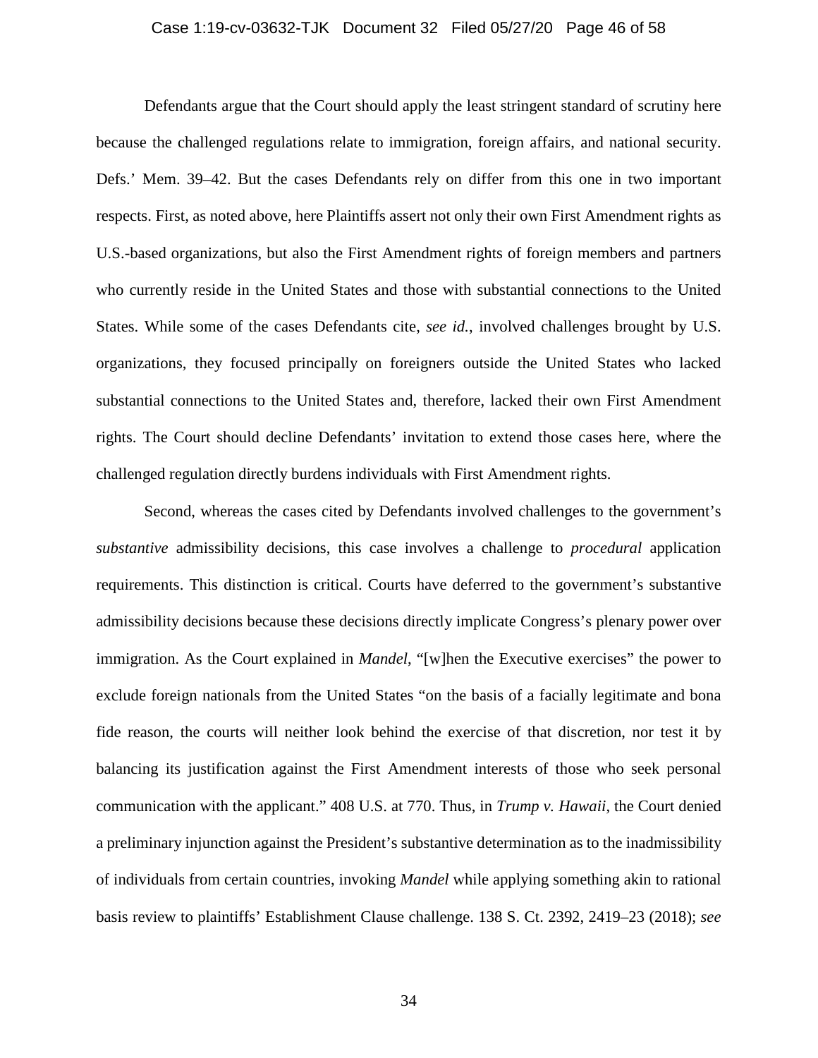Defendants argue that the Court should apply the least stringent standard of scrutiny here because the challenged regulations relate to immigration, foreign affairs, and national security. Defs.' Mem. 39–42. But the cases Defendants rely on differ from this one in two important respects. First, as noted above, here Plaintiffs assert not only their own First Amendment rights as U.S.-based organizations, but also the First Amendment rights of foreign members and partners who currently reside in the United States and those with substantial connections to the United States. While some of the cases Defendants cite, *see id.*, involved challenges brought by U.S. organizations, they focused principally on foreigners outside the United States who lacked substantial connections to the United States and, therefore, lacked their own First Amendment rights. The Court should decline Defendants' invitation to extend those cases here, where the challenged regulation directly burdens individuals with First Amendment rights.

Second, whereas the cases cited by Defendants involved challenges to the government's *substantive* admissibility decisions, this case involves a challenge to *procedural* application requirements. This distinction is critical. Courts have deferred to the government's substantive admissibility decisions because these decisions directly implicate Congress's plenary power over immigration. As the Court explained in *Mandel*, "[w]hen the Executive exercises" the power to exclude foreign nationals from the United States "on the basis of a facially legitimate and bona fide reason, the courts will neither look behind the exercise of that discretion, nor test it by balancing its justification against the First Amendment interests of those who seek personal communication with the applicant." 408 U.S. at 770. Thus, in *Trump v. Hawaii*, the Court denied a preliminary injunction against the President's substantive determination as to the inadmissibility of individuals from certain countries, invoking *Mandel* while applying something akin to rational basis review to plaintiffs' Establishment Clause challenge. 138 S. Ct. 2392, 2419–23 (2018); *see*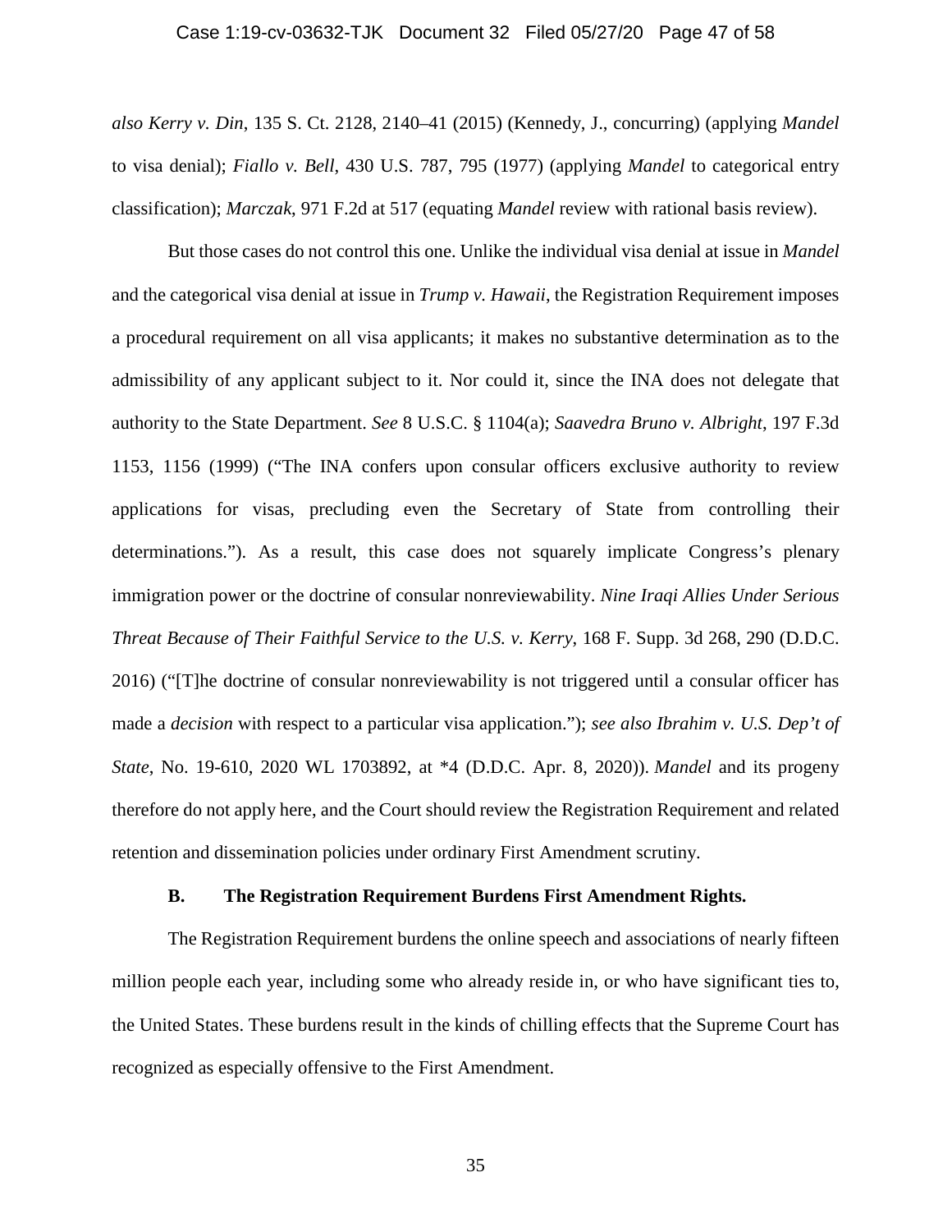*also Kerry v. Din*, 135 S. Ct. 2128, 2140–41 (2015) (Kennedy, J., concurring) (applying *Mandel* to visa denial); *Fiallo v. Bell*, 430 U.S. 787, 795 (1977) (applying *Mandel* to categorical entry classification); *Marczak*, 971 F.2d at 517 (equating *Mandel* review with rational basis review).

But those cases do not control this one. Unlike the individual visa denial at issue in *Mandel* and the categorical visa denial at issue in *Trump v. Hawaii*, the Registration Requirement imposes a procedural requirement on all visa applicants; it makes no substantive determination as to the admissibility of any applicant subject to it. Nor could it, since the INA does not delegate that authority to the State Department. *See* 8 U.S.C. § 1104(a); *Saavedra Bruno v. Albright*, 197 F.3d 1153, 1156 (1999) ("The INA confers upon consular officers exclusive authority to review applications for visas, precluding even the Secretary of State from controlling their determinations."). As a result, this case does not squarely implicate Congress's plenary immigration power or the doctrine of consular nonreviewability. *Nine Iraqi Allies Under Serious Threat Because of Their Faithful Service to the U.S. v. Kerry*, 168 F. Supp. 3d 268, 290 (D.D.C. 2016) ("[T]he doctrine of consular nonreviewability is not triggered until a consular officer has made a *decision* with respect to a particular visa application."); *see also Ibrahim v. U.S. Dep't of State*, No. 19-610, 2020 WL 1703892, at *4 (D.D.C. Apr. 8, 2020)). *Mandel* and its progeny therefore do not apply here, and the Court should review the Registration Requirement and related retention and dissemination policies under ordinary First Amendment scrutiny.

### B. The Registration Requirement Burdens First Amendment Rights.

The Registration Requirement burdens the online speech and associations of nearly fifteen million people each year, including some who already reside in, or who have significant ties to, the United States. These burdens result in the kinds of chilling effects that the Supreme Court has recognized as especially offensive to the First Amendment.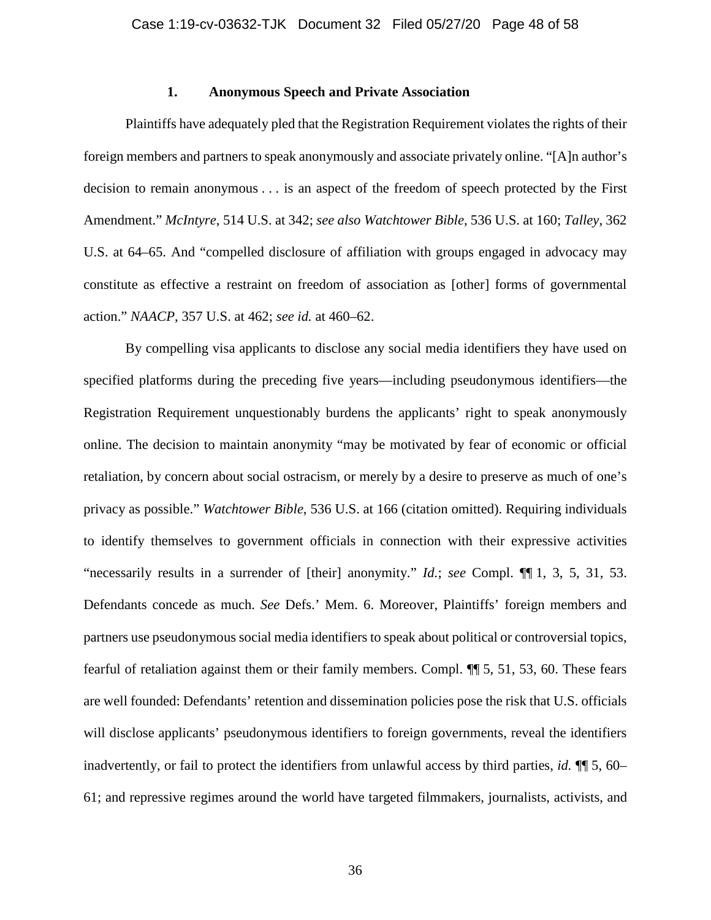### 1. Anonymous Speech and Private Association

Plaintiffs have adequately pled that the Registration Requirement violates the rights of their foreign members and partners to speak anonymously and associate privately online. "[A]n author's decision to remain anonymous . . . is an aspect of the freedom of speech protected by the First Amendment." *McIntyre*, 514 U.S. at 342; *see also Watchtower Bible*, 536 U.S. at 160; *Talley*, 362 U.S. at 64–65. And "compelled disclosure of affiliation with groups engaged in advocacy may constitute as effective a restraint on freedom of association as [other] forms of governmental action." *NAACP*, 357 U.S. at 462; *see id.* at 460–62.

By compelling visa applicants to disclose any social media identifiers they have used on specified platforms during the preceding five years—including pseudonymous identifiers—the Registration Requirement unquestionably burdens the applicants' right to speak anonymously online. The decision to maintain anonymity "may be motivated by fear of economic or official retaliation, by concern about social ostracism, or merely by a desire to preserve as much of one's privacy as possible." *Watchtower Bible*, 536 U.S. at 166 (citation omitted). Requiring individuals to identify themselves to government officials in connection with their expressive activities "necessarily results in a surrender of [their] anonymity." *Id.*; *see* Compl. ¶¶ 1, 3, 5, 31, 53. Defendants concede as much. *See* Defs.' Mem. 6. Moreover, Plaintiffs' foreign members and partners use pseudonymous social media identifiers to speak about political or controversial topics, fearful of retaliation against them or their family members. Compl. ¶¶ 5, 51, 53, 60. These fears are well founded: Defendants' retention and dissemination policies pose the risk that U.S. officials will disclose applicants' pseudonymous identifiers to foreign governments, reveal the identifiers inadvertently, or fail to protect the identifiers from unlawful access by third parties, *id.* ¶¶ 5, 60–61; and repressive regimes around the world have targeted filmmakers, journalists, activists, and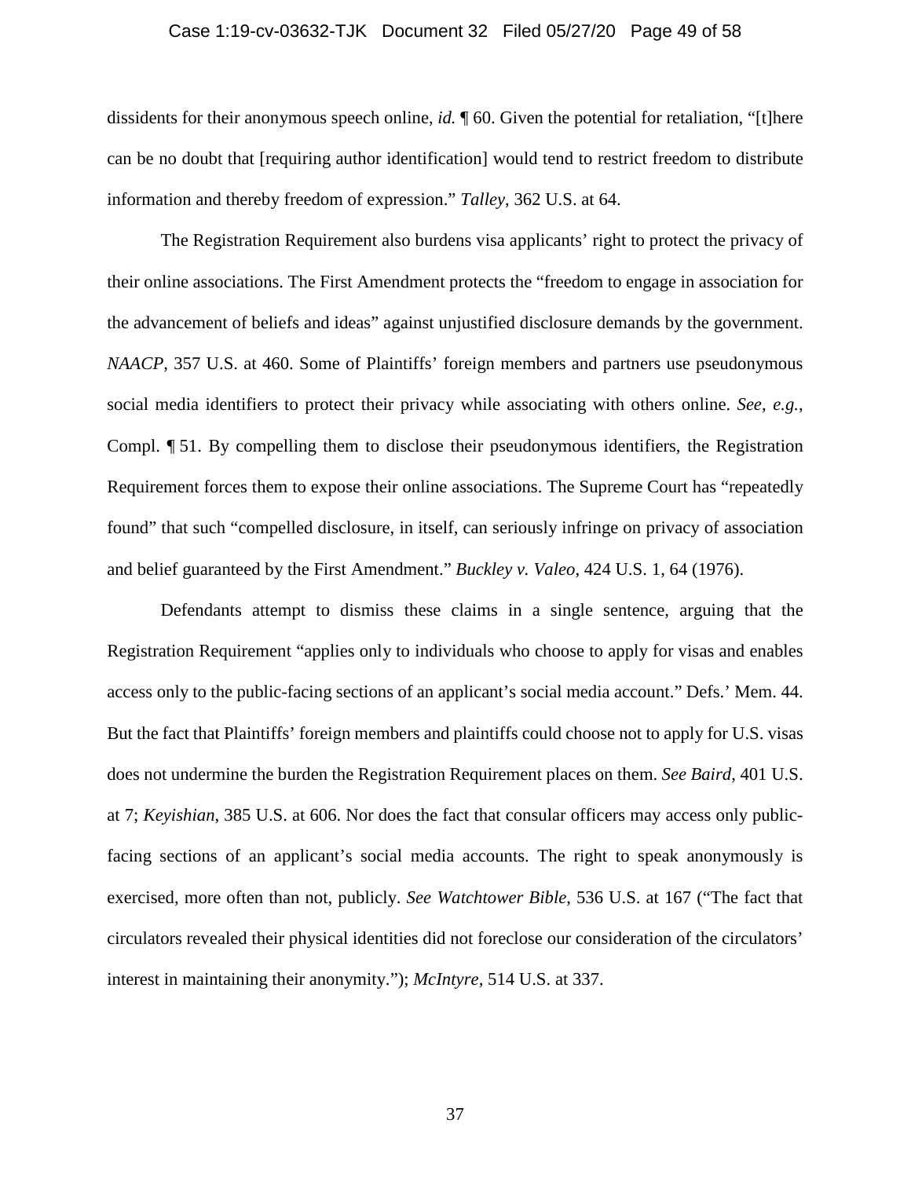dissidents for their anonymous speech online, *id.* ¶ 60. Given the potential for retaliation, "[t]here can be no doubt that [requiring author identification] would tend to restrict freedom to distribute information and thereby freedom of expression." *Talley*, 362 U.S. at 64.

The Registration Requirement also burdens visa applicants' right to protect the privacy of their online associations. The First Amendment protects the "freedom to engage in association for the advancement of beliefs and ideas" against unjustified disclosure demands by the government. *NAACP*, 357 U.S. at 460. Some of Plaintiffs' foreign members and partners use pseudonymous social media identifiers to protect their privacy while associating with others online. *See, e.g.*, Compl. ¶ 51. By compelling them to disclose their pseudonymous identifiers, the Registration Requirement forces them to expose their online associations. The Supreme Court has "repeatedly found" that such "compelled disclosure, in itself, can seriously infringe on privacy of association and belief guaranteed by the First Amendment." *Buckley v. Valeo*, 424 U.S. 1, 64 (1976).

Defendants attempt to dismiss these claims in a single sentence, arguing that the Registration Requirement "applies only to individuals who choose to apply for visas and enables access only to the public-facing sections of an applicant's social media account." Defs.' Mem. 44. But the fact that Plaintiffs' foreign members and plaintiffs could choose not to apply for U.S. visas does not undermine the burden the Registration Requirement places on them. *See Baird*, 401 U.S. at 7; *Keyishian*, 385 U.S. at 606. Nor does the fact that consular officers may access only public-facing sections of an applicant's social media accounts. The right to speak anonymously is exercised, more often than not, publicly. *See Watchtower Bible*, 536 U.S. at 167 ("The fact that circulators revealed their physical identities did not foreclose our consideration of the circulators' interest in maintaining their anonymity."); *McIntyre*, 514 U.S. at 337.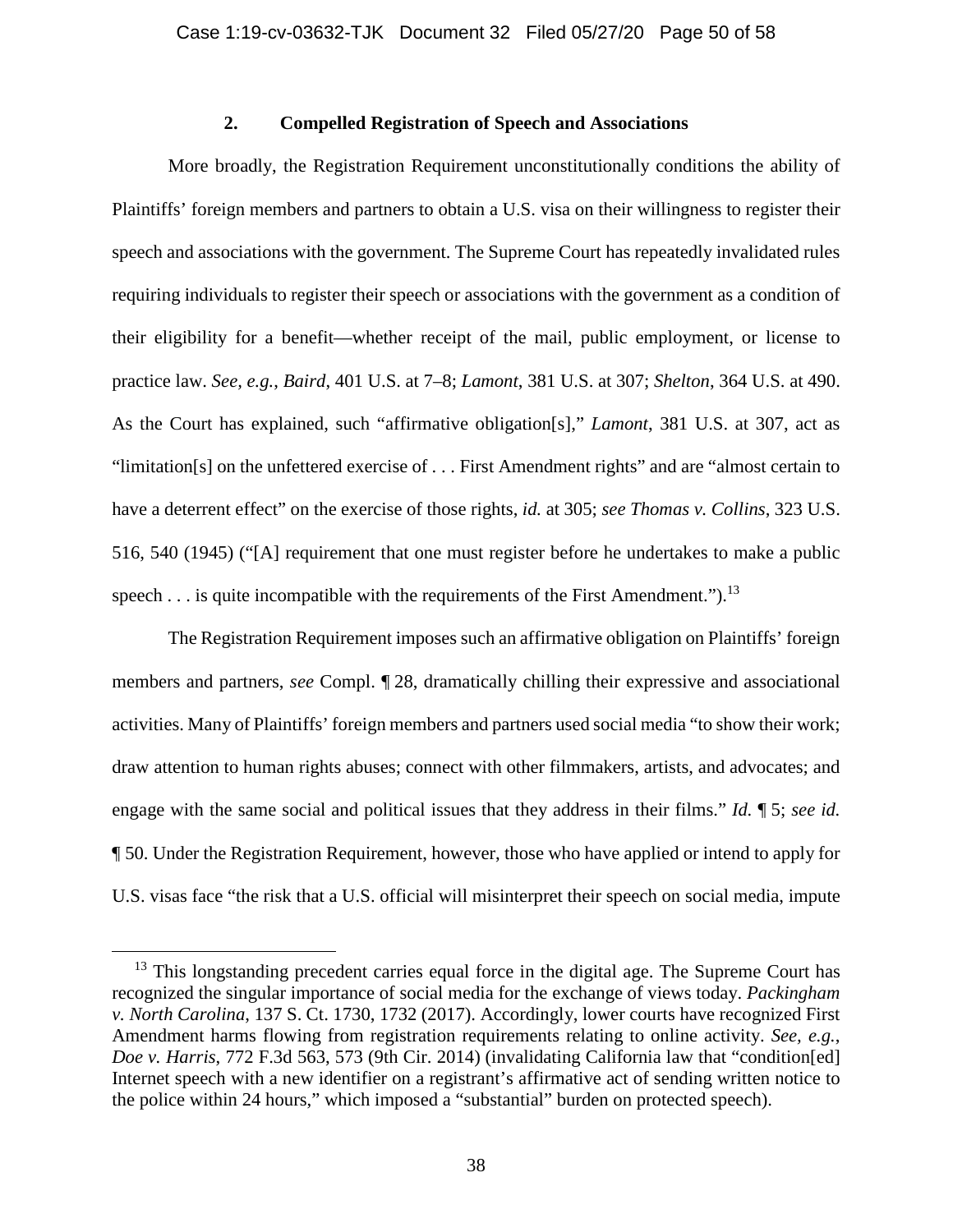### 2. Compelled Registration of Speech and Associations

More broadly, the Registration Requirement unconstitutionally conditions the ability of Plaintiffs' foreign members and partners to obtain a U.S. visa on their willingness to register their speech and associations with the government. The Supreme Court has repeatedly invalidated rules requiring individuals to register their speech or associations with the government as a condition of their eligibility for a benefit—whether receipt of the mail, public employment, or license to practice law. *See, e.g.*, *Baird*, 401 U.S. at 7–8; *Lamont*, 381 U.S. at 307; *Shelton*, 364 U.S. at 490. As the Court has explained, such "affirmative obligation[s]," *Lamont*, 381 U.S. at 307, act as "limitation[s] on the unfettered exercise of . . . First Amendment rights" and are "almost certain to have a deterrent effect" on the exercise of those rights, *id.* at 305; *see Thomas v. Collins*, 323 U.S. 516, 540 (1945) ("[A] requirement that one must register before he undertakes to make a public speech . . . is quite incompatible with the requirements of the First Amendment.").[13]

The Registration Requirement imposes such an affirmative obligation on Plaintiffs' foreign members and partners, *see* Compl. ¶ 28, dramatically chilling their expressive and associational activities. Many of Plaintiffs' foreign members and partners used social media "to show their work; draw attention to human rights abuses; connect with other filmmakers, artists, and advocates; and engage with the same social and political issues that they address in their films." *Id.* ¶ 5; *see id.* ¶ 50. Under the Registration Requirement, however, those who have applied or intend to apply for U.S. visas face "the risk that a U.S. official will misinterpret their speech on social media, impute

---

[13] This longstanding precedent carries equal force in the digital age. The Supreme Court has recognized the singular importance of social media for the exchange of views today. *Packingham v. North Carolina*, 137 S. Ct. 1730, 1732 (2017). Accordingly, lower courts have recognized First Amendment harms flowing from registration requirements relating to online activity. *See, e.g.*, *Doe v. Harris*, 772 F.3d 563, 573 (9th Cir. 2014) (invalidating California law that "condition[ed] Internet speech with a new identifier on a registrant's affirmative act of sending written notice to the police within 24 hours," which imposed a "substantial" burden on protected speech).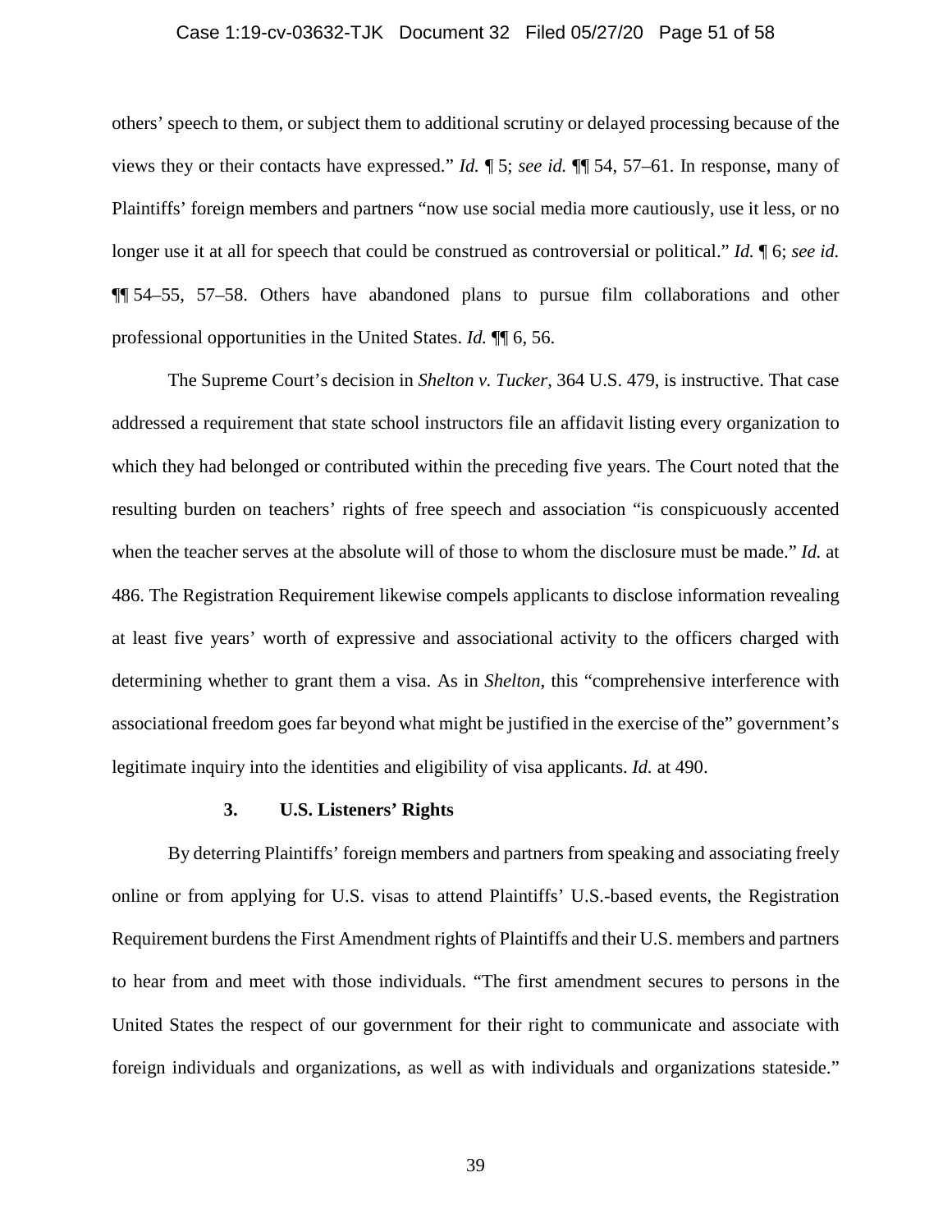others' speech to them, or subject them to additional scrutiny or delayed processing because of the views they or their contacts have expressed." *Id.* ¶ 5; *see id.* ¶¶ 54, 57–61. In response, many of Plaintiffs' foreign members and partners "now use social media more cautiously, use it less, or no longer use it at all for speech that could be construed as controversial or political." *Id.* ¶ 6; *see id.* ¶¶ 54–55, 57–58. Others have abandoned plans to pursue film collaborations and other professional opportunities in the United States. *Id.* ¶¶ 6, 56.

The Supreme Court's decision in *Shelton v. Tucker*, 364 U.S. 479, is instructive. That case addressed a requirement that state school instructors file an affidavit listing every organization to which they had belonged or contributed within the preceding five years. The Court noted that the resulting burden on teachers' rights of free speech and association "is conspicuously accented when the teacher serves at the absolute will of those to whom the disclosure must be made." *Id.* at 486. The Registration Requirement likewise compels applicants to disclose information revealing at least five years' worth of expressive and associational activity to the officers charged with determining whether to grant them a visa. As in *Shelton*, this "comprehensive interference with associational freedom goes far beyond what might be justified in the exercise of the" government's legitimate inquiry into the identities and eligibility of visa applicants. *Id.* at 490.

### 3. U.S. Listeners' Rights

By deterring Plaintiffs' foreign members and partners from speaking and associating freely online or from applying for U.S. visas to attend Plaintiffs' U.S.-based events, the Registration Requirement burdens the First Amendment rights of Plaintiffs and their U.S. members and partners to hear from and meet with those individuals. "The first amendment secures to persons in the United States the respect of our government for their right to communicate and associate with foreign individuals and organizations, as well as with individuals and organizations stateside."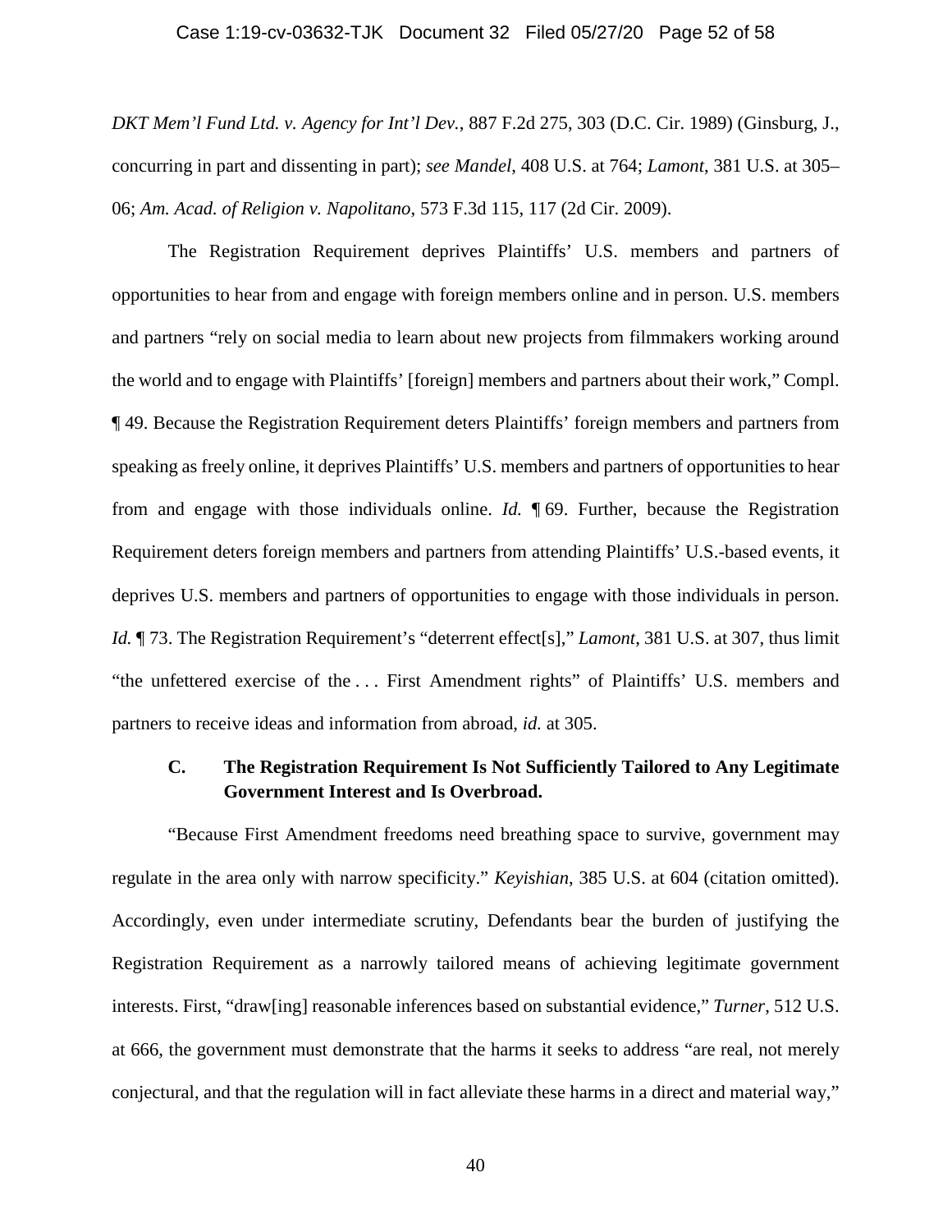*DKT Mem'l Fund Ltd. v. Agency for Int'l Dev.*, 887 F.2d 275, 303 (D.C. Cir. 1989) (Ginsburg, J., concurring in part and dissenting in part); *see Mandel*, 408 U.S. at 764; *Lamont*, 381 U.S. at 305–06; *Am. Acad. of Religion v. Napolitano*, 573 F.3d 115, 117 (2d Cir. 2009).

The Registration Requirement deprives Plaintiffs' U.S. members and partners of opportunities to hear from and engage with foreign members online and in person. U.S. members and partners "rely on social media to learn about new projects from filmmakers working around the world and to engage with Plaintiffs' [foreign] members and partners about their work," Compl. ¶ 49. Because the Registration Requirement deters Plaintiffs' foreign members and partners from speaking as freely online, it deprives Plaintiffs' U.S. members and partners of opportunities to hear from and engage with those individuals online. *Id.* ¶ 69. Further, because the Registration Requirement deters foreign members and partners from attending Plaintiffs' U.S.-based events, it deprives U.S. members and partners of opportunities to engage with those individuals in person. *Id.* ¶ 73. The Registration Requirement's "deterrent effect[s]," *Lamont*, 381 U.S. at 307, thus limit "the unfettered exercise of the . . . First Amendment rights" of Plaintiffs' U.S. members and partners to receive ideas and information from abroad, *id.* at 305.

### C. The Registration Requirement Is Not Sufficiently Tailored to Any Legitimate Government Interest and Is Overbroad.

"Because First Amendment freedoms need breathing space to survive, government may regulate in the area only with narrow specificity." *Keyishian*, 385 U.S. at 604 (citation omitted). Accordingly, even under intermediate scrutiny, Defendants bear the burden of justifying the Registration Requirement as a narrowly tailored means of achieving legitimate government interests. First, "draw[ing] reasonable inferences based on substantial evidence," *Turner*, 512 U.S. at 666, the government must demonstrate that the harms it seeks to address "are real, not merely conjectural, and that the regulation will in fact alleviate these harms in a direct and material way,"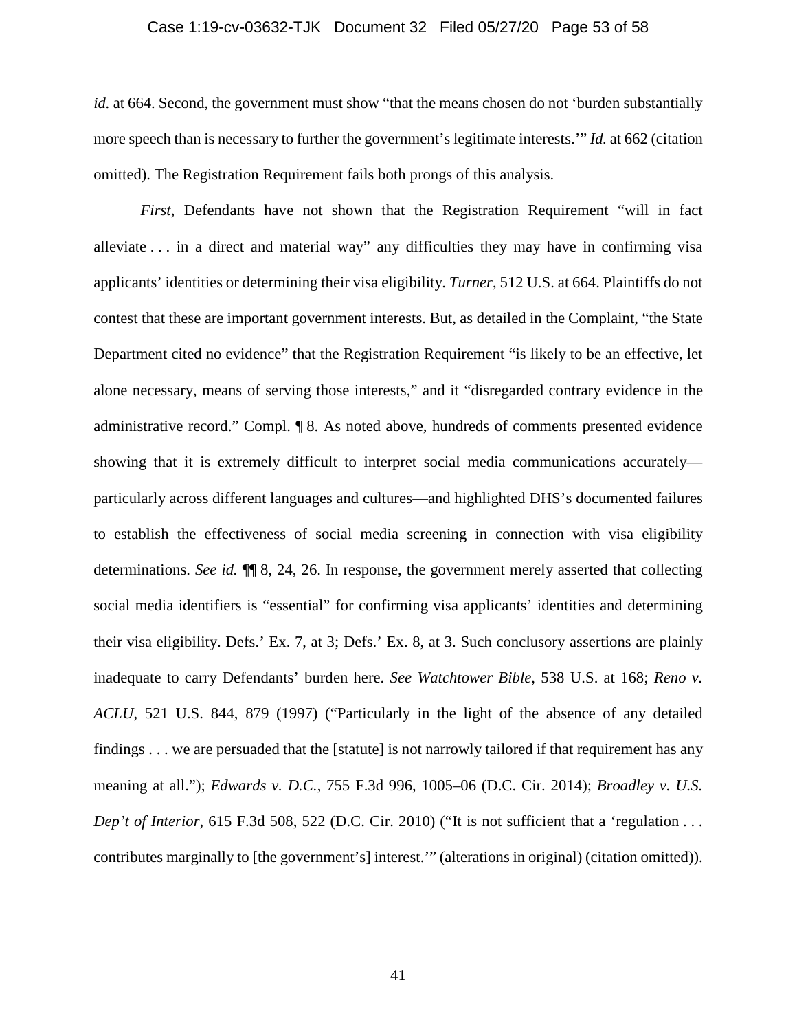*id.* at 664. Second, the government must show "that the means chosen do not 'burden substantially more speech than is necessary to further the government's legitimate interests.'" *Id.* at 662 (citation omitted). The Registration Requirement fails both prongs of this analysis.

*First*, Defendants have not shown that the Registration Requirement "will in fact alleviate . . . in a direct and material way" any difficulties they may have in confirming visa applicants' identities or determining their visa eligibility. *Turner*, 512 U.S. at 664. Plaintiffs do not contest that these are important government interests. But, as detailed in the Complaint, "the State Department cited no evidence" that the Registration Requirement "is likely to be an effective, let alone necessary, means of serving those interests," and it "disregarded contrary evidence in the administrative record." Compl. ¶ 8. As noted above, hundreds of comments presented evidence showing that it is extremely difficult to interpret social media communications accurately—particularly across different languages and cultures—and highlighted DHS's documented failures to establish the effectiveness of social media screening in connection with visa eligibility determinations. *See id.* ¶¶ 8, 24, 26. In response, the government merely asserted that collecting social media identifiers is "essential" for confirming visa applicants' identities and determining their visa eligibility. Defs.' Ex. 7, at 3; Defs.' Ex. 8, at 3. Such conclusory assertions are plainly inadequate to carry Defendants' burden here. *See Watchtower Bible*, 538 U.S. at 168; *Reno v. ACLU*, 521 U.S. 844, 879 (1997) ("Particularly in the light of the absence of any detailed findings . . . we are persuaded that the [statute] is not narrowly tailored if that requirement has any meaning at all."); *Edwards v. D.C.*, 755 F.3d 996, 1005–06 (D.C. Cir. 2014); *Broadley v. U.S. Dep't of Interior*, 615 F.3d 508, 522 (D.C. Cir. 2010) ("It is not sufficient that a 'regulation . . . contributes marginally to [the government's] interest.'" (alterations in original) (citation omitted)).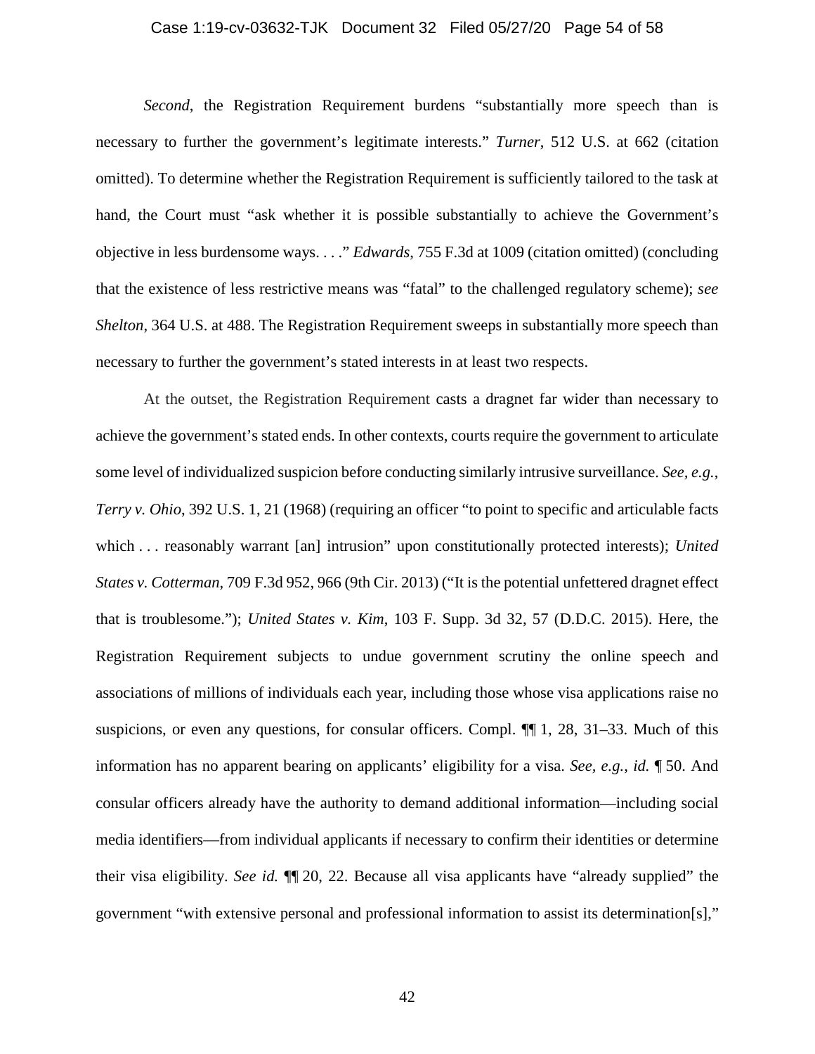*Second*, the Registration Requirement burdens "substantially more speech than is necessary to further the government's legitimate interests." *Turner*, 512 U.S. at 662 (citation omitted). To determine whether the Registration Requirement is sufficiently tailored to the task at hand, the Court must "ask whether it is possible substantially to achieve the Government's objective in less burdensome ways. . . ." *Edwards*, 755 F.3d at 1009 (citation omitted) (concluding that the existence of less restrictive means was "fatal" to the challenged regulatory scheme); *see Shelton*, 364 U.S. at 488. The Registration Requirement sweeps in substantially more speech than necessary to further the government's stated interests in at least two respects.

At the outset, the Registration Requirement casts a dragnet far wider than necessary to achieve the government's stated ends. In other contexts, courts require the government to articulate some level of individualized suspicion before conducting similarly intrusive surveillance. *See, e.g.*, *Terry v. Ohio*, 392 U.S. 1, 21 (1968) (requiring an officer "to point to specific and articulable facts which . . . reasonably warrant [an] intrusion" upon constitutionally protected interests); *United States v. Cotterman*, 709 F.3d 952, 966 (9th Cir. 2013) ("It is the potential unfettered dragnet effect that is troublesome."); *United States v. Kim*, 103 F. Supp. 3d 32, 57 (D.D.C. 2015). Here, the Registration Requirement subjects to undue government scrutiny the online speech and associations of millions of individuals each year, including those whose visa applications raise no suspicions, or even any questions, for consular officers. Compl. ¶¶ 1, 28, 31–33. Much of this information has no apparent bearing on applicants' eligibility for a visa. *See, e.g.*, *id.* ¶ 50. And consular officers already have the authority to demand additional information—including social media identifiers—from individual applicants if necessary to confirm their identities or determine their visa eligibility. *See id.* ¶¶ 20, 22. Because all visa applicants have "already supplied" the government "with extensive personal and professional information to assist its determination[s],"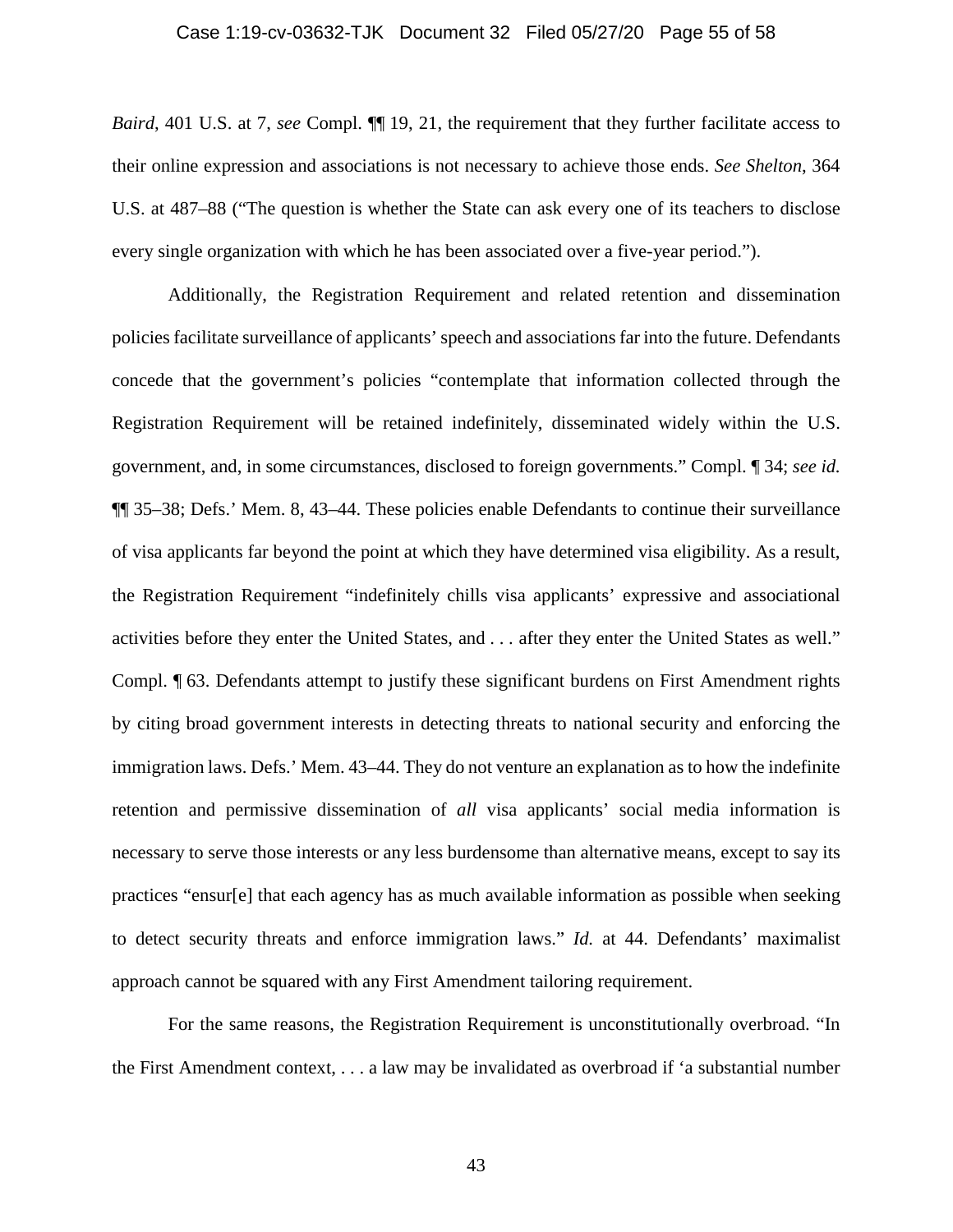*Baird*, 401 U.S. at 7, *see* Compl. ¶¶ 19, 21, the requirement that they further facilitate access to their online expression and associations is not necessary to achieve those ends. *See Shelton*, 364 U.S. at 487–88 ("The question is whether the State can ask every one of its teachers to disclose every single organization with which he has been associated over a five-year period.").

Additionally, the Registration Requirement and related retention and dissemination policies facilitate surveillance of applicants' speech and associations far into the future. Defendants concede that the government's policies "contemplate that information collected through the Registration Requirement will be retained indefinitely, disseminated widely within the U.S. government, and, in some circumstances, disclosed to foreign governments." Compl. ¶ 34; *see id.* ¶¶ 35–38; Defs.' Mem. 8, 43–44. These policies enable Defendants to continue their surveillance of visa applicants far beyond the point at which they have determined visa eligibility. As a result, the Registration Requirement "indefinitely chills visa applicants' expressive and associational activities before they enter the United States, and . . . after they enter the United States as well." Compl. ¶ 63. Defendants attempt to justify these significant burdens on First Amendment rights by citing broad government interests in detecting threats to national security and enforcing the immigration laws. Defs.' Mem. 43–44. They do not venture an explanation as to how the indefinite retention and permissive dissemination of *all* visa applicants' social media information is necessary to serve those interests or any less burdensome than alternative means, except to say its practices "ensur[e] that each agency has as much available information as possible when seeking to detect security threats and enforce immigration laws." *Id.* at 44. Defendants' maximalist approach cannot be squared with any First Amendment tailoring requirement.

For the same reasons, the Registration Requirement is unconstitutionally overbroad. "In the First Amendment context, . . . a law may be invalidated as overbroad if 'a substantial number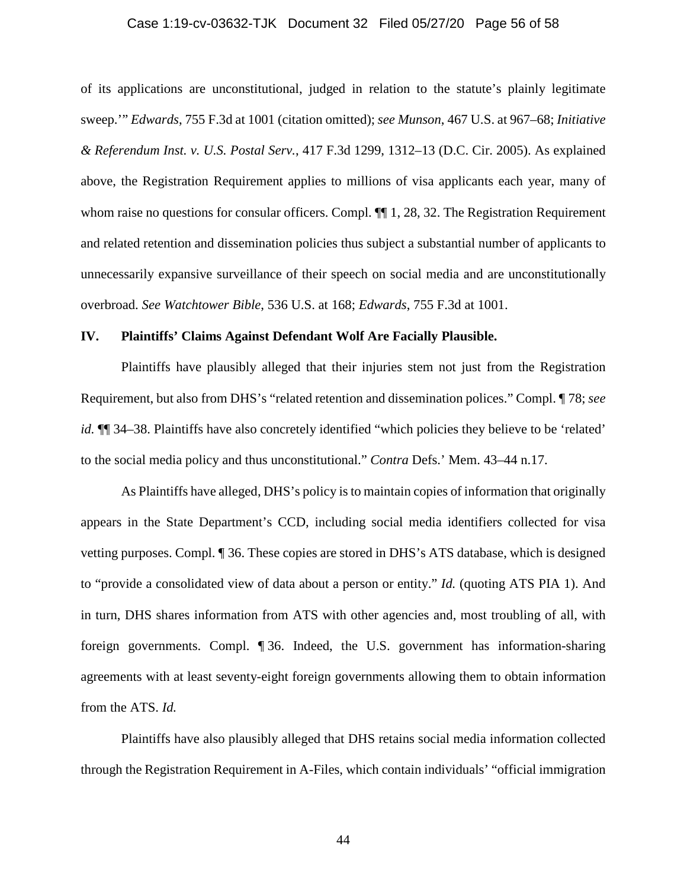of its applications are unconstitutional, judged in relation to the statute's plainly legitimate sweep.'" *Edwards*, 755 F.3d at 1001 (citation omitted); *see Munson*, 467 U.S. at 967–68; *Initiative & Referendum Inst. v. U.S. Postal Serv.*, 417 F.3d 1299, 1312–13 (D.C. Cir. 2005). As explained above, the Registration Requirement applies to millions of visa applicants each year, many of whom raise no questions for consular officers. Compl. ¶¶ 1, 28, 32. The Registration Requirement and related retention and dissemination policies thus subject a substantial number of applicants to unnecessarily expansive surveillance of their speech on social media and are unconstitutionally overbroad. *See Watchtower Bible*, 536 U.S. at 168; *Edwards*, 755 F.3d at 1001.

## IV. Plaintiffs' Claims Against Defendant Wolf Are Facially Plausible.

Plaintiffs have plausibly alleged that their injuries stem not just from the Registration Requirement, but also from DHS's "related retention and dissemination polices." Compl. ¶ 78; *see id.* ¶¶ 34–38. Plaintiffs have also concretely identified "which policies they believe to be 'related' to the social media policy and thus unconstitutional." *Contra* Defs.' Mem. 43–44 n.17.

As Plaintiffs have alleged, DHS's policy is to maintain copies of information that originally appears in the State Department's CCD, including social media identifiers collected for visa vetting purposes. Compl. ¶ 36. These copies are stored in DHS's ATS database, which is designed to "provide a consolidated view of data about a person or entity." *Id.* (quoting ATS PIA 1). And in turn, DHS shares information from ATS with other agencies and, most troubling of all, with foreign governments. Compl. ¶ 36. Indeed, the U.S. government has information-sharing agreements with at least seventy-eight foreign governments allowing them to obtain information from the ATS. *Id.*

Plaintiffs have also plausibly alleged that DHS retains social media information collected through the Registration Requirement in A-Files, which contain individuals' "official immigration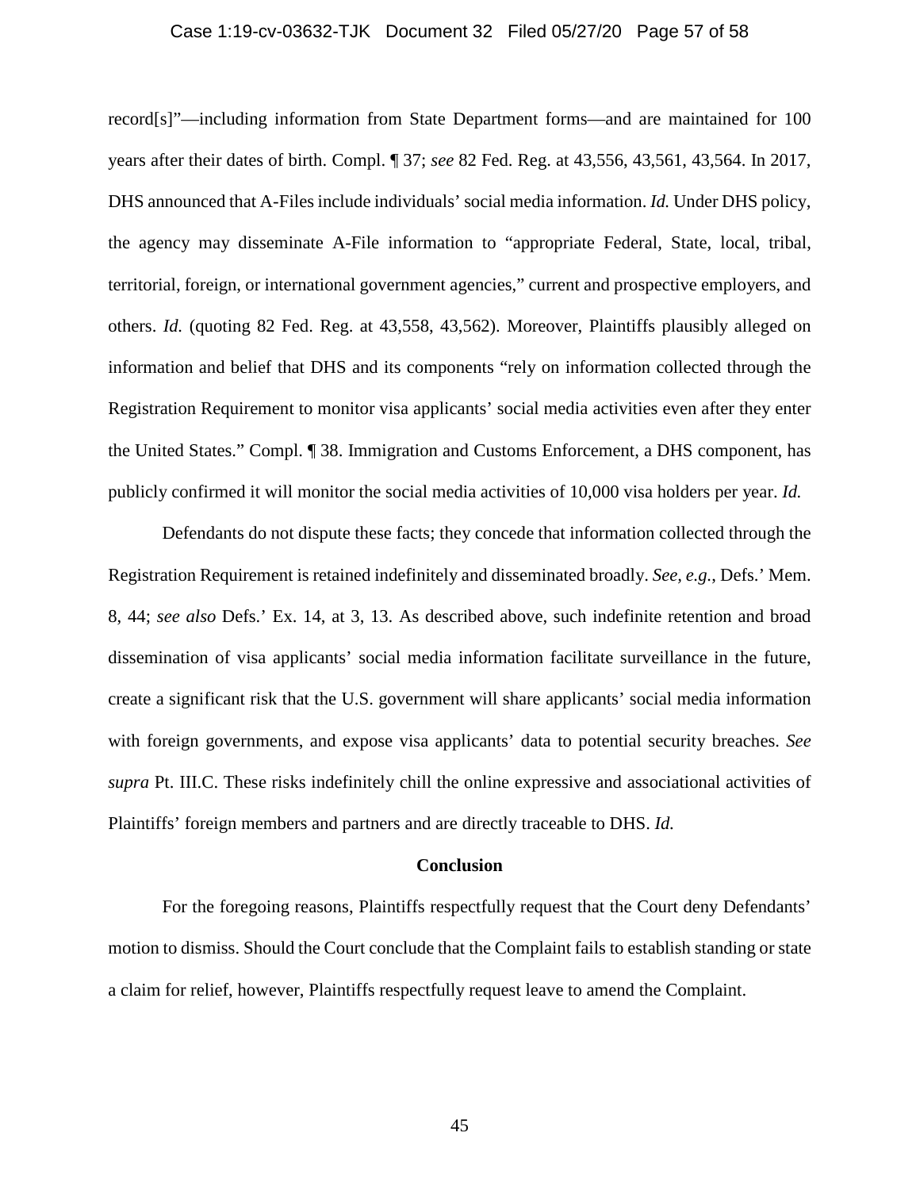record[s]"—including information from State Department forms—and are maintained for 100 years after their dates of birth. Compl. ¶ 37; *see* 82 Fed. Reg. at 43,556, 43,561, 43,564. In 2017, DHS announced that A-Files include individuals' social media information. *Id.* Under DHS policy, the agency may disseminate A-File information to "appropriate Federal, State, local, tribal, territorial, foreign, or international government agencies," current and prospective employers, and others. *Id.* (quoting 82 Fed. Reg. at 43,558, 43,562). Moreover, Plaintiffs plausibly alleged on information and belief that DHS and its components "rely on information collected through the Registration Requirement to monitor visa applicants' social media activities even after they enter the United States." Compl. ¶ 38. Immigration and Customs Enforcement, a DHS component, has publicly confirmed it will monitor the social media activities of 10,000 visa holders per year. *Id.*

Defendants do not dispute these facts; they concede that information collected through the Registration Requirement is retained indefinitely and disseminated broadly. *See, e.g.*, Defs.' Mem. 8, 44; *see also* Defs.' Ex. 14, at 3, 13. As described above, such indefinite retention and broad dissemination of visa applicants' social media information facilitate surveillance in the future, create a significant risk that the U.S. government will share applicants' social media information with foreign governments, and expose visa applicants' data to potential security breaches. *See supra* Pt. III.C. These risks indefinitely chill the online expressive and associational activities of Plaintiffs' foreign members and partners and are directly traceable to DHS. *Id.*

## Conclusion

For the foregoing reasons, Plaintiffs respectfully request that the Court deny Defendants' motion to dismiss. Should the Court conclude that the Complaint fails to establish standing or state a claim for relief, however, Plaintiffs respectfully request leave to amend the Complaint.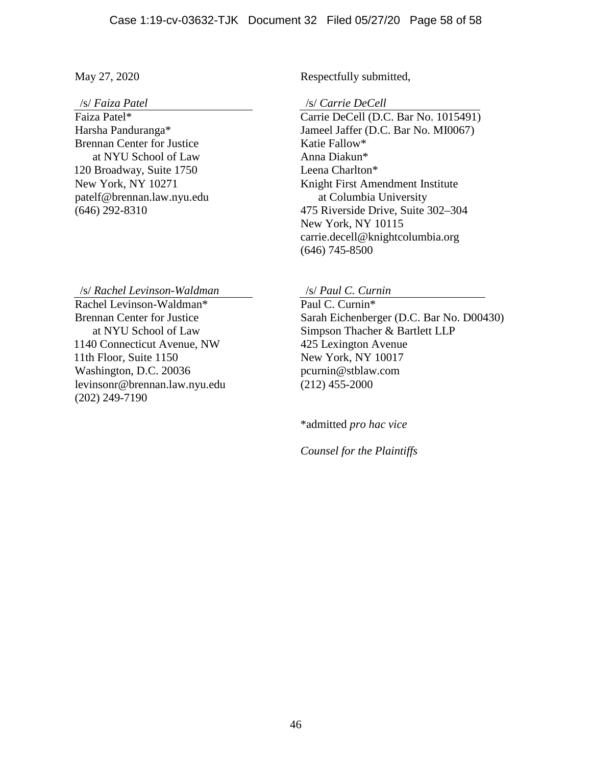May 27, 2020

Respectfully submitted,

/s/ *Faiza Patel*
Faiza Patel*
Harsha Panduranga*
Brennan Center for Justice
at NYU School of Law
120 Broadway, Suite 1750
New York, NY 10271
patelf@brennan.law.nyu.edu
(646) 292-8310

/s/ *Carrie DeCell*
Carrie DeCell (D.C. Bar No. 1015491)
Jameel Jaffer (D.C. Bar No. MI0067)
Katie Fallow*
Anna Diakun*
Leena Charlton*
Knight First Amendment Institute
at Columbia University
475 Riverside Drive, Suite 302–304
New York, NY 10115
carrie.decell@knightcolumbia.org
(646) 745-8500

/s/ *Rachel Levinson-Waldman*
Rachel Levinson-Waldman*
Brennan Center for Justice
at NYU School of Law
1140 Connecticut Avenue, NW
11th Floor, Suite 1150
Washington, D.C. 20036
levinsonr@brennan.law.nyu.edu
(202) 249-7190

/s/ *Paul C. Curnin*
Paul C. Curnin*
Sarah Eichenberger (D.C. Bar No. D00430)
Simpson Thacher & Bartlett LLP
425 Lexington Avenue
New York, NY 10017
pcurnin@stblaw.com
(212) 455-2000

*admitted *pro hac vice*

*Counsel for the Plaintiffs*